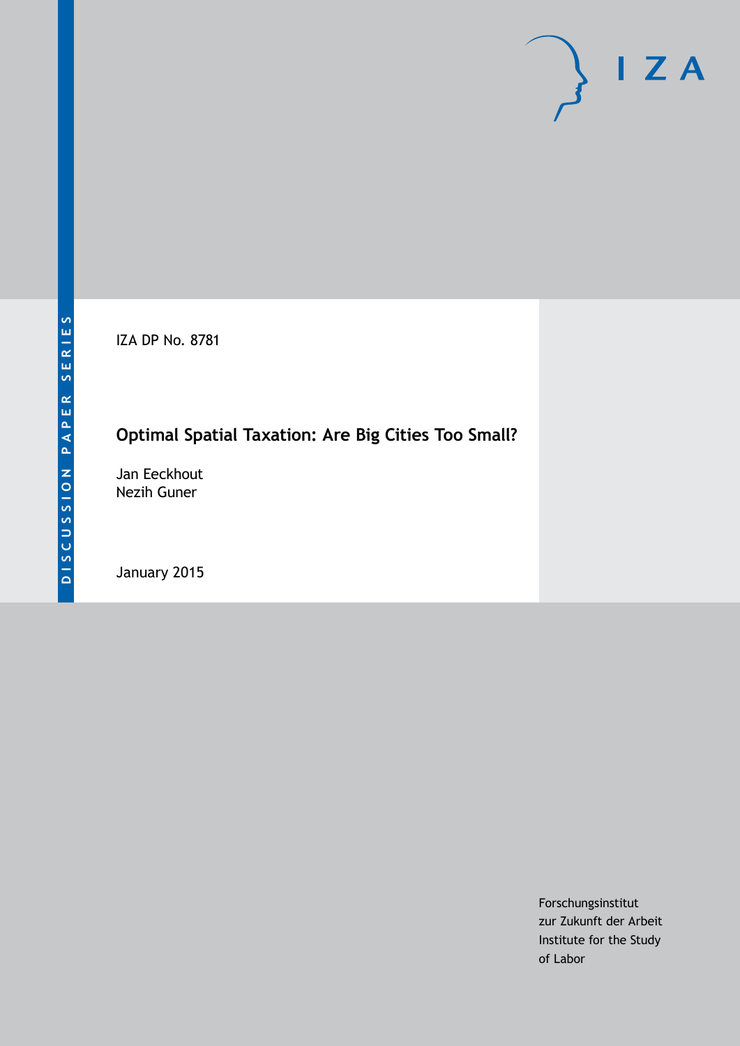DISCUSSION PAPER SERIES

IZA DP No. 8781

# Optimal Spatial Taxation: Are Big Cities Too Small?

Jan Eeckhout
Nezih Guner

January 2015

Forschungsinstitut
zur Zukunft der Arbeit
Institute for the Study
of Labor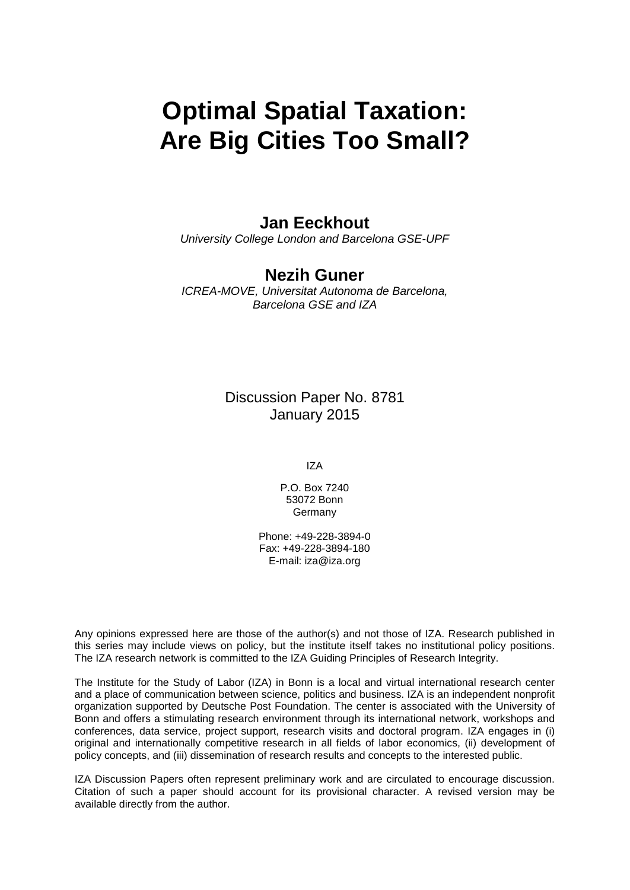# Optimal Spatial Taxation: Are Big Cities Too Small?

**Jan Eeckhout**

*University College London and Barcelona GSE-UPF*

**Nezih Guner**

*ICREA-MOVE, Universitat Autonoma de Barcelona, Barcelona GSE and IZA*

Discussion Paper No. 8781
January 2015

IZA

P.O. Box 7240
53072 Bonn
Germany

Phone: +49-228-3894-0
Fax: +49-228-3894-180
E-mail: iza@iza.org

Any opinions expressed here are those of the author(s) and not those of IZA. Research published in this series may include views on policy, but the institute itself takes no institutional policy positions. The IZA research network is committed to the IZA Guiding Principles of Research Integrity.

The Institute for the Study of Labor (IZA) in Bonn is a local and virtual international research center and a place of communication between science, politics and business. IZA is an independent nonprofit organization supported by Deutsche Post Foundation. The center is associated with the University of Bonn and offers a stimulating research environment through its international network, workshops and conferences, data service, project support, research visits and doctoral program. IZA engages in (i) original and internationally competitive research in all fields of labor economics, (ii) development of policy concepts, and (iii) dissemination of research results and concepts to the interested public.

IZA Discussion Papers often represent preliminary work and are circulated to encourage discussion. Citation of such a paper should account for its provisional character. A revised version may be available directly from the author.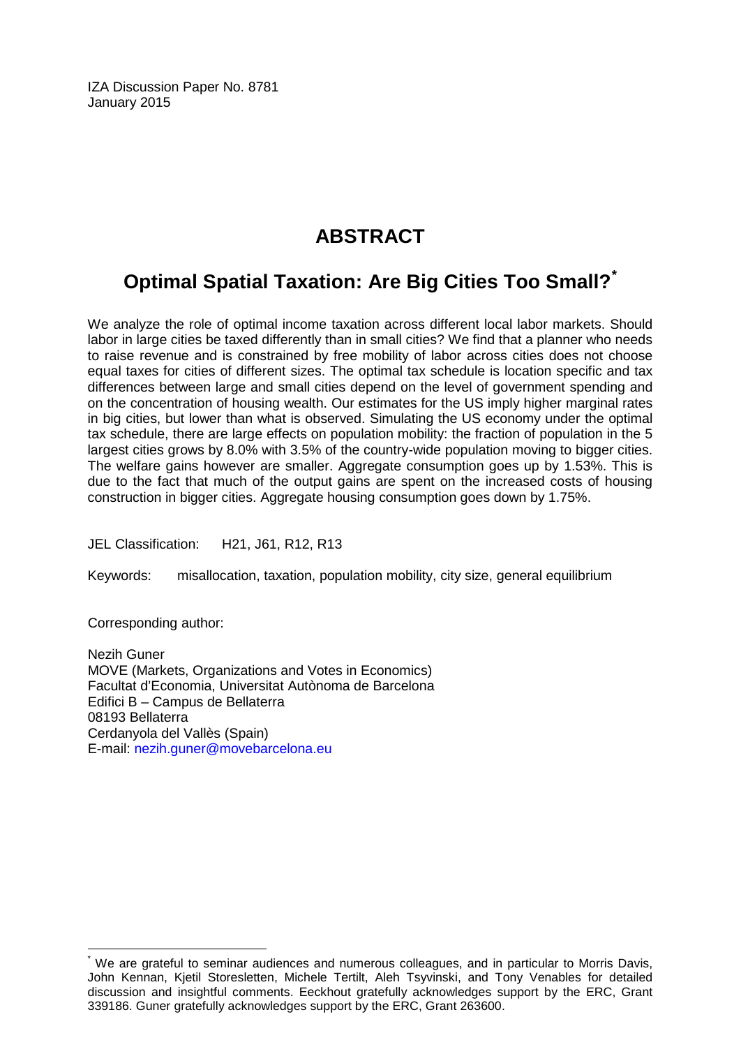IZA Discussion Paper No. 8781
January 2015

# ABSTRACT

## Optimal Spatial Taxation: Are Big Cities Too Small?*

We analyze the role of optimal income taxation across different local labor markets. Should labor in large cities be taxed differently than in small cities? We find that a planner who needs to raise revenue and is constrained by free mobility of labor across cities does not choose equal taxes for cities of different sizes. The optimal tax schedule is location specific and tax differences between large and small cities depend on the level of government spending and on the concentration of housing wealth. Our estimates for the US imply higher marginal rates in big cities, but lower than what is observed. Simulating the US economy under the optimal tax schedule, there are large effects on population mobility: the fraction of population in the 5 largest cities grows by 8.0% with 3.5% of the country-wide population moving to bigger cities. The welfare gains however are smaller. Aggregate consumption goes up by 1.53%. This is due to the fact that much of the output gains are spent on the increased costs of housing construction in bigger cities. Aggregate housing consumption goes down by 1.75%.

JEL Classification: H21, J61, R12, R13

Keywords: misallocation, taxation, population mobility, city size, general equilibrium

Corresponding author:

Nezih Guner
MOVE (Markets, Organizations and Votes in Economics)
Facultat d'Economia, Universitat Autònoma de Barcelona
Edifici B – Campus de Bellaterra
08193 Bellaterra
Cerdanyola del Vallès (Spain)
E-mail: nezih.guner@movebarcelona.eu

---

* We are grateful to seminar audiences and numerous colleagues, and in particular to Morris Davis, John Kennan, Kjetil Storesletten, Michele Tertilt, Aleh Tsyvinski, and Tony Venables for detailed discussion and insightful comments. Eeckhout gratefully acknowledges support by the ERC, Grant 339186. Guner gratefully acknowledges support by the ERC, Grant 263600.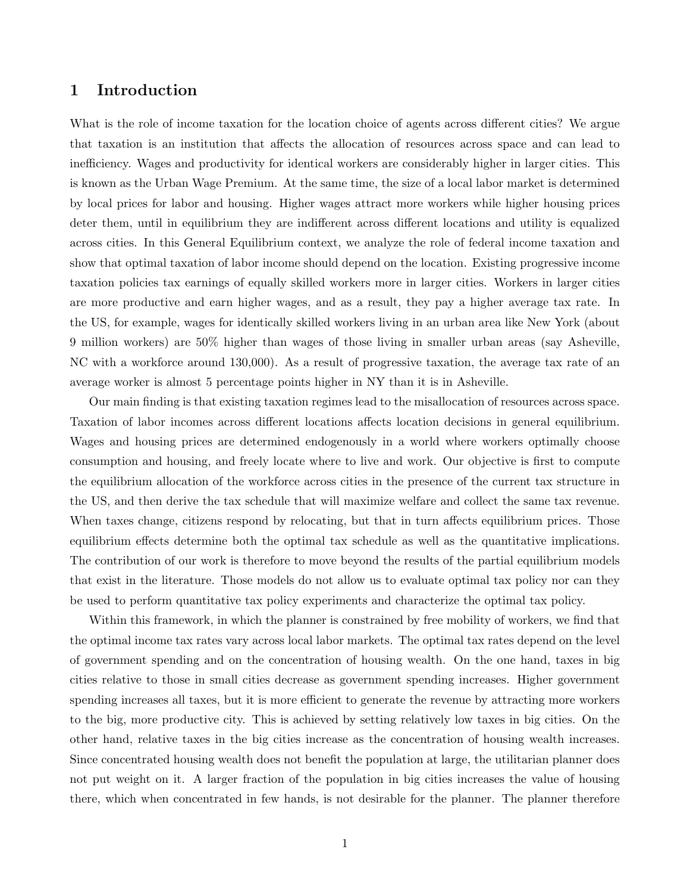# 1 Introduction

What is the role of income taxation for the location choice of agents across different cities? We argue that taxation is an institution that affects the allocation of resources across space and can lead to inefficiency. Wages and productivity for identical workers are considerably higher in larger cities. This is known as the Urban Wage Premium. At the same time, the size of a local labor market is determined by local prices for labor and housing. Higher wages attract more workers while higher housing prices deter them, until in equilibrium they are indifferent across different locations and utility is equalized across cities. In this General Equilibrium context, we analyze the role of federal income taxation and show that optimal taxation of labor income should depend on the location. Existing progressive income taxation policies tax earnings of equally skilled workers more in larger cities. Workers in larger cities are more productive and earn higher wages, and as a result, they pay a higher average tax rate. In the US, for example, wages for identically skilled workers living in an urban area like New York (about 9 million workers) are 50% higher than wages of those living in smaller urban areas (say Asheville, NC with a workforce around 130,000). As a result of progressive taxation, the average tax rate of an average worker is almost 5 percentage points higher in NY than it is in Asheville.

Our main finding is that existing taxation regimes lead to the misallocation of resources across space. Taxation of labor incomes across different locations affects location decisions in general equilibrium. Wages and housing prices are determined endogenously in a world where workers optimally choose consumption and housing, and freely locate where to live and work. Our objective is first to compute the equilibrium allocation of the workforce across cities in the presence of the current tax structure in the US, and then derive the tax schedule that will maximize welfare and collect the same tax revenue. When taxes change, citizens respond by relocating, but that in turn affects equilibrium prices. Those equilibrium effects determine both the optimal tax schedule as well as the quantitative implications. The contribution of our work is therefore to move beyond the results of the partial equilibrium models that exist in the literature. Those models do not allow us to evaluate optimal tax policy nor can they be used to perform quantitative tax policy experiments and characterize the optimal tax policy.

Within this framework, in which the planner is constrained by free mobility of workers, we find that the optimal income tax rates vary across local labor markets. The optimal tax rates depend on the level of government spending and on the concentration of housing wealth. On the one hand, taxes in big cities relative to those in small cities decrease as government spending increases. Higher government spending increases all taxes, but it is more efficient to generate the revenue by attracting more workers to the big, more productive city. This is achieved by setting relatively low taxes in big cities. On the other hand, relative taxes in the big cities increase as the concentration of housing wealth increases. Since concentrated housing wealth does not benefit the population at large, the utilitarian planner does not put weight on it. A larger fraction of the population in big cities increases the value of housing there, which when concentrated in few hands, is not desirable for the planner. The planner therefore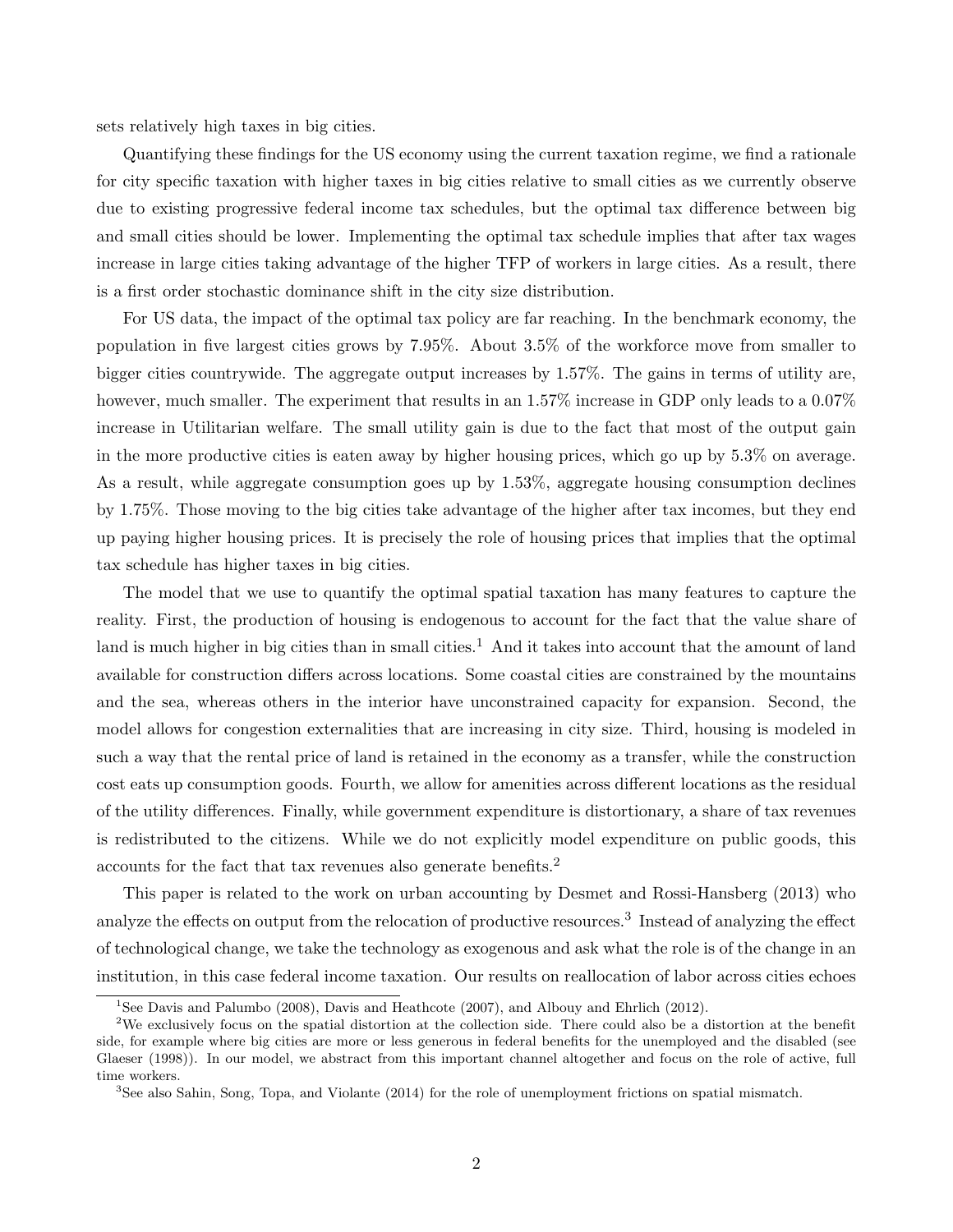sets relatively high taxes in big cities.

Quantifying these findings for the US economy using the current taxation regime, we find a rationale for city specific taxation with higher taxes in big cities relative to small cities as we currently observe due to existing progressive federal income tax schedules, but the optimal tax difference between big and small cities should be lower. Implementing the optimal tax schedule implies that after tax wages increase in large cities taking advantage of the higher TFP of workers in large cities. As a result, there is a first order stochastic dominance shift in the city size distribution.

For US data, the impact of the optimal tax policy are far reaching. In the benchmark economy, the population in five largest cities grows by 7.95%. About 3.5% of the workforce move from smaller to bigger cities countrywide. The aggregate output increases by 1.57%. The gains in terms of utility are, however, much smaller. The experiment that results in an 1.57% increase in GDP only leads to a 0.07% increase in Utilitarian welfare. The small utility gain is due to the fact that most of the output gain in the more productive cities is eaten away by higher housing prices, which go up by 5.3% on average. As a result, while aggregate consumption goes up by 1.53%, aggregate housing consumption declines by 1.75%. Those moving to the big cities take advantage of the higher after tax incomes, but they end up paying higher housing prices. It is precisely the role of housing prices that implies that the optimal tax schedule has higher taxes in big cities.

The model that we use to quantify the optimal spatial taxation has many features to capture the reality. First, the production of housing is endogenous to account for the fact that the value share of land is much higher in big cities than in small cities.[1] And it takes into account that the amount of land available for construction differs across locations. Some coastal cities are constrained by the mountains and the sea, whereas others in the interior have unconstrained capacity for expansion. Second, the model allows for congestion externalities that are increasing in city size. Third, housing is modeled in such a way that the rental price of land is retained in the economy as a transfer, while the construction cost eats up consumption goods. Fourth, we allow for amenities across different locations as the residual of the utility differences. Finally, while government expenditure is distortionary, a share of tax revenues is redistributed to the citizens. While we do not explicitly model expenditure on public goods, this accounts for the fact that tax revenues also generate benefits.[2]

This paper is related to the work on urban accounting by Desmet and Rossi-Hansberg (2013) who analyze the effects on output from the relocation of productive resources.[3] Instead of analyzing the effect of technological change, we take the technology as exogenous and ask what the role is of the change in an institution, in this case federal income taxation. Our results on reallocation of labor across cities echoes

[1] See Davis and Palumbo (2008), Davis and Heathcote (2007), and Albouy and Ehrlich (2012).

[2] We exclusively focus on the spatial distortion at the collection side. There could also be a distortion at the benefit side, for example where big cities are more or less generous in federal benefits for the unemployed and the disabled (see Glaeser (1998)). In our model, we abstract from this important channel altogether and focus on the role of active, full time workers.

[3] See also Sahin, Song, Topa, and Violante (2014) for the role of unemployment frictions on spatial mismatch.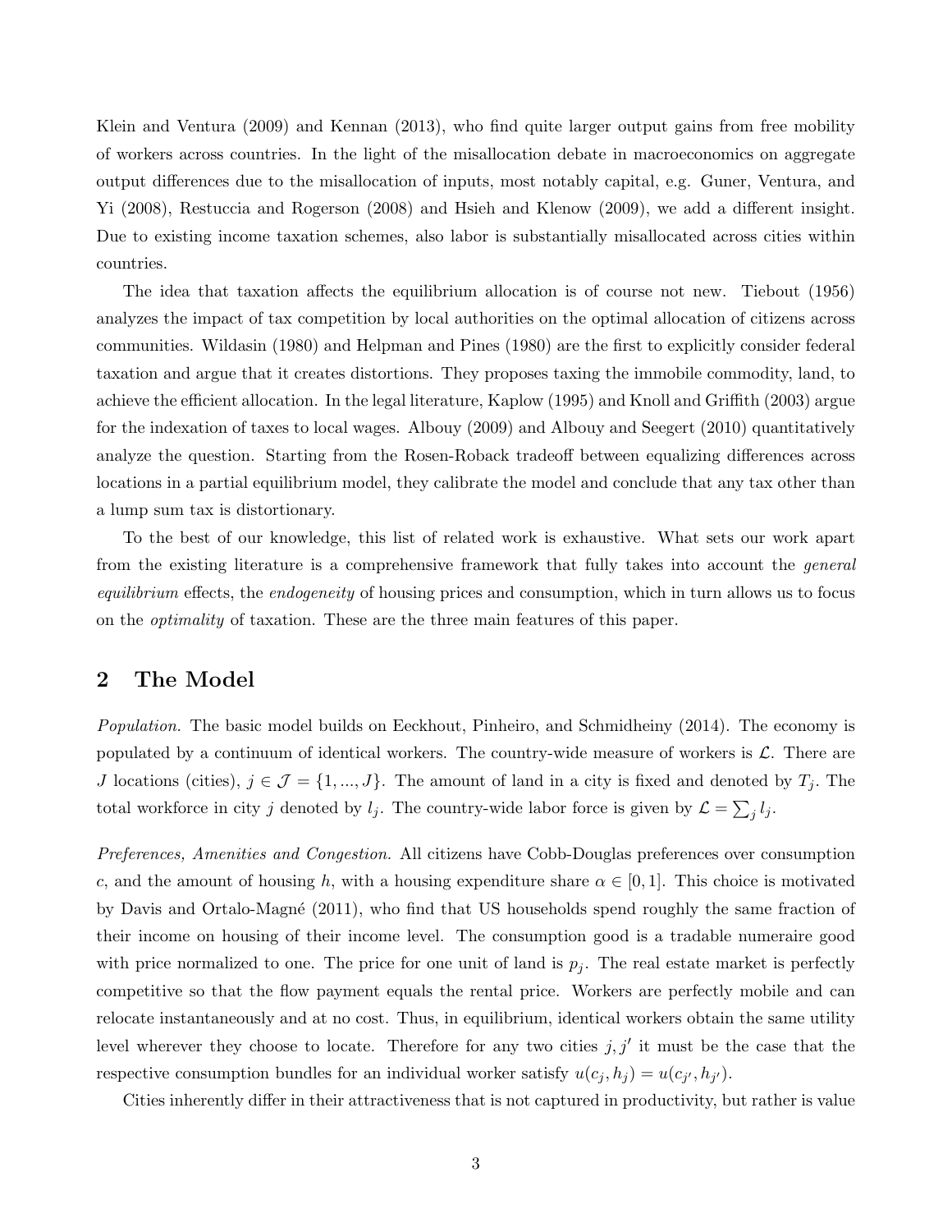Klein and Ventura (2009) and Kennan (2013), who find quite larger output gains from free mobility of workers across countries. In the light of the misallocation debate in macroeconomics on aggregate output differences due to the misallocation of inputs, most notably capital, e.g. Guner, Ventura, and Yi (2008), Restuccia and Rogerson (2008) and Hsieh and Klenow (2009), we add a different insight. Due to existing income taxation schemes, also labor is substantially misallocated across cities within countries.

The idea that taxation affects the equilibrium allocation is of course not new. Tiebout (1956) analyzes the impact of tax competition by local authorities on the optimal allocation of citizens across communities. Wildasin (1980) and Helpman and Pines (1980) are the first to explicitly consider federal taxation and argue that it creates distortions. They proposes taxing the immobile commodity, land, to achieve the efficient allocation. In the legal literature, Kaplow (1995) and Knoll and Griffith (2003) argue for the indexation of taxes to local wages. Albouy (2009) and Albouy and Seegert (2010) quantitatively analyze the question. Starting from the Rosen-Roback tradeoff between equalizing differences across locations in a partial equilibrium model, they calibrate the model and conclude that any tax other than a lump sum tax is distortionary.

To the best of our knowledge, this list of related work is exhaustive. What sets our work apart from the existing literature is a comprehensive framework that fully takes into account the *general equilibrium* effects, the *endogeneity* of housing prices and consumption, which in turn allows us to focus on the *optimality* of taxation. These are the three main features of this paper.

## 2 The Model

*Population.* The basic model builds on Eeckhout, Pinheiro, and Schmidheiny (2014). The economy is populated by a continuum of identical workers. The country-wide measure of workers is $\mathcal{L}$. There are $J$ locations (cities), $j \in \mathcal{J} = \{1, ..., J\}$. The amount of land in a city is fixed and denoted by $T_j$. The total workforce in city $j$ denoted by $l_j$. The country-wide labor force is given by $\mathcal{L} = \sum_j l_j$.

*Preferences, Amenities and Congestion.* All citizens have Cobb-Douglas preferences over consumption $c$, and the amount of housing $h$, with a housing expenditure share $\alpha \in [0, 1]$. This choice is motivated by Davis and Ortalo-Magné (2011), who find that US households spend roughly the same fraction of their income on housing of their income level. The consumption good is a tradable numeraire good with price normalized to one. The price for one unit of land is $p_j$. The real estate market is perfectly competitive so that the flow payment equals the rental price. Workers are perfectly mobile and can relocate instantaneously and at no cost. Thus, in equilibrium, identical workers obtain the same utility level wherever they choose to locate. Therefore for any two cities $j, j'$ it must be the case that the respective consumption bundles for an individual worker satisfy $u(c_j, h_j) = u(c_{j'}, h_{j'})$.

Cities inherently differ in their attractiveness that is not captured in productivity, but rather is value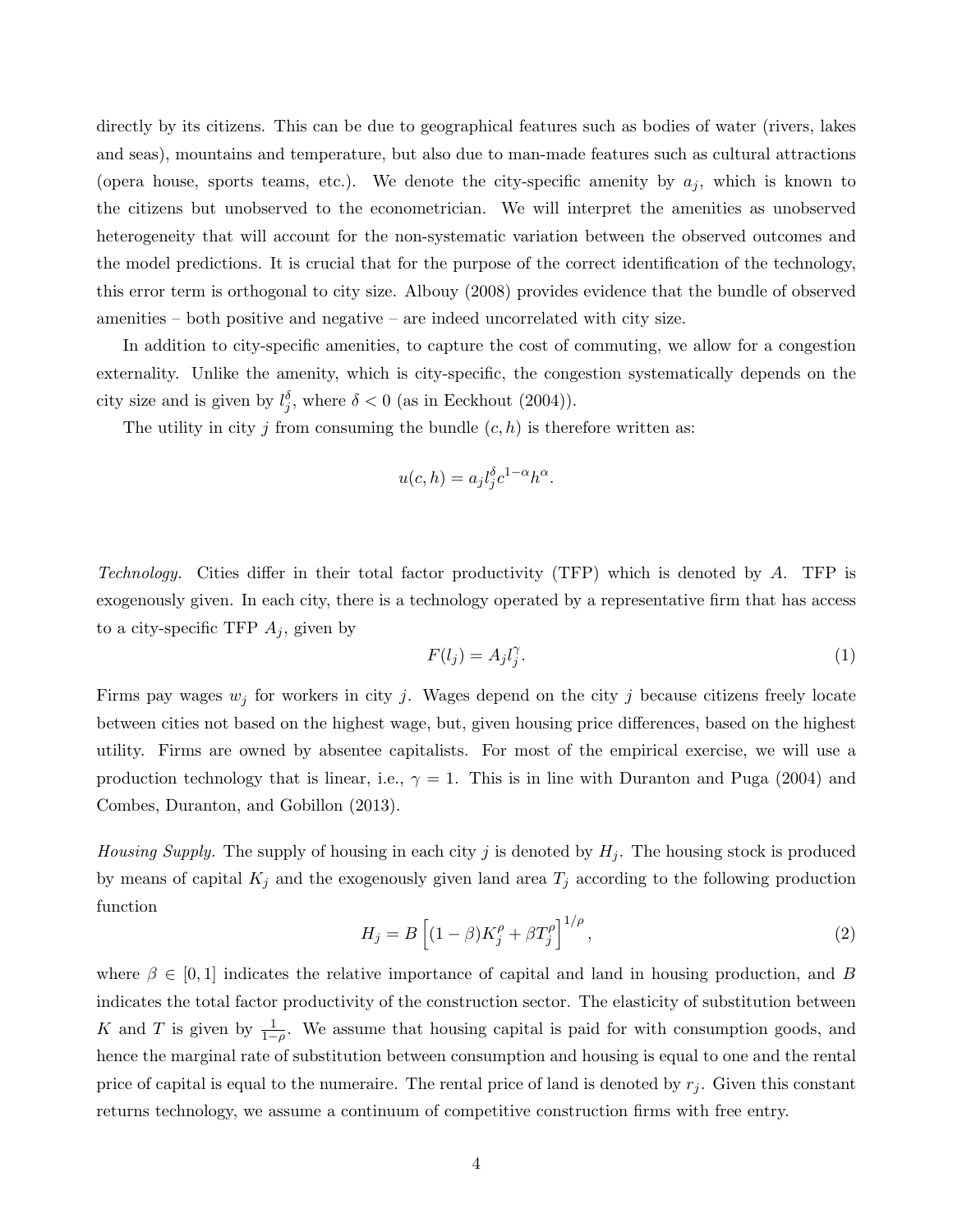directly by its citizens. This can be due to geographical features such as bodies of water (rivers, lakes and seas), mountains and temperature, but also due to man-made features such as cultural attractions (opera house, sports teams, etc.). We denote the city-specific amenity by $a_j$, which is known to the citizens but unobserved to the econometrician. We will interpret the amenities as unobserved heterogeneity that will account for the non-systematic variation between the observed outcomes and the model predictions. It is crucial that for the purpose of the correct identification of the technology, this error term is orthogonal to city size. Albouy (2008) provides evidence that the bundle of observed amenities – both positive and negative – are indeed uncorrelated with city size.

In addition to city-specific amenities, to capture the cost of commuting, we allow for a congestion externality. Unlike the amenity, which is city-specific, the congestion systematically depends on the city size and is given by $l_j^{\delta}$, where $\delta < 0$ (as in Eeckhout (2004)).

The utility in city $j$ from consuming the bundle $(c, h)$ is therefore written as:

$$u(c, h) = a_j l_j^{\delta} c^{1-\alpha} h^{\alpha}.$$

*Technology.* Cities differ in their total factor productivity (TFP) which is denoted by $A$. TFP is exogenously given. In each city, there is a technology operated by a representative firm that has access to a city-specific TFP $A_j$, given by

$$F(l_j) = A_j l_j^{\gamma}. \tag{1}$$

Firms pay wages $w_j$ for workers in city $j$. Wages depend on the city $j$ because citizens freely locate between cities not based on the highest wage, but, given housing price differences, based on the highest utility. Firms are owned by absentee capitalists. For most of the empirical exercise, we will use a production technology that is linear, i.e., $\gamma = 1$. This is in line with Duranton and Puga (2004) and Combes, Duranton, and Gobillon (2013).

*Housing Supply.* The supply of housing in each city $j$ is denoted by $H_j$. The housing stock is produced by means of capital $K_j$ and the exogenously given land area $T_j$ according to the following production function

$$H_j = B\left[(1-\beta)K_j^{\rho} + \beta T_j^{\rho}\right]^{1/\rho}, \tag{2}$$

where $\beta \in [0, 1]$ indicates the relative importance of capital and land in housing production, and $B$ indicates the total factor productivity of the construction sector. The elasticity of substitution between $K$ and $T$ is given by $\frac{1}{1-\rho}$. We assume that housing capital is paid for with consumption goods, and hence the marginal rate of substitution between consumption and housing is equal to one and the rental price of capital is equal to the numeraire. The rental price of land is denoted by $r_j$. Given this constant returns technology, we assume a continuum of competitive construction firms with free entry.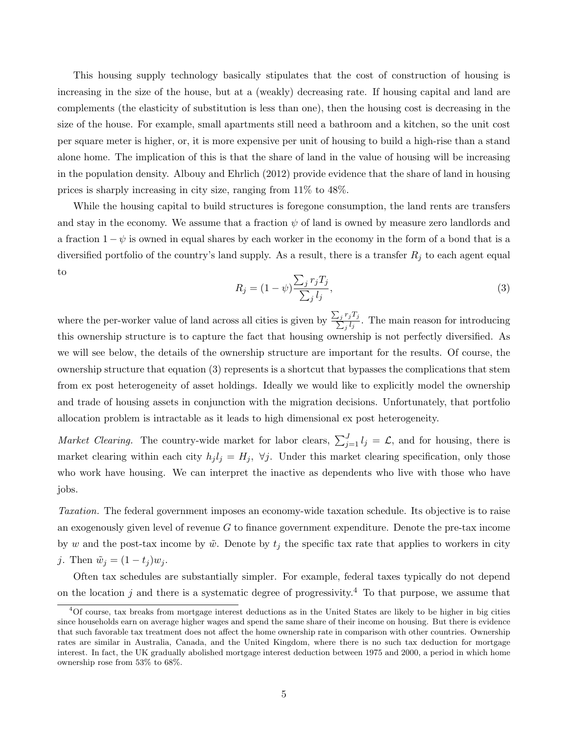This housing supply technology basically stipulates that the cost of construction of housing is increasing in the size of the house, but at a (weakly) decreasing rate. If housing capital and land are complements (the elasticity of substitution is less than one), then the housing cost is decreasing in the size of the house. For example, small apartments still need a bathroom and a kitchen, so the unit cost per square meter is higher, or, it is more expensive per unit of housing to build a high-rise than a stand alone home. The implication of this is that the share of land in the value of housing will be increasing in the population density. Albouy and Ehrlich (2012) provide evidence that the share of land in housing prices is sharply increasing in city size, ranging from 11% to 48%.

While the housing capital to build structures is foregone consumption, the land rents are transfers and stay in the economy. We assume that a fraction $\psi$ of land is owned by measure zero landlords and a fraction $1-\psi$ is owned in equal shares by each worker in the economy in the form of a bond that is a diversified portfolio of the country's land supply. As a result, there is a transfer $R_j$ to each agent equal to

$$R_j = (1-\psi)\frac{\sum_j r_j T_j}{\sum_j l_j}, \tag{3}$$

where the per-worker value of land across all cities is given by $\frac{\sum_j r_j T_j}{\sum_j l_j}$. The main reason for introducing this ownership structure is to capture the fact that housing ownership is not perfectly diversified. As we will see below, the details of the ownership structure are important for the results. Of course, the ownership structure that equation (3) represents is a shortcut that bypasses the complications that stem from ex post heterogeneity of asset holdings. Ideally we would like to explicitly model the ownership and trade of housing assets in conjunction with the migration decisions. Unfortunately, that portfolio allocation problem is intractable as it leads to high dimensional ex post heterogeneity.

*Market Clearing.* The country-wide market for labor clears, $\sum_{j=1}^{J} l_j = \mathcal{L}$, and for housing, there is market clearing within each city $h_j l_j = H_j$, $\forall j$. Under this market clearing specification, only those who work have housing. We can interpret the inactive as dependents who live with those who have jobs.

*Taxation.* The federal government imposes an economy-wide taxation schedule. Its objective is to raise an exogenously given level of revenue $G$ to finance government expenditure. Denote the pre-tax income by $w$ and the post-tax income by $\tilde{w}$. Denote by $t_j$ the specific tax rate that applies to workers in city $j$. Then $\tilde{w}_j = (1-t_j)w_j$.

Often tax schedules are substantially simpler. For example, federal taxes typically do not depend on the location $j$ and there is a systematic degree of progressivity.[4] To that purpose, we assume that

[4] Of course, tax breaks from mortgage interest deductions as in the United States are likely to be higher in big cities since households earn on average higher wages and spend the same share of their income on housing. But there is evidence that such favorable tax treatment does not affect the home ownership rate in comparison with other countries. Ownership rates are similar in Australia, Canada, and the United Kingdom, where there is no such tax deduction for mortgage interest. In fact, the UK gradually abolished mortgage interest deduction between 1975 and 2000, a period in which home ownership rose from 53% to 68%.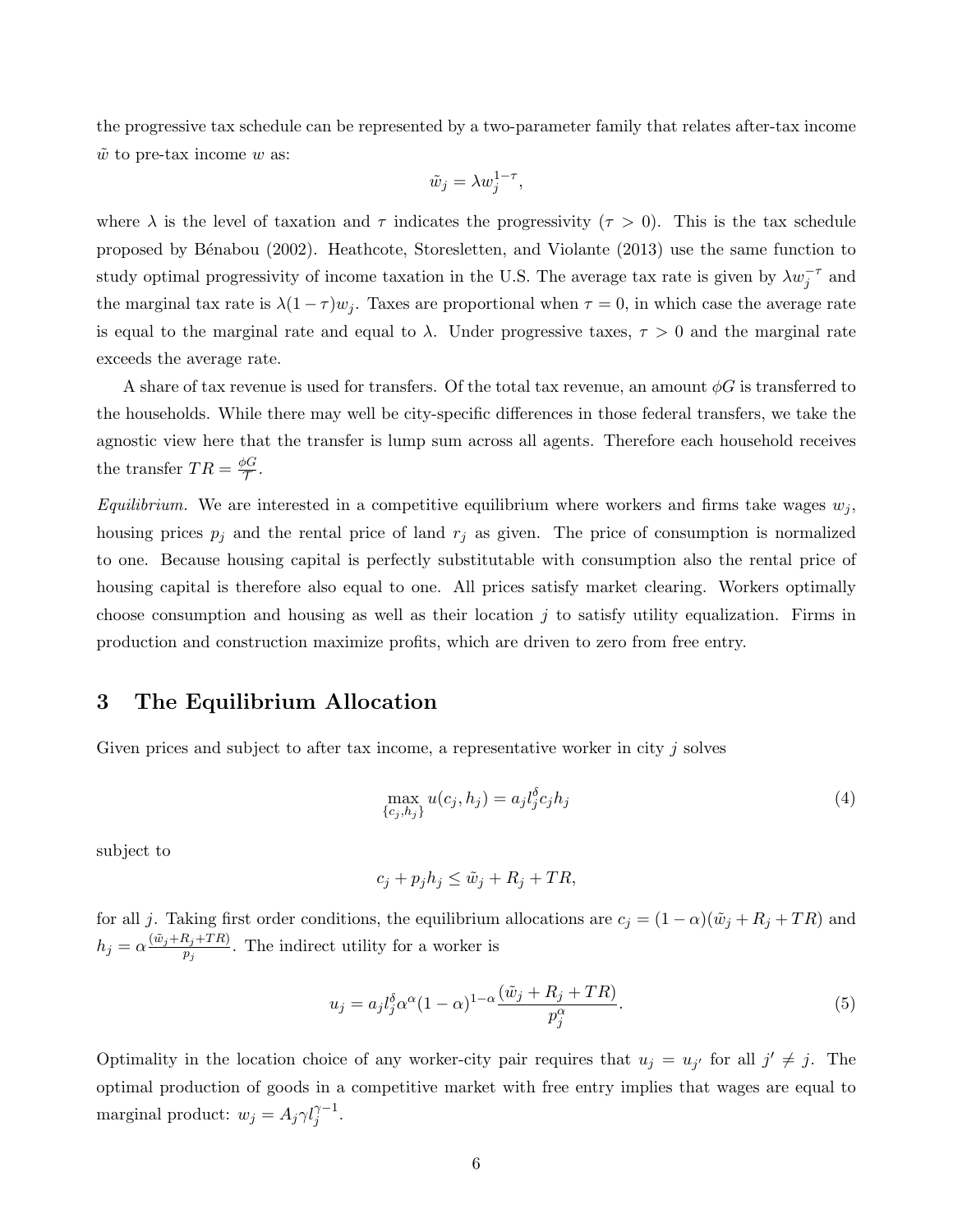the progressive tax schedule can be represented by a two-parameter family that relates after-tax income $\tilde{w}$ to pre-tax income $w$ as:

$$\tilde{w}_j = \lambda w_j^{1-\tau},$$

where $\lambda$ is the level of taxation and $\tau$ indicates the progressivity ($\tau > 0$). This is the tax schedule proposed by Bénabou (2002). Heathcote, Storesletten, and Violante (2013) use the same function to study optimal progressivity of income taxation in the U.S. The average tax rate is given by $\lambda w_j^{-\tau}$ and the marginal tax rate is $\lambda(1-\tau)w_j$. Taxes are proportional when $\tau = 0$, in which case the average rate is equal to the marginal rate and equal to $\lambda$. Under progressive taxes, $\tau > 0$ and the marginal rate exceeds the average rate.

A share of tax revenue is used for transfers. Of the total tax revenue, an amount $\phi G$ is transferred to the households. While there may well be city-specific differences in those federal transfers, we take the agnostic view here that the transfer is lump sum across all agents. Therefore each household receives the transfer $TR = \frac{\phi G}{\mathcal{T}}$.

*Equilibrium.* We are interested in a competitive equilibrium where workers and firms take wages $w_j$, housing prices $p_j$ and the rental price of land $r_j$ as given. The price of consumption is normalized to one. Because housing capital is perfectly substitutable with consumption also the rental price of housing capital is therefore also equal to one. All prices satisfy market clearing. Workers optimally choose consumption and housing as well as their location $j$ to satisfy utility equalization. Firms in production and construction maximize profits, which are driven to zero from free entry.

# 3 The Equilibrium Allocation

Given prices and subject to after tax income, a representative worker in city $j$ solves

$$\max_{\{c_j,h_j\}} u(c_j, h_j) = a_j l_j^{\delta} c_j h_j \tag{4}$$

subject to

$$c_j + p_j h_j \leq \tilde{w}_j + R_j + TR,$$

for all $j$. Taking first order conditions, the equilibrium allocations are $c_j = (1-\alpha)(\tilde{w}_j + R_j + TR)$ and $h_j = \alpha \frac{(\tilde{w}_j + R_j + TR)}{p_j}$. The indirect utility for a worker is

$$u_j = a_j l_j^{\delta} \alpha^{\alpha} (1-\alpha)^{1-\alpha} \frac{(\tilde{w}_j + R_j + TR)}{p_j^{\alpha}}. \tag{5}$$

Optimality in the location choice of any worker-city pair requires that $u_j = u_{j'}$ for all $j' \neq j$. The optimal production of goods in a competitive market with free entry implies that wages are equal to marginal product: $w_j = A_j \gamma l_j^{\gamma-1}$.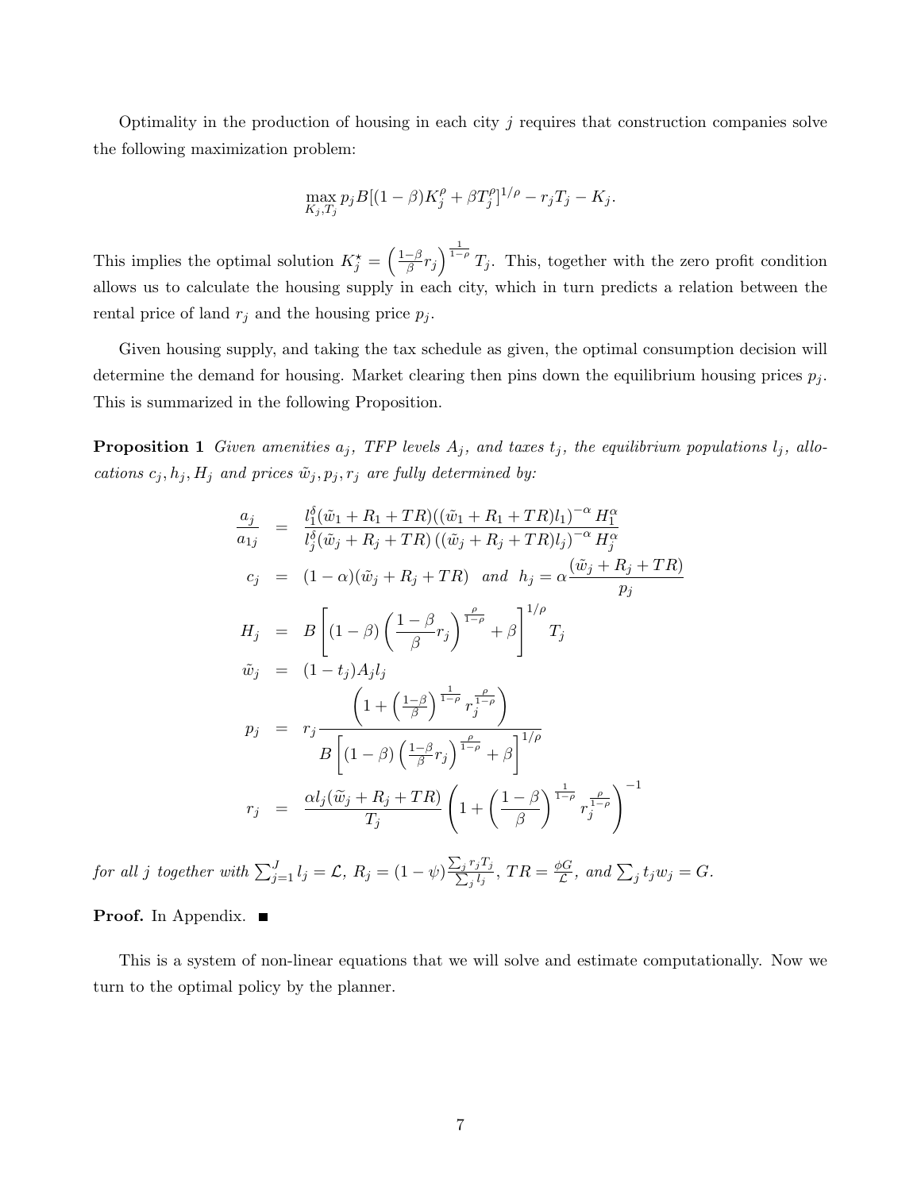Optimality in the production of housing in each city $j$ requires that construction companies solve the following maximization problem:

$$\max_{K_j, T_j} p_j B[(1-\beta)K_j^\rho + \beta T_j^\rho]^{1/\rho} - r_j T_j - K_j.$$

This implies the optimal solution $K_j^\star = \left(\frac{1-\beta}{\beta} r_j\right)^{\frac{1}{1-\rho}} T_j$. This, together with the zero profit condition allows us to calculate the housing supply in each city, which in turn predicts a relation between the rental price of land $r_j$ and the housing price $p_j$.

Given housing supply, and taking the tax schedule as given, the optimal consumption decision will determine the demand for housing. Market clearing then pins down the equilibrium housing prices $p_j$. This is summarized in the following Proposition.

**Proposition 1** *Given amenities $a_j$, TFP levels $A_j$, and taxes $t_j$, the equilibrium populations $l_j$, allocations $c_j, h_j, H_j$ and prices $\tilde{w}_j, p_j, r_j$ are fully determined by:*

$$
\begin{aligned}
\frac{a_j}{a_{1j}} &= \frac{l_1^\delta(\tilde{w}_1 + R_1 + TR)((\tilde{w}_1 + R_1 + TR)l_1)^{-\alpha} H_1^\alpha}{l_j^\delta(\tilde{w}_j + R_j + TR)\left((\tilde{w}_j + R_j + TR)l_j\right)^{-\alpha} H_j^\alpha} \\
c_j &= (1-\alpha)(\tilde{w}_j + R_j + TR) \quad \text{and} \quad h_j = \alpha \frac{(\tilde{w}_j + R_j + TR)}{p_j} \\
H_j &= B\left[(1-\beta)\left(\frac{1-\beta}{\beta} r_j\right)^{\frac{\rho}{1-\rho}} + \beta\right]^{1/\rho} T_j \\
\tilde{w}_j &= (1-t_j)A_j l_j \\
p_j &= r_j \frac{\left(1 + \left(\frac{1-\beta}{\beta}\right)^{\frac{1}{1-\rho}} r_j^{\frac{\rho}{1-\rho}}\right)}{B\left[(1-\beta)\left(\frac{1-\beta}{\beta} r_j\right)^{\frac{\rho}{1-\rho}} + \beta\right]^{1/\rho}} \\
r_j &= \frac{\alpha l_j(\widetilde{w}_j + R_j + TR)}{T_j}\left(1 + \left(\frac{1-\beta}{\beta}\right)^{\frac{1}{1-\rho}} r_j^{\frac{\rho}{1-\rho}}\right)^{-1}
\end{aligned}
$$

*for all $j$ together with $\sum_{j=1}^J l_j = \mathcal{L}$, $R_j = (1-\psi)\frac{\sum_j r_j T_j}{\sum_j l_j}$, $TR = \frac{\phi G}{\mathcal{L}}$, and $\sum_j t_j w_j = G$.*

**Proof.** In Appendix. ■

This is a system of non-linear equations that we will solve and estimate computationally. Now we turn to the optimal policy by the planner.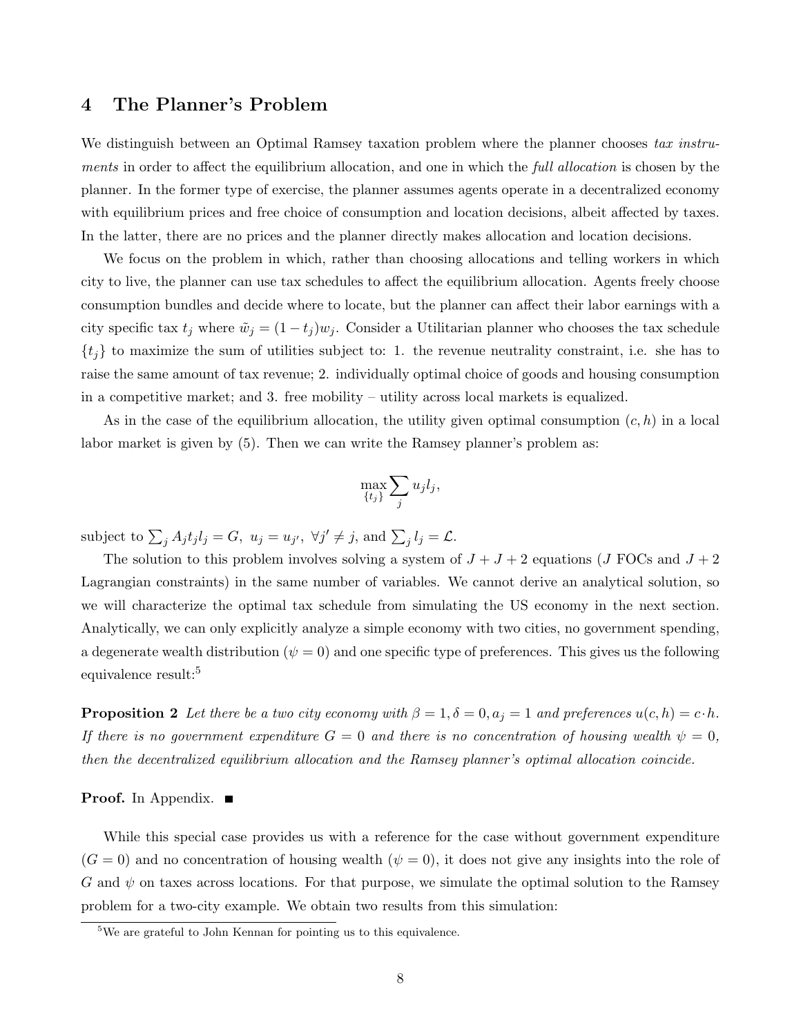## 4 The Planner's Problem

We distinguish between an Optimal Ramsey taxation problem where the planner chooses *tax instruments* in order to affect the equilibrium allocation, and one in which the *full allocation* is chosen by the planner. In the former type of exercise, the planner assumes agents operate in a decentralized economy with equilibrium prices and free choice of consumption and location decisions, albeit affected by taxes. In the latter, there are no prices and the planner directly makes allocation and location decisions.

We focus on the problem in which, rather than choosing allocations and telling workers in which city to live, the planner can use tax schedules to affect the equilibrium allocation. Agents freely choose consumption bundles and decide where to locate, but the planner can affect their labor earnings with a city specific tax $t_j$ where $\tilde{w}_j = (1 - t_j)w_j$. Consider a Utilitarian planner who chooses the tax schedule $\{t_j\}$ to maximize the sum of utilities subject to: 1. the revenue neutrality constraint, i.e. she has to raise the same amount of tax revenue; 2. individually optimal choice of goods and housing consumption in a competitive market; and 3. free mobility – utility across local markets is equalized.

As in the case of the equilibrium allocation, the utility given optimal consumption $(c, h)$ in a local labor market is given by (5). Then we can write the Ramsey planner's problem as:

$$\max_{\{t_j\}} \sum_j u_j l_j,$$

subject to $\sum_j A_j t_j l_j = G$, $u_j = u_{j'}$, $\forall j' \neq j$, and $\sum_j l_j = \mathcal{L}$.

The solution to this problem involves solving a system of $J + J + 2$ equations ($J$ FOCs and $J + 2$ Lagrangian constraints) in the same number of variables. We cannot derive an analytical solution, so we will characterize the optimal tax schedule from simulating the US economy in the next section. Analytically, we can only explicitly analyze a simple economy with two cities, no government spending, a degenerate wealth distribution ($\psi = 0$) and one specific type of preferences. This gives us the following equivalence result:[5]

**Proposition 2** *Let there be a two city economy with $\beta = 1, \delta = 0, a_j = 1$ and preferences $u(c, h) = c \cdot h$. If there is no government expenditure $G = 0$ and there is no concentration of housing wealth $\psi = 0$, then the decentralized equilibrium allocation and the Ramsey planner's optimal allocation coincide.*

**Proof.** In Appendix. ■

While this special case provides us with a reference for the case without government expenditure ($G = 0$) and no concentration of housing wealth ($\psi = 0$), it does not give any insights into the role of $G$ and $\psi$ on taxes across locations. For that purpose, we simulate the optimal solution to the Ramsey problem for a two-city example. We obtain two results from this simulation:

[5] We are grateful to John Kennan for pointing us to this equivalence.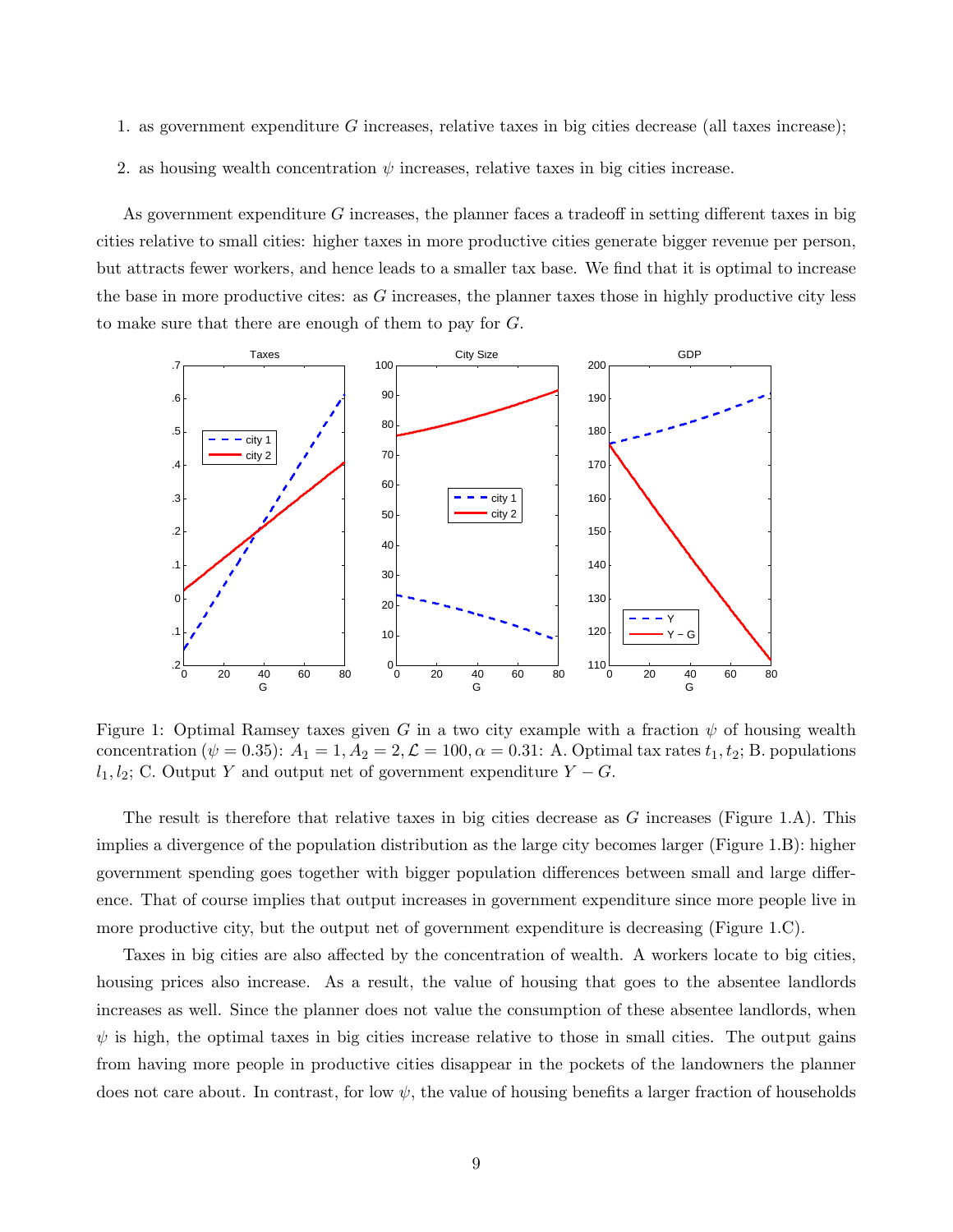1. as government expenditure $G$ increases, relative taxes in big cities decrease (all taxes increase);
2. as housing wealth concentration $\psi$ increases, relative taxes in big cities increase.

As government expenditure $G$ increases, the planner faces a tradeoff in setting different taxes in big cities relative to small cities: higher taxes in more productive cities generate bigger revenue per person, but attracts fewer workers, and hence leads to a smaller tax base. We find that it is optimal to increase the base in more productive cites: as $G$ increases, the planner taxes those in highly productive city less to make sure that there are enough of them to pay for $G$.

Figure 1: Optimal Ramsey taxes given $G$ in a two city example with a fraction $\psi$ of housing wealth concentration ($\psi = 0.35$): $A_1 = 1, A_2 = 2, \mathcal{L} = 100, \alpha = 0.31$: A. Optimal tax rates $t_1, t_2$; B. populations $l_1, l_2$; C. Output $Y$ and output net of government expenditure $Y - G$.

The result is therefore that relative taxes in big cities decrease as $G$ increases (Figure 1.A). This implies a divergence of the population distribution as the large city becomes larger (Figure 1.B): higher government spending goes together with bigger population differences between small and large difference. That of course implies that output increases in government expenditure since more people live in more productive city, but the output net of government expenditure is decreasing (Figure 1.C).

Taxes in big cities are also affected by the concentration of wealth. A workers locate to big cities, housing prices also increase. As a result, the value of housing that goes to the absentee landlords increases as well. Since the planner does not value the consumption of these absentee landlords, when $\psi$ is high, the optimal taxes in big cities increase relative to those in small cities. The output gains from having more people in productive cities disappear in the pockets of the landowners the planner does not care about. In contrast, for low $\psi$, the value of housing benefits a larger fraction of households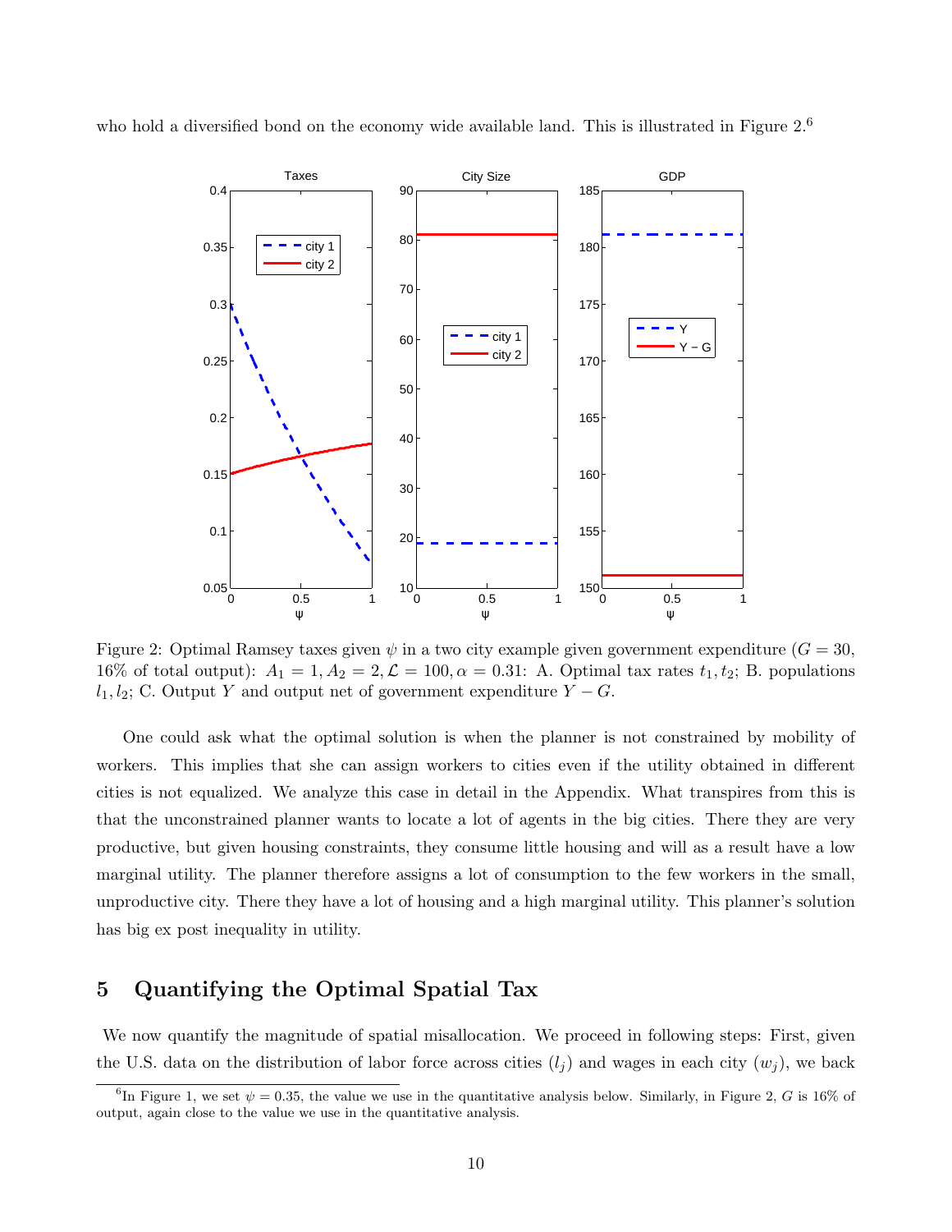who hold a diversified bond on the economy wide available land. This is illustrated in Figure 2.[6]

Figure 2: Optimal Ramsey taxes given $\psi$ in a two city example given government expenditure ($G = 30$, 16% of total output): $A_1 = 1, A_2 = 2, \mathcal{L} = 100, \alpha = 0.31$: A. Optimal tax rates $t_1, t_2$; B. populations $l_1, l_2$; C. Output $Y$ and output net of government expenditure $Y - G$.

One could ask what the optimal solution is when the planner is not constrained by mobility of workers. This implies that she can assign workers to cities even if the utility obtained in different cities is not equalized. We analyze this case in detail in the Appendix. What transpires from this is that the unconstrained planner wants to locate a lot of agents in the big cities. There they are very productive, but given housing constraints, they consume little housing and will as a result have a low marginal utility. The planner therefore assigns a lot of consumption to the few workers in the small, unproductive city. There they have a lot of housing and a high marginal utility. This planner's solution has big ex post inequality in utility.

## 5 Quantifying the Optimal Spatial Tax

We now quantify the magnitude of spatial misallocation. We proceed in following steps: First, given the U.S. data on the distribution of labor force across cities ($l_j$) and wages in each city ($w_j$), we back

[6] In Figure 1, we set $\psi = 0.35$, the value we use in the quantitative analysis below. Similarly, in Figure 2, $G$ is 16% of output, again close to the value we use in the quantitative analysis.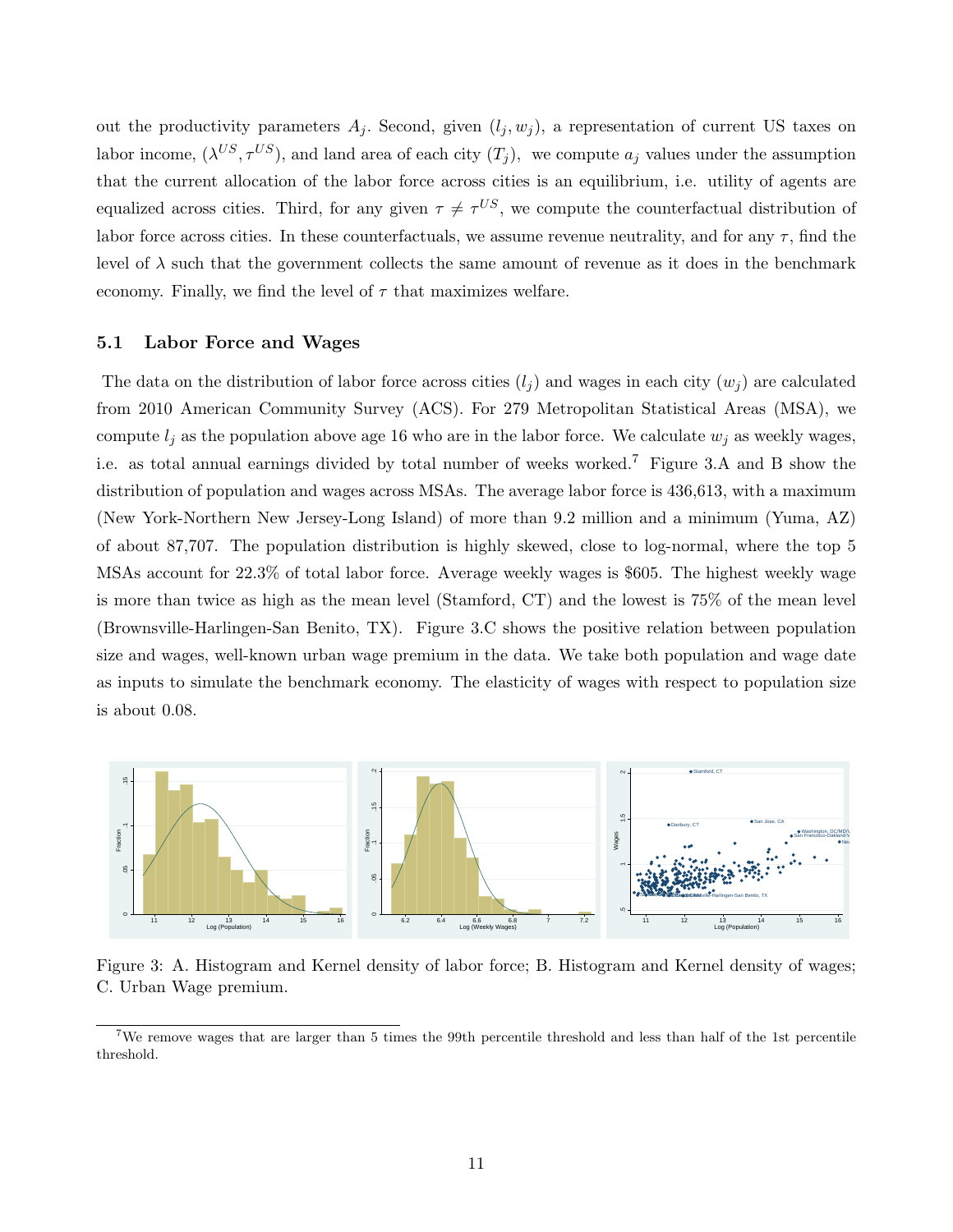out the productivity parameters $A_j$. Second, given $(l_j, w_j)$, a representation of current US taxes on labor income, $(\lambda^{US}, \tau^{US})$, and land area of each city $(T_j)$, we compute $a_j$ values under the assumption that the current allocation of the labor force across cities is an equilibrium, i.e. utility of agents are equalized across cities. Third, for any given $\tau \neq \tau^{US}$, we compute the counterfactual distribution of labor force across cities. In these counterfactuals, we assume revenue neutrality, and for any $\tau$, find the level of $\lambda$ such that the government collects the same amount of revenue as it does in the benchmark economy. Finally, we find the level of $\tau$ that maximizes welfare.

## 5.1 Labor Force and Wages

The data on the distribution of labor force across cities $(l_j)$ and wages in each city $(w_j)$ are calculated from 2010 American Community Survey (ACS). For 279 Metropolitan Statistical Areas (MSA), we compute $l_j$ as the population above age 16 who are in the labor force. We calculate $w_j$ as weekly wages, i.e. as total annual earnings divided by total number of weeks worked.[7] Figure 3.A and B show the distribution of population and wages across MSAs. The average labor force is 436,613, with a maximum (New York-Northern New Jersey-Long Island) of more than 9.2 million and a minimum (Yuma, AZ) of about 87,707. The population distribution is highly skewed, close to log-normal, where the top 5 MSAs account for 22.3% of total labor force. Average weekly wages is \$605. The highest weekly wage is more than twice as high as the mean level (Stamford, CT) and the lowest is 75% of the mean level (Brownsville-Harlingen-San Benito, TX). Figure 3.C shows the positive relation between population size and wages, well-known urban wage premium in the data. We take both population and wage date as inputs to simulate the benchmark economy. The elasticity of wages with respect to population size is about 0.08.

Figure 3: A. Histogram and Kernel density of labor force; B. Histogram and Kernel density of wages; C. Urban Wage premium.

[7] We remove wages that are larger than 5 times the 99th percentile threshold and less than half of the 1st percentile threshold.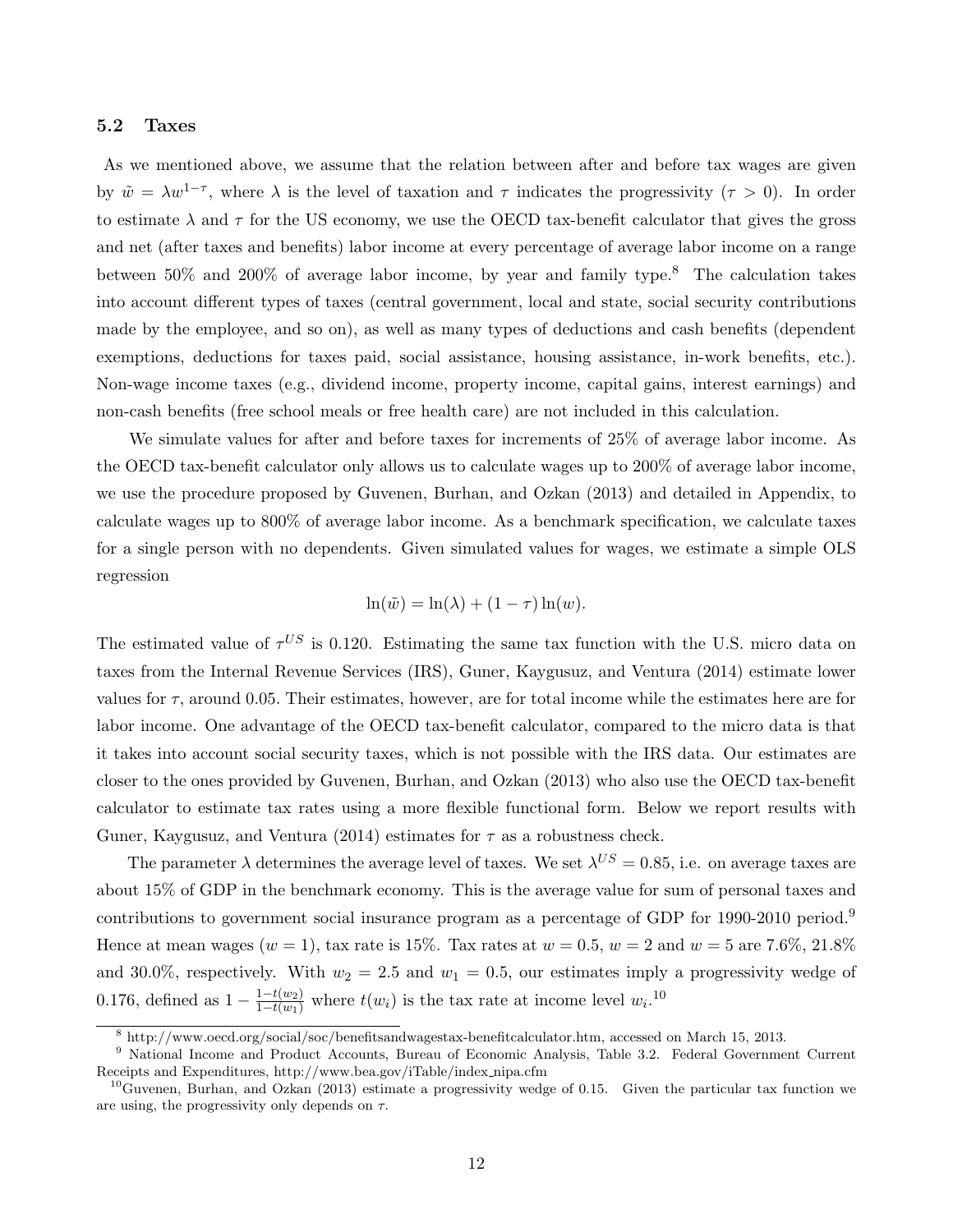### 5.2 Taxes

As we mentioned above, we assume that the relation between after and before tax wages are given by $\tilde{w} = \lambda w^{1-\tau}$, where $\lambda$ is the level of taxation and $\tau$ indicates the progressivity ($\tau > 0$). In order to estimate $\lambda$ and $\tau$ for the US economy, we use the OECD tax-benefit calculator that gives the gross and net (after taxes and benefits) labor income at every percentage of average labor income on a range between 50% and 200% of average labor income, by year and family type.[8] The calculation takes into account different types of taxes (central government, local and state, social security contributions made by the employee, and so on), as well as many types of deductions and cash benefits (dependent exemptions, deductions for taxes paid, social assistance, housing assistance, in-work benefits, etc.). Non-wage income taxes (e.g., dividend income, property income, capital gains, interest earnings) and non-cash benefits (free school meals or free health care) are not included in this calculation.

We simulate values for after and before taxes for increments of 25% of average labor income. As the OECD tax-benefit calculator only allows us to calculate wages up to 200% of average labor income, we use the procedure proposed by Guvenen, Burhan, and Ozkan (2013) and detailed in Appendix, to calculate wages up to 800% of average labor income. As a benchmark specification, we calculate taxes for a single person with no dependents. Given simulated values for wages, we estimate a simple OLS regression

$$\ln(\tilde{w}) = \ln(\lambda) + (1 - \tau)\ln(w).$$

The estimated value of $\tau^{US}$ is 0.120. Estimating the same tax function with the U.S. micro data on taxes from the Internal Revenue Services (IRS), Guner, Kaygusuz, and Ventura (2014) estimate lower values for $\tau$, around 0.05. Their estimates, however, are for total income while the estimates here are for labor income. One advantage of the OECD tax-benefit calculator, compared to the micro data is that it takes into account social security taxes, which is not possible with the IRS data. Our estimates are closer to the ones provided by Guvenen, Burhan, and Ozkan (2013) who also use the OECD tax-benefit calculator to estimate tax rates using a more flexible functional form. Below we report results with Guner, Kaygusuz, and Ventura (2014) estimates for $\tau$ as a robustness check.

The parameter $\lambda$ determines the average level of taxes. We set $\lambda^{US} = 0.85$, i.e. on average taxes are about 15% of GDP in the benchmark economy. This is the average value for sum of personal taxes and contributions to government social insurance program as a percentage of GDP for 1990-2010 period.[9] Hence at mean wages ($w = 1$), tax rate is 15%. Tax rates at $w = 0.5$, $w = 2$ and $w = 5$ are 7.6%, 21.8% and 30.0%, respectively. With $w_2 = 2.5$ and $w_1 = 0.5$, our estimates imply a progressivity wedge of 0.176, defined as $1 - \frac{1-t(w_2)}{1-t(w_1)}$ where $t(w_i)$ is the tax rate at income level $w_i$.[10]

---

[8] http://www.oecd.org/social/soc/benefitsandwagestax-benefitcalculator.htm, accessed on March 15, 2013.

[9] National Income and Product Accounts, Bureau of Economic Analysis, Table 3.2. Federal Government Current Receipts and Expenditures, http://www.bea.gov/iTable/index_nipa.cfm

[10] Guvenen, Burhan, and Ozkan (2013) estimate a progressivity wedge of 0.15. Given the particular tax function we are using, the progressivity only depends on $\tau$.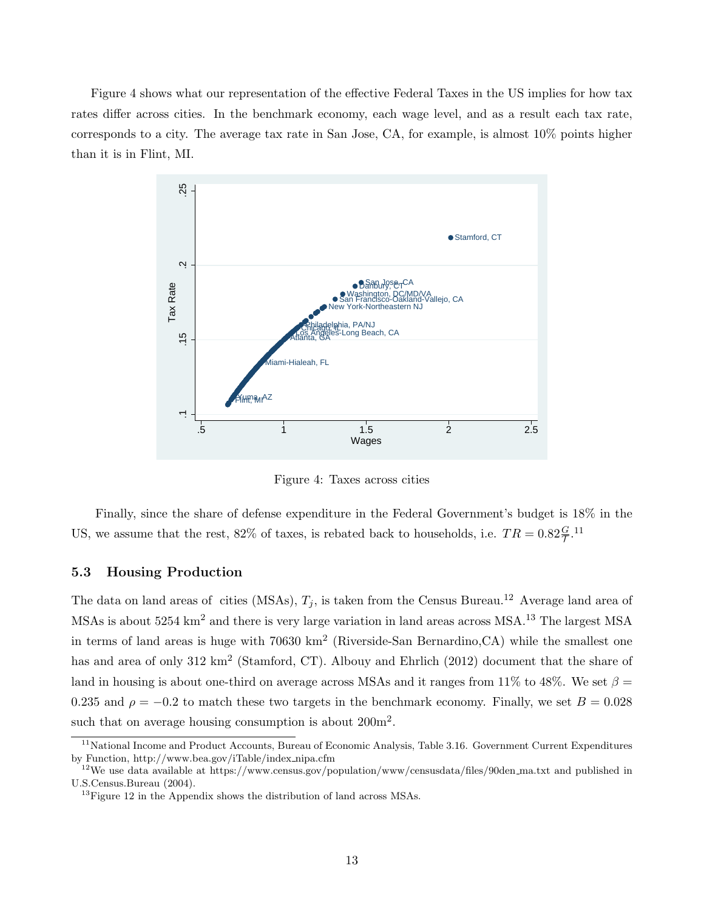Figure 4 shows what our representation of the effective Federal Taxes in the US implies for how tax rates differ across cities. In the benchmark economy, each wage level, and as a result each tax rate, corresponds to a city. The average tax rate in San Jose, CA, for example, is almost 10% points higher than it is in Flint, MI.

Figure 4: Taxes across cities

Finally, since the share of defense expenditure in the Federal Government's budget is 18% in the US, we assume that the rest, 82% of taxes, is rebated back to households, i.e. $TR = 0.82\frac{G}{T}$.[11]

### 5.3 Housing Production

The data on land areas of cities (MSAs), $T_j$, is taken from the Census Bureau.[12] Average land area of MSAs is about 5254 km$^2$ and there is very large variation in land areas across MSA.[13] The largest MSA in terms of land areas is huge with 70630 km$^2$ (Riverside-San Bernardino,CA) while the smallest one has and area of only 312 km$^2$ (Stamford, CT). Albouy and Ehrlich (2012) document that the share of land in housing is about one-third on average across MSAs and it ranges from 11% to 48%. We set $\beta = 0.235$ and $\rho = -0.2$ to match these two targets in the benchmark economy. Finally, we set $B = 0.028$ such that on average housing consumption is about 200m$^2$.

[11] National Income and Product Accounts, Bureau of Economic Analysis, Table 3.16. Government Current Expenditures by Function, http://www.bea.gov/iTable/index_nipa.cfm

[12] We use data available at https://www.census.gov/population/www/censusdata/files/90den_ma.txt and published in U.S.Census.Bureau (2004).

[13] Figure 12 in the Appendix shows the distribution of land across MSAs.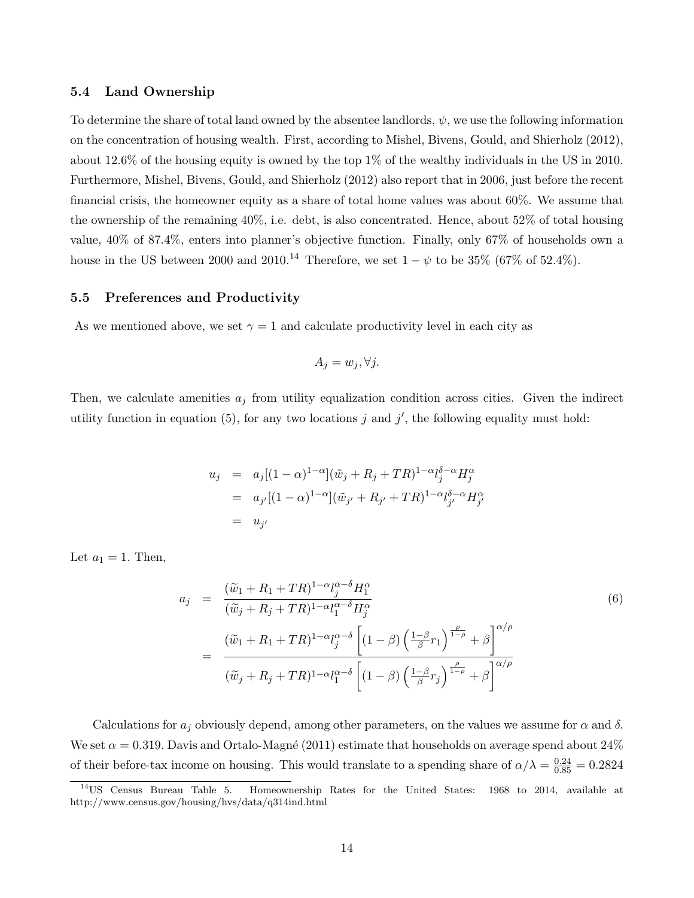### 5.4 Land Ownership

To determine the share of total land owned by the absentee landlords, $\psi$, we use the following information on the concentration of housing wealth. First, according to Mishel, Bivens, Gould, and Shierholz (2012), about 12.6% of the housing equity is owned by the top 1% of the wealthy individuals in the US in 2010. Furthermore, Mishel, Bivens, Gould, and Shierholz (2012) also report that in 2006, just before the recent financial crisis, the homeowner equity as a share of total home values was about 60%. We assume that the ownership of the remaining 40%, i.e. debt, is also concentrated. Hence, about 52% of total housing value, 40% of 87.4%, enters into planner's objective function. Finally, only 67% of households own a house in the US between 2000 and 2010.[14] Therefore, we set $1-\psi$ to be 35% (67% of 52.4%).

### 5.5 Preferences and Productivity

As we mentioned above, we set $\gamma = 1$ and calculate productivity level in each city as

$$A_j = w_j, \forall j.$$

Then, we calculate amenities $a_j$ from utility equalization condition across cities. Given the indirect utility function in equation (5), for any two locations $j$ and $j'$, the following equality must hold:

$$\begin{aligned}
u_j &= a_j[(1-\alpha)^{1-\alpha}](\tilde{w}_j + R_j + TR)^{1-\alpha} l_j^{\delta-\alpha} H_j^{\alpha} \\
&= a_{j'}[(1-\alpha)^{1-\alpha}](\tilde{w}_{j'} + R_{j'} + TR)^{1-\alpha} l_{j'}^{\delta-\alpha} H_{j'}^{\alpha} \\
&= u_{j'}
\end{aligned}$$

Let $a_1 = 1$. Then,

$$\begin{aligned}
a_j &= \frac{(\widetilde{w}_1 + R_1 + TR)^{1-\alpha} l_j^{\alpha-\delta} H_1^{\alpha}}{(\widetilde{w}_j + R_j + TR)^{1-\alpha} l_1^{\alpha-\delta} H_j^{\alpha}} \\
&= \frac{(\widetilde{w}_1 + R_1 + TR)^{1-\alpha} l_j^{\alpha-\delta} \left[(1-\beta)\left(\frac{1-\beta}{\beta} r_1\right)^{\frac{\rho}{1-\rho}} + \beta\right]^{\alpha/\rho}}{(\widetilde{w}_j + R_j + TR)^{1-\alpha} l_1^{\alpha-\delta} \left[(1-\beta)\left(\frac{1-\beta}{\beta} r_j\right)^{\frac{\rho}{1-\rho}} + \beta\right]^{\alpha/\rho}}
\end{aligned} \tag{6}$$

Calculations for $a_j$ obviously depend, among other parameters, on the values we assume for $\alpha$ and $\delta$. We set $\alpha = 0.319$. Davis and Ortalo-Magné (2011) estimate that households on average spend about 24% of their before-tax income on housing. This would translate to a spending share of $\alpha/\lambda = \frac{0.24}{0.85} = 0.2824$

[14] US Census Bureau Table 5. Homeownership Rates for the United States: 1968 to 2014, available at http://www.census.gov/housing/hvs/data/q314ind.html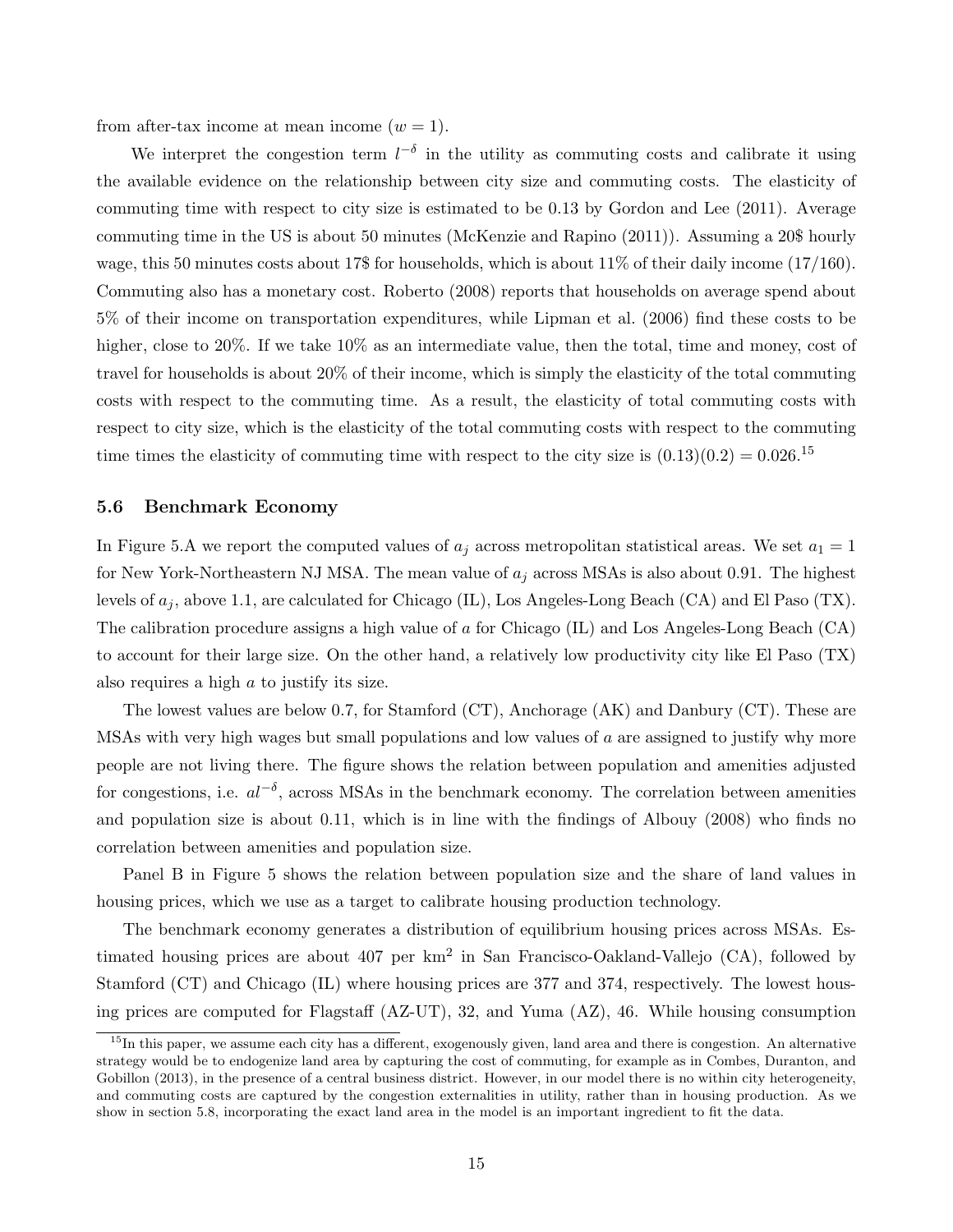from after-tax income at mean income ($w = 1$).

We interpret the congestion term $l^{-\delta}$ in the utility as commuting costs and calibrate it using the available evidence on the relationship between city size and commuting costs. The elasticity of commuting time with respect to city size is estimated to be 0.13 by Gordon and Lee (2011). Average commuting time in the US is about 50 minutes (McKenzie and Rapino (2011)). Assuming a 20$ hourly wage, this 50 minutes costs about 17$ for households, which is about 11% of their daily income (17/160). Commuting also has a monetary cost. Roberto (2008) reports that households on average spend about 5% of their income on transportation expenditures, while Lipman et al. (2006) find these costs to be higher, close to 20%. If we take 10% as an intermediate value, then the total, time and money, cost of travel for households is about 20% of their income, which is simply the elasticity of the total commuting costs with respect to the commuting time. As a result, the elasticity of total commuting costs with respect to city size, which is the elasticity of the total commuting costs with respect to the commuting time times the elasticity of commuting time with respect to the city size is $(0.13)(0.2) = 0.026$.[15]

### 5.6 Benchmark Economy

In Figure 5.A we report the computed values of $a_j$ across metropolitan statistical areas. We set $a_1 = 1$ for New York-Northeastern NJ MSA. The mean value of $a_j$ across MSAs is also about 0.91. The highest levels of $a_j$, above 1.1, are calculated for Chicago (IL), Los Angeles-Long Beach (CA) and El Paso (TX). The calibration procedure assigns a high value of $a$ for Chicago (IL) and Los Angeles-Long Beach (CA) to account for their large size. On the other hand, a relatively low productivity city like El Paso (TX) also requires a high $a$ to justify its size.

The lowest values are below 0.7, for Stamford (CT), Anchorage (AK) and Danbury (CT). These are MSAs with very high wages but small populations and low values of $a$ are assigned to justify why more people are not living there. The figure shows the relation between population and amenities adjusted for congestions, i.e. $al^{-\delta}$, across MSAs in the benchmark economy. The correlation between amenities and population size is about 0.11, which is in line with the findings of Albouy (2008) who finds no correlation between amenities and population size.

Panel B in Figure 5 shows the relation between population size and the share of land values in housing prices, which we use as a target to calibrate housing production technology.

The benchmark economy generates a distribution of equilibrium housing prices across MSAs. Estimated housing prices are about 407 per km$^2$ in San Francisco-Oakland-Vallejo (CA), followed by Stamford (CT) and Chicago (IL) where housing prices are 377 and 374, respectively. The lowest housing prices are computed for Flagstaff (AZ-UT), 32, and Yuma (AZ), 46. While housing consumption

[15] In this paper, we assume each city has a different, exogenously given, land area and there is congestion. An alternative strategy would be to endogenize land area by capturing the cost of commuting, for example as in Combes, Duranton, and Gobillon (2013), in the presence of a central business district. However, in our model there is no within city heterogeneity, and commuting costs are captured by the congestion externalities in utility, rather than in housing production. As we show in section 5.8, incorporating the exact land area in the model is an important ingredient to fit the data.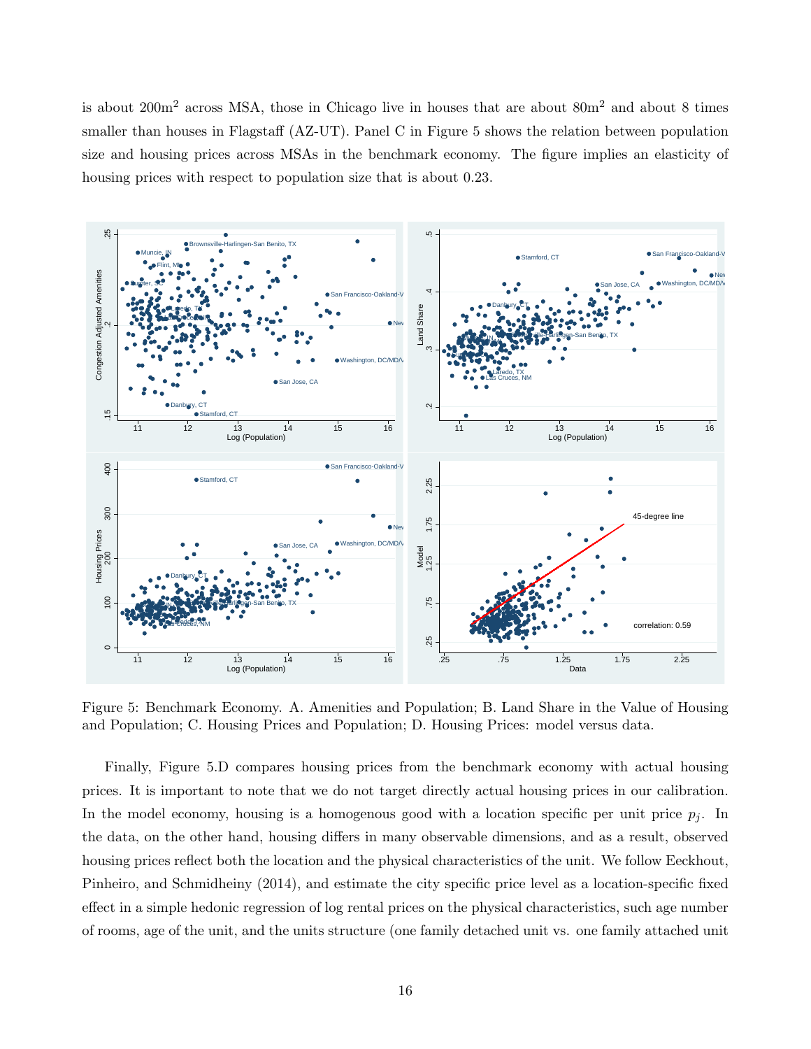is about 200m$^2$ across MSA, those in Chicago live in houses that are about 80m$^2$ and about 8 times smaller than houses in Flagstaff (AZ-UT). Panel C in Figure 5 shows the relation between population size and housing prices across MSAs in the benchmark economy. The figure implies an elasticity of housing prices with respect to population size that is about 0.23.

Figure 5: Benchmark Economy. A. Amenities and Population; B. Land Share in the Value of Housing and Population; C. Housing Prices and Population; D. Housing Prices: model versus data.

Finally, Figure 5.D compares housing prices from the benchmark economy with actual housing prices. It is important to note that we do not target directly actual housing prices in our calibration. In the model economy, housing is a homogenous good with a location specific per unit price $p_j$. In the data, on the other hand, housing differs in many observable dimensions, and as a result, observed housing prices reflect both the location and the physical characteristics of the unit. We follow Eeckhout, Pinheiro, and Schmidheiny (2014), and estimate the city specific price level as a location-specific fixed effect in a simple hedonic regression of log rental prices on the physical characteristics, such age number of rooms, age of the unit, and the units structure (one family detached unit vs. one family attached unit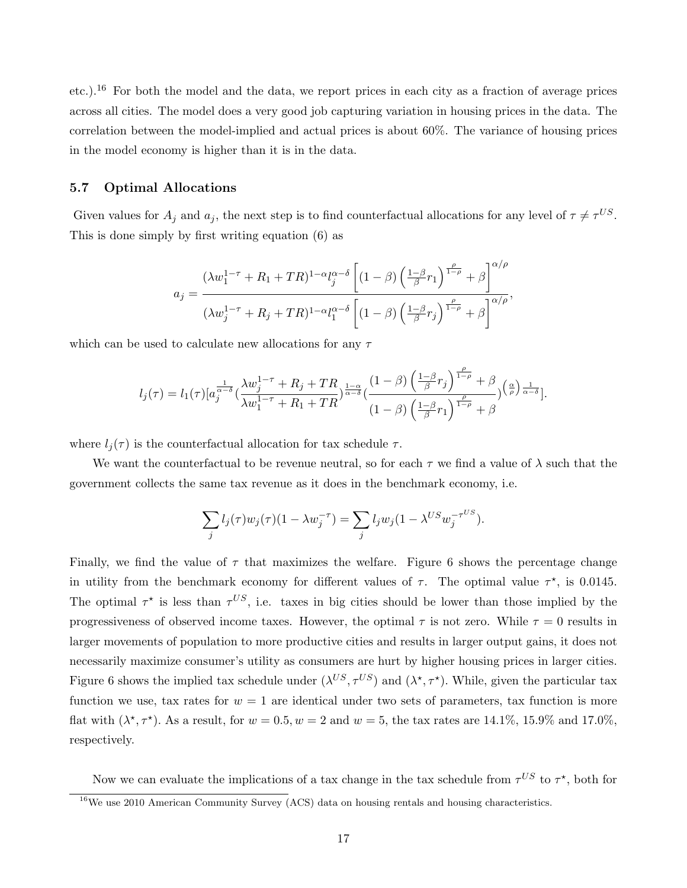etc.).[16] For both the model and the data, we report prices in each city as a fraction of average prices across all cities. The model does a very good job capturing variation in housing prices in the data. The correlation between the model-implied and actual prices is about 60%. The variance of housing prices in the model economy is higher than it is in the data.

### 5.7 Optimal Allocations

Given values for $A_j$ and $a_j$, the next step is to find counterfactual allocations for any level of $\tau \neq \tau^{US}$. This is done simply by first writing equation (6) as

$$a_j = \frac{(\lambda w_1^{1-\tau} + R_1 + TR)^{1-\alpha} l_j^{\alpha-\delta} \left[(1-\beta)\left(\frac{1-\beta}{\beta} r_1\right)^{\frac{\rho}{1-\rho}} + \beta\right]^{\alpha/\rho}}{(\lambda w_j^{1-\tau} + R_j + TR)^{1-\alpha} l_1^{\alpha-\delta} \left[(1-\beta)\left(\frac{1-\beta}{\beta} r_j\right)^{\frac{\rho}{1-\rho}} + \beta\right]^{\alpha/\rho}},$$

which can be used to calculate new allocations for any $\tau$

$$l_j(\tau) = l_1(\tau)[a_j^{\frac{1}{\alpha-\delta}} (\frac{\lambda w_j^{1-\tau} + R_j + TR}{\lambda w_1^{1-\tau} + R_1 + TR})^{\frac{1-\alpha}{\alpha-\delta}} (\frac{(1-\beta)\left(\frac{1-\beta}{\beta} r_j\right)^{\frac{\rho}{1-\rho}} + \beta}{(1-\beta)\left(\frac{1-\beta}{\beta} r_1\right)^{\frac{\rho}{1-\rho}} + \beta})^{\left(\frac{\alpha}{\rho}\right)\frac{1}{\alpha-\delta}}].$$

where $l_j(\tau)$ is the counterfactual allocation for tax schedule $\tau$.

We want the counterfactual to be revenue neutral, so for each $\tau$ we find a value of $\lambda$ such that the government collects the same tax revenue as it does in the benchmark economy, i.e.

$$\sum_j l_j(\tau) w_j(\tau)(1 - \lambda w_j^{-\tau}) = \sum_j l_j w_j (1 - \lambda^{US} w_j^{-\tau^{US}}).$$

Finally, we find the value of $\tau$ that maximizes the welfare. Figure 6 shows the percentage change in utility from the benchmark economy for different values of $\tau$. The optimal value $\tau^\star$, is 0.0145. The optimal $\tau^\star$ is less than $\tau^{US}$, i.e. taxes in big cities should be lower than those implied by the progressiveness of observed income taxes. However, the optimal $\tau$ is not zero. While $\tau = 0$ results in larger movements of population to more productive cities and results in larger output gains, it does not necessarily maximize consumer's utility as consumers are hurt by higher housing prices in larger cities. Figure 6 shows the implied tax schedule under $(\lambda^{US}, \tau^{US})$ and $(\lambda^\star, \tau^\star)$. While, given the particular tax function we use, tax rates for $w = 1$ are identical under two sets of parameters, tax function is more flat with $(\lambda^\star, \tau^\star)$. As a result, for $w = 0.5, w = 2$ and $w = 5$, the tax rates are 14.1%, 15.9% and 17.0%, respectively.

Now we can evaluate the implications of a tax change in the tax schedule from $\tau^{US}$ to $\tau^\star$, both for

[16] We use 2010 American Community Survey (ACS) data on housing rentals and housing characteristics.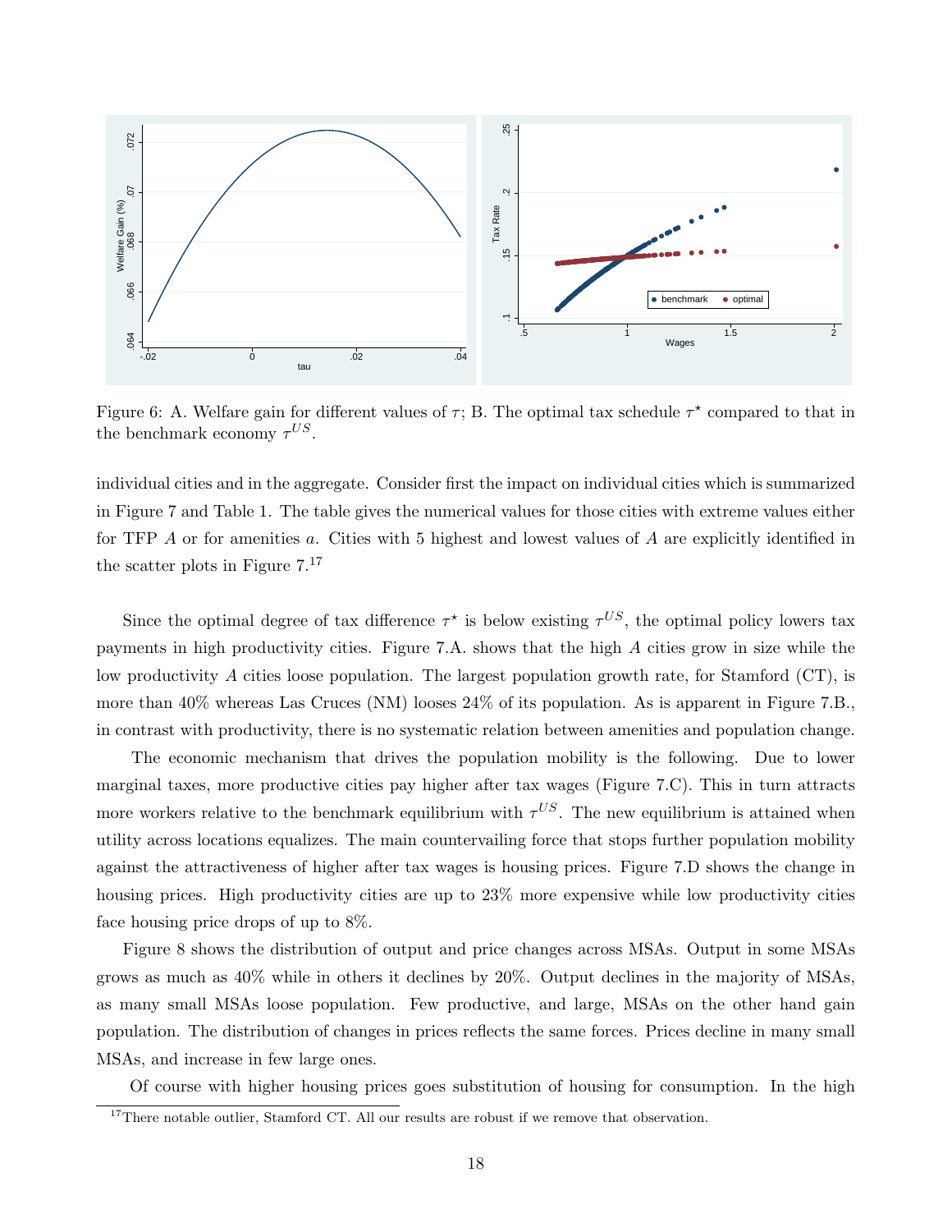Figure 6: A. Welfare gain for different values of $\tau$; B. The optimal tax schedule $\tau^{\star}$ compared to that in the benchmark economy $\tau^{US}$.

individual cities and in the aggregate. Consider first the impact on individual cities which is summarized in Figure 7 and Table 1. The table gives the numerical values for those cities with extreme values either for TFP $A$ or for amenities $a$. Cities with 5 highest and lowest values of $A$ are explicitly identified in the scatter plots in Figure 7.[17]

Since the optimal degree of tax difference $\tau^{\star}$ is below existing $\tau^{US}$, the optimal policy lowers tax payments in high productivity cities. Figure 7.A. shows that the high $A$ cities grow in size while the low productivity $A$ cities loose population. The largest population growth rate, for Stamford (CT), is more than 40% whereas Las Cruces (NM) looses 24% of its population. As is apparent in Figure 7.B., in contrast with productivity, there is no systematic relation between amenities and population change.

The economic mechanism that drives the population mobility is the following. Due to lower marginal taxes, more productive cities pay higher after tax wages (Figure 7.C). This in turn attracts more workers relative to the benchmark equilibrium with $\tau^{US}$. The new equilibrium is attained when utility across locations equalizes. The main countervailing force that stops further population mobility against the attractiveness of higher after tax wages is housing prices. Figure 7.D shows the change in housing prices. High productivity cities are up to 23% more expensive while low productivity cities face housing price drops of up to 8%.

Figure 8 shows the distribution of output and price changes across MSAs. Output in some MSAs grows as much as 40% while in others it declines by 20%. Output declines in the majority of MSAs, as many small MSAs loose population. Few productive, and large, MSAs on the other hand gain population. The distribution of changes in prices reflects the same forces. Prices decline in many small MSAs, and increase in few large ones.

Of course with higher housing prices goes substitution of housing for consumption. In the high

[17] There notable outlier, Stamford CT. All our results are robust if we remove that observation.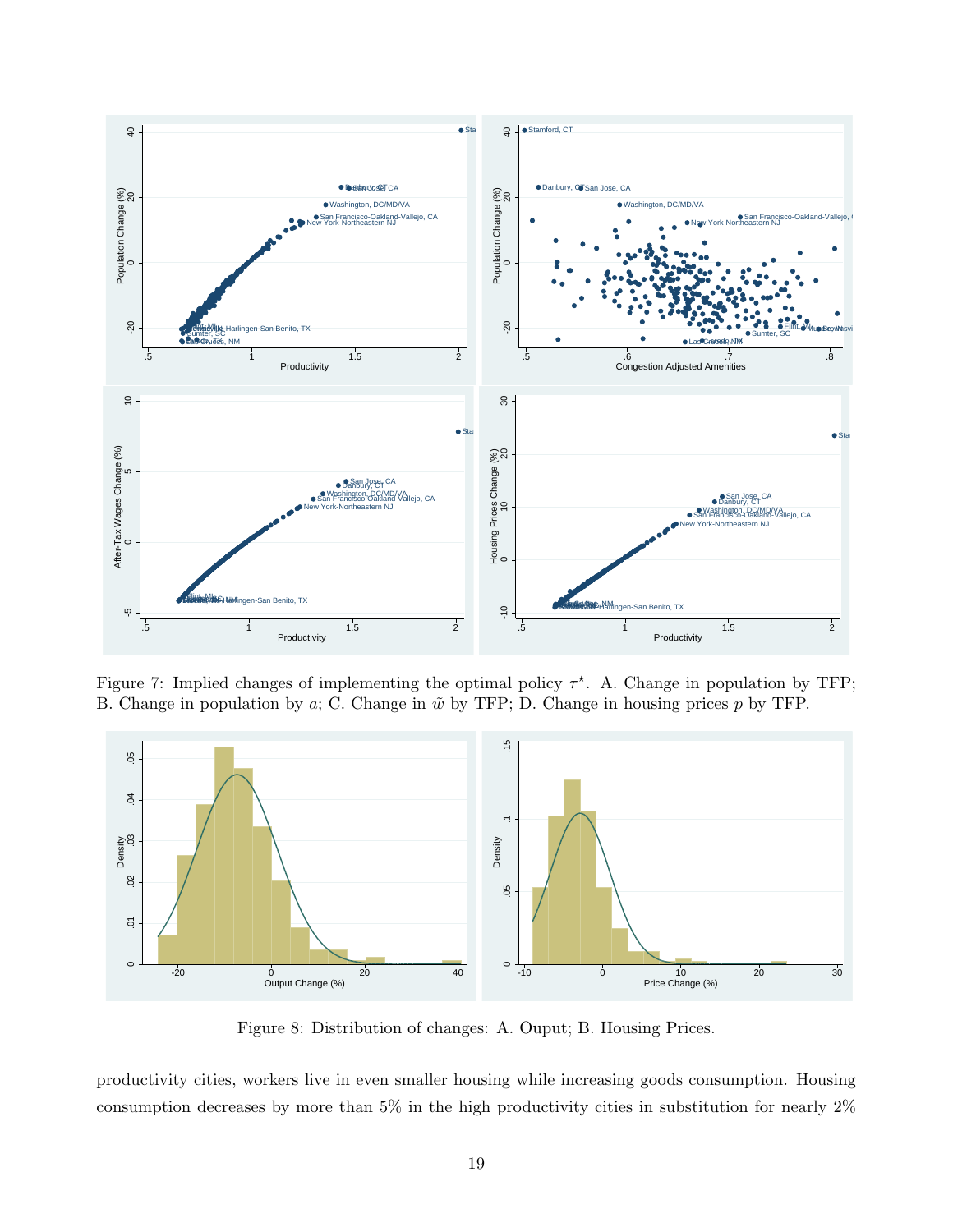Figure 7: Implied changes of implementing the optimal policy $\tau^{\star}$. A. Change in population by TFP; B. Change in population by $a$; C. Change in $\tilde{w}$ by TFP; D. Change in housing prices $p$ by TFP.

Figure 8: Distribution of changes: A. Ouput; B. Housing Prices.

productivity cities, workers live in even smaller housing while increasing goods consumption. Housing consumption decreases by more than 5% in the high productivity cities in substitution for nearly 2%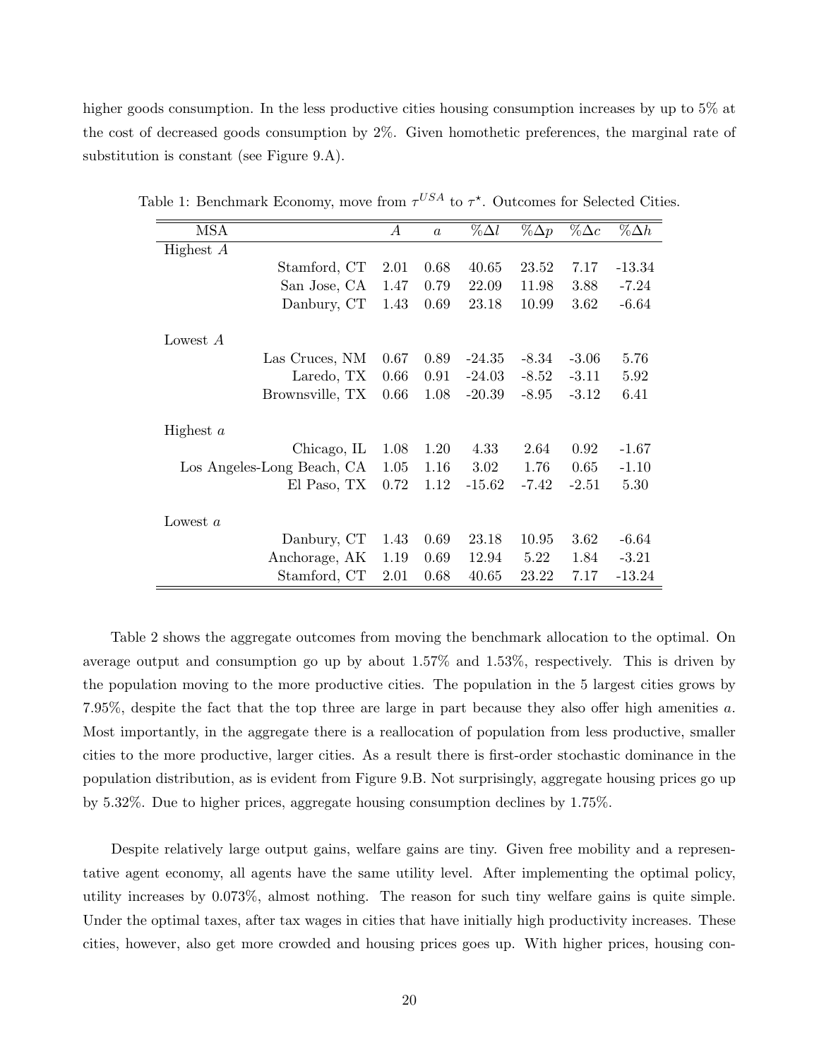higher goods consumption. In the less productive cities housing consumption increases by up to 5% at the cost of decreased goods consumption by 2%. Given homothetic preferences, the marginal rate of substitution is constant (see Figure 9.A).

Table 1: Benchmark Economy, move from $\tau^{USA}$ to $\tau^{\star}$. Outcomes for Selected Cities.

| MSA | $A$ | $a$ | $\%\Delta l$ | $\%\Delta p$ | $\%\Delta c$ | $\%\Delta h$ |
|---|---|---|---|---|---|---|
| Highest $A$ | | | | | | |
| Stamford, CT | 2.01 | 0.68 | 40.65 | 23.52 | 7.17 | -13.34 |
| San Jose, CA | 1.47 | 0.79 | 22.09 | 11.98 | 3.88 | -7.24 |
| Danbury, CT | 1.43 | 0.69 | 23.18 | 10.99 | 3.62 | -6.64 |
| Lowest $A$ | | | | | | |
| Las Cruces, NM | 0.67 | 0.89 | -24.35 | -8.34 | -3.06 | 5.76 |
| Laredo, TX | 0.66 | 0.91 | -24.03 | -8.52 | -3.11 | 5.92 |
| Brownsville, TX | 0.66 | 1.08 | -20.39 | -8.95 | -3.12 | 6.41 |
| Highest $a$ | | | | | | |
| Chicago, IL | 1.08 | 1.20 | 4.33 | 2.64 | 0.92 | -1.67 |
| Los Angeles-Long Beach, CA | 1.05 | 1.16 | 3.02 | 1.76 | 0.65 | -1.10 |
| El Paso, TX | 0.72 | 1.12 | -15.62 | -7.42 | -2.51 | 5.30 |
| Lowest $a$ | | | | | | |
| Danbury, CT | 1.43 | 0.69 | 23.18 | 10.95 | 3.62 | -6.64 |
| Anchorage, AK | 1.19 | 0.69 | 12.94 | 5.22 | 1.84 | -3.21 |
| Stamford, CT | 2.01 | 0.68 | 40.65 | 23.22 | 7.17 | -13.24 |

Table 2 shows the aggregate outcomes from moving the benchmark allocation to the optimal. On average output and consumption go up by about 1.57% and 1.53%, respectively. This is driven by the population moving to the more productive cities. The population in the 5 largest cities grows by 7.95%, despite the fact that the top three are large in part because they also offer high amenities $a$. Most importantly, in the aggregate there is a reallocation of population from less productive, smaller cities to the more productive, larger cities. As a result there is first-order stochastic dominance in the population distribution, as is evident from Figure 9.B. Not surprisingly, aggregate housing prices go up by 5.32%. Due to higher prices, aggregate housing consumption declines by 1.75%.

Despite relatively large output gains, welfare gains are tiny. Given free mobility and a representative agent economy, all agents have the same utility level. After implementing the optimal policy, utility increases by 0.073%, almost nothing. The reason for such tiny welfare gains is quite simple. Under the optimal taxes, after tax wages in cities that have initially high productivity increases. These cities, however, also get more crowded and housing prices goes up. With higher prices, housing con-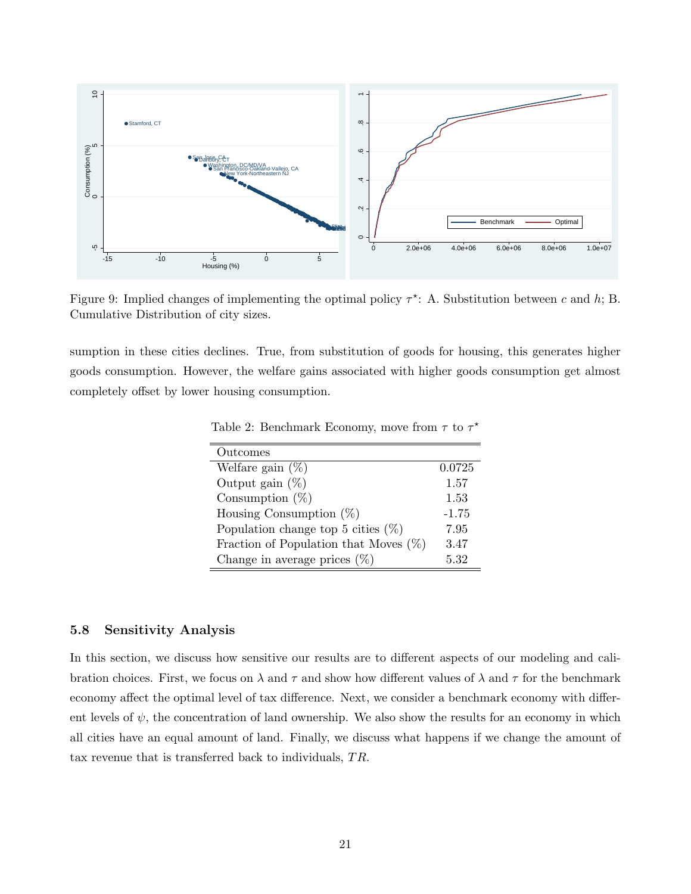Figure 9: Implied changes of implementing the optimal policy $\tau^\star$: A. Substitution between $c$ and $h$; B. Cumulative Distribution of city sizes.

sumption in these cities declines. True, from substitution of goods for housing, this generates higher goods consumption. However, the welfare gains associated with higher goods consumption get almost completely offset by lower housing consumption.

Table 2: Benchmark Economy, move from $\tau$ to $\tau^\star$

| Outcomes | |
|---|---|
| Welfare gain (%) | 0.0725 |
| Output gain (%) | 1.57 |
| Consumption (%) | 1.53 |
| Housing Consumption (%) | -1.75 |
| Population change top 5 cities (%) | 7.95 |
| Fraction of Population that Moves (%) | 3.47 |
| Change in average prices (%) | 5.32 |

### 5.8 Sensitivity Analysis

In this section, we discuss how sensitive our results are to different aspects of our modeling and calibration choices. First, we focus on $\lambda$ and $\tau$ and show how different values of $\lambda$ and $\tau$ for the benchmark economy affect the optimal level of tax difference. Next, we consider a benchmark economy with different levels of $\psi$, the concentration of land ownership. We also show the results for an economy in which all cities have an equal amount of land. Finally, we discuss what happens if we change the amount of tax revenue that is transferred back to individuals, $TR$.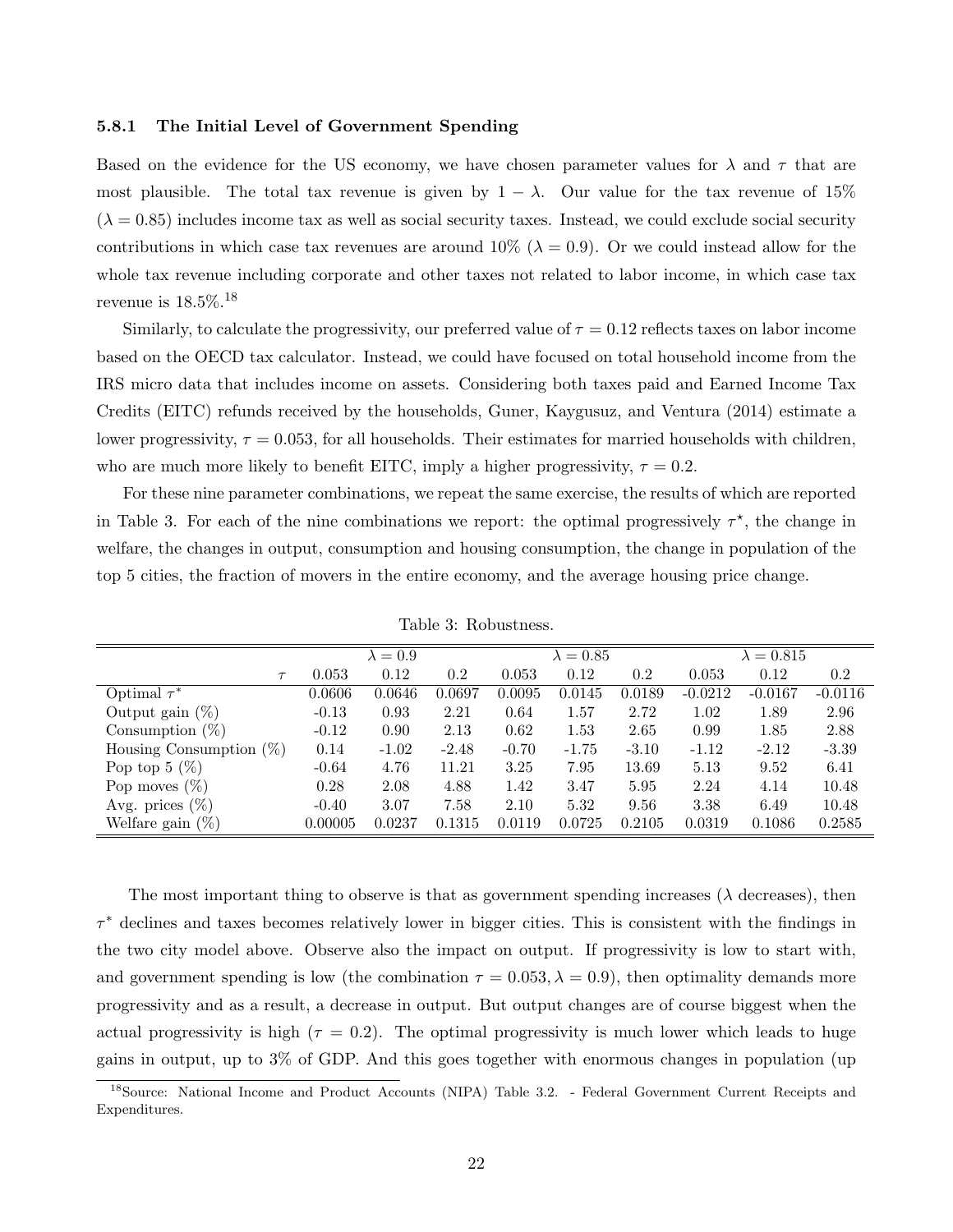#### 5.8.1 The Initial Level of Government Spending

Based on the evidence for the US economy, we have chosen parameter values for $\lambda$ and $\tau$ that are most plausible. The total tax revenue is given by $1-\lambda$. Our value for the tax revenue of 15% ($\lambda = 0.85$) includes income tax as well as social security taxes. Instead, we could exclude social security contributions in which case tax revenues are around 10% ($\lambda = 0.9$). Or we could instead allow for the whole tax revenue including corporate and other taxes not related to labor income, in which case tax revenue is 18.5%.[18]

Similarly, to calculate the progressivity, our preferred value of $\tau = 0.12$ reflects taxes on labor income based on the OECD tax calculator. Instead, we could have focused on total household income from the IRS micro data that includes income on assets. Considering both taxes paid and Earned Income Tax Credits (EITC) refunds received by the households, Guner, Kaygusuz, and Ventura (2014) estimate a lower progressivity, $\tau = 0.053$, for all households. Their estimates for married households with children, who are much more likely to benefit EITC, imply a higher progressivity, $\tau = 0.2$.

For these nine parameter combinations, we repeat the same exercise, the results of which are reported in Table 3. For each of the nine combinations we report: the optimal progressively $\tau^\star$, the change in welfare, the changes in output, consumption and housing consumption, the change in population of the top 5 cities, the fraction of movers in the entire economy, and the average housing price change.

Table 3: Robustness.

| | $\lambda = 0.9$ | | | $\lambda = 0.85$ | | | $\lambda = 0.815$ | | |
|---|---|---|---|---|---|---|---|---|---|
| $\tau$ | 0.053 | 0.12 | 0.2 | 0.053 | 0.12 | 0.2 | 0.053 | 0.12 | 0.2 |
| Optimal $\tau^*$ | 0.0606 | 0.0646 | 0.0697 | 0.0095 | 0.0145 | 0.0189 | -0.0212 | -0.0167 | -0.0116 |
| Output gain (%) | -0.13 | 0.93 | 2.21 | 0.64 | 1.57 | 2.72 | 1.02 | 1.89 | 2.96 |
| Consumption (%) | -0.12 | 0.90 | 2.13 | 0.62 | 1.53 | 2.65 | 0.99 | 1.85 | 2.88 |
| Housing Consumption (%) | 0.14 | -1.02 | -2.48 | -0.70 | -1.75 | -3.10 | -1.12 | -2.12 | -3.39 |
| Pop top 5 (%) | -0.64 | 4.76 | 11.21 | 3.25 | 7.95 | 13.69 | 5.13 | 9.52 | 6.41 |
| Pop moves (%) | 0.28 | 2.08 | 4.88 | 1.42 | 3.47 | 5.95 | 2.24 | 4.14 | 10.48 |
| Avg. prices (%) | -0.40 | 3.07 | 7.58 | 2.10 | 5.32 | 9.56 | 3.38 | 6.49 | 10.48 |
| Welfare gain (%) | 0.00005 | 0.0237 | 0.1315 | 0.0119 | 0.0725 | 0.2105 | 0.0319 | 0.1086 | 0.2585 |

The most important thing to observe is that as government spending increases ($\lambda$ decreases), then $\tau^*$ declines and taxes becomes relatively lower in bigger cities. This is consistent with the findings in the two city model above. Observe also the impact on output. If progressivity is low to start with, and government spending is low (the combination $\tau = 0.053, \lambda = 0.9$), then optimality demands more progressivity and as a result, a decrease in output. But output changes are of course biggest when the actual progressivity is high ($\tau = 0.2$). The optimal progressivity is much lower which leads to huge gains in output, up to 3% of GDP. And this goes together with enormous changes in population (up

[18] Source: National Income and Product Accounts (NIPA) Table 3.2. - Federal Government Current Receipts and Expenditures.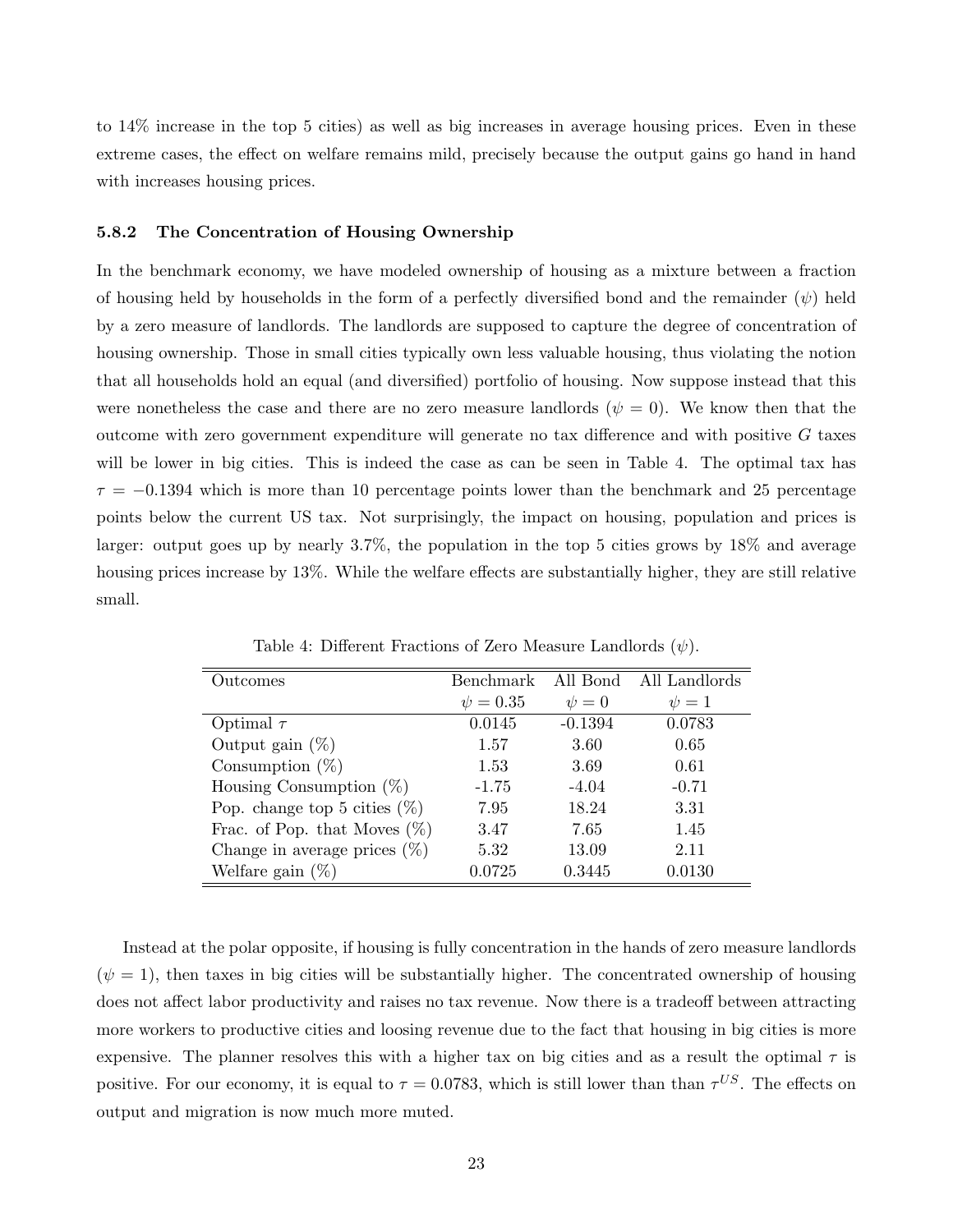to 14% increase in the top 5 cities) as well as big increases in average housing prices. Even in these extreme cases, the effect on welfare remains mild, precisely because the output gains go hand in hand with increases housing prices.

### 5.8.2 The Concentration of Housing Ownership

In the benchmark economy, we have modeled ownership of housing as a mixture between a fraction of housing held by households in the form of a perfectly diversified bond and the remainder ($\psi$) held by a zero measure of landlords. The landlords are supposed to capture the degree of concentration of housing ownership. Those in small cities typically own less valuable housing, thus violating the notion that all households hold an equal (and diversified) portfolio of housing. Now suppose instead that this were nonetheless the case and there are no zero measure landlords ($\psi = 0$). We know then that the outcome with zero government expenditure will generate no tax difference and with positive $G$ taxes will be lower in big cities. This is indeed the case as can be seen in Table 4. The optimal tax has $\tau = -0.1394$ which is more than 10 percentage points lower than the benchmark and 25 percentage points below the current US tax. Not surprisingly, the impact on housing, population and prices is larger: output goes up by nearly 3.7%, the population in the top 5 cities grows by 18% and average housing prices increase by 13%. While the welfare effects are substantially higher, they are still relative small.

Table 4: Different Fractions of Zero Measure Landlords ($\psi$).

| Outcomes | Benchmark<br>$\psi = 0.35$ | All Bond<br>$\psi = 0$ | All Landlords<br>$\psi = 1$ |
|---|---|---|---|
| Optimal $\tau$ | 0.0145 | -0.1394 | 0.0783 |
| Output gain (%) | 1.57 | 3.60 | 0.65 |
| Consumption (%) | 1.53 | 3.69 | 0.61 |
| Housing Consumption (%) | -1.75 | -4.04 | -0.71 |
| Pop. change top 5 cities (%) | 7.95 | 18.24 | 3.31 |
| Frac. of Pop. that Moves (%) | 3.47 | 7.65 | 1.45 |
| Change in average prices (%) | 5.32 | 13.09 | 2.11 |
| Welfare gain (%) | 0.0725 | 0.3445 | 0.0130 |

Instead at the polar opposite, if housing is fully concentration in the hands of zero measure landlords ($\psi = 1$), then taxes in big cities will be substantially higher. The concentrated ownership of housing does not affect labor productivity and raises no tax revenue. Now there is a tradeoff between attracting more workers to productive cities and loosing revenue due to the fact that housing in big cities is more expensive. The planner resolves this with a higher tax on big cities and as a result the optimal $\tau$ is positive. For our economy, it is equal to $\tau = 0.0783$, which is still lower than than $\tau^{US}$. The effects on output and migration is now much more muted.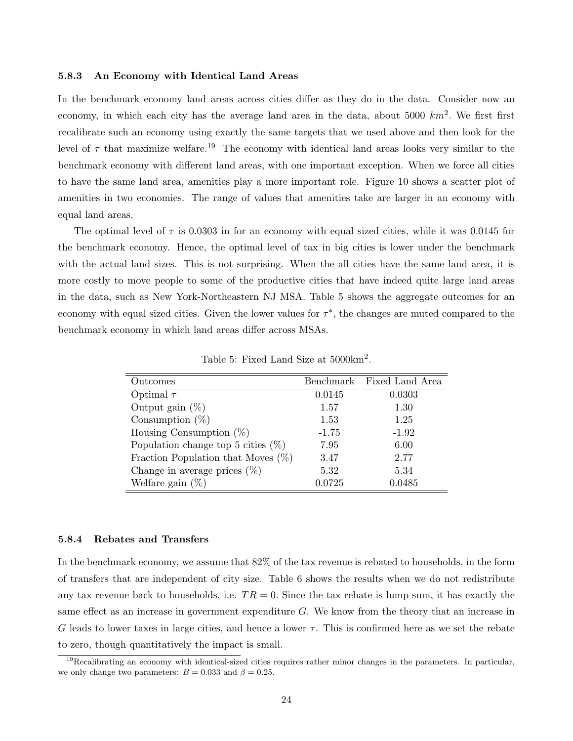### 5.8.3 An Economy with Identical Land Areas

In the benchmark economy land areas across cities differ as they do in the data. Consider now an economy, in which each city has the average land area in the data, about 5000 $km^2$. We first first recalibrate such an economy using exactly the same targets that we used above and then look for the level of $\tau$ that maximize welfare.[19] The economy with identical land areas looks very similar to the benchmark economy with different land areas, with one important exception. When we force all cities to have the same land area, amenities play a more important role. Figure 10 shows a scatter plot of amenities in two economies. The range of values that amenities take are larger in an economy with equal land areas.

The optimal level of $\tau$ is 0.0303 in for an economy with equal sized cities, while it was 0.0145 for the benchmark economy. Hence, the optimal level of tax in big cities is lower under the benchmark with the actual land sizes. This is not surprising. When the all cities have the same land area, it is more costly to move people to some of the productive cities that have indeed quite large land areas in the data, such as New York-Northeastern NJ MSA. Table 5 shows the aggregate outcomes for an economy with equal sized cities. Given the lower values for $\tau^*$, the changes are muted compared to the benchmark economy in which land areas differ across MSAs.

Table 5: Fixed Land Size at 5000km$^2$.

| Outcomes | Benchmark | Fixed Land Area |
|---|---|---|
| Optimal $\tau$ | 0.0145 | 0.0303 |
| Output gain (%) | 1.57 | 1.30 |
| Consumption (%) | 1.53 | 1.25 |
| Housing Consumption (%) | -1.75 | -1.92 |
| Population change top 5 cities (%) | 7.95 | 6.00 |
| Fraction Population that Moves (%) | 3.47 | 2.77 |
| Change in average prices (%) | 5.32 | 5.34 |
| Welfare gain (%) | 0.0725 | 0.0485 |

### 5.8.4 Rebates and Transfers

In the benchmark economy, we assume that 82% of the tax revenue is rebated to households, in the form of transfers that are independent of city size. Table 6 shows the results when we do not redistribute any tax revenue back to households, i.e. $TR = 0$. Since the tax rebate is lump sum, it has exactly the same effect as an increase in government expenditure $G$. We know from the theory that an increase in $G$ leads to lower taxes in large cities, and hence a lower $\tau$. This is confirmed here as we set the rebate to zero, though quantitatively the impact is small.

[19] Recalibrating an economy with identical-sized cities requires rather minor changes in the parameters. In particular, we only change two parameters: $B = 0.033$ and $\beta = 0.25$.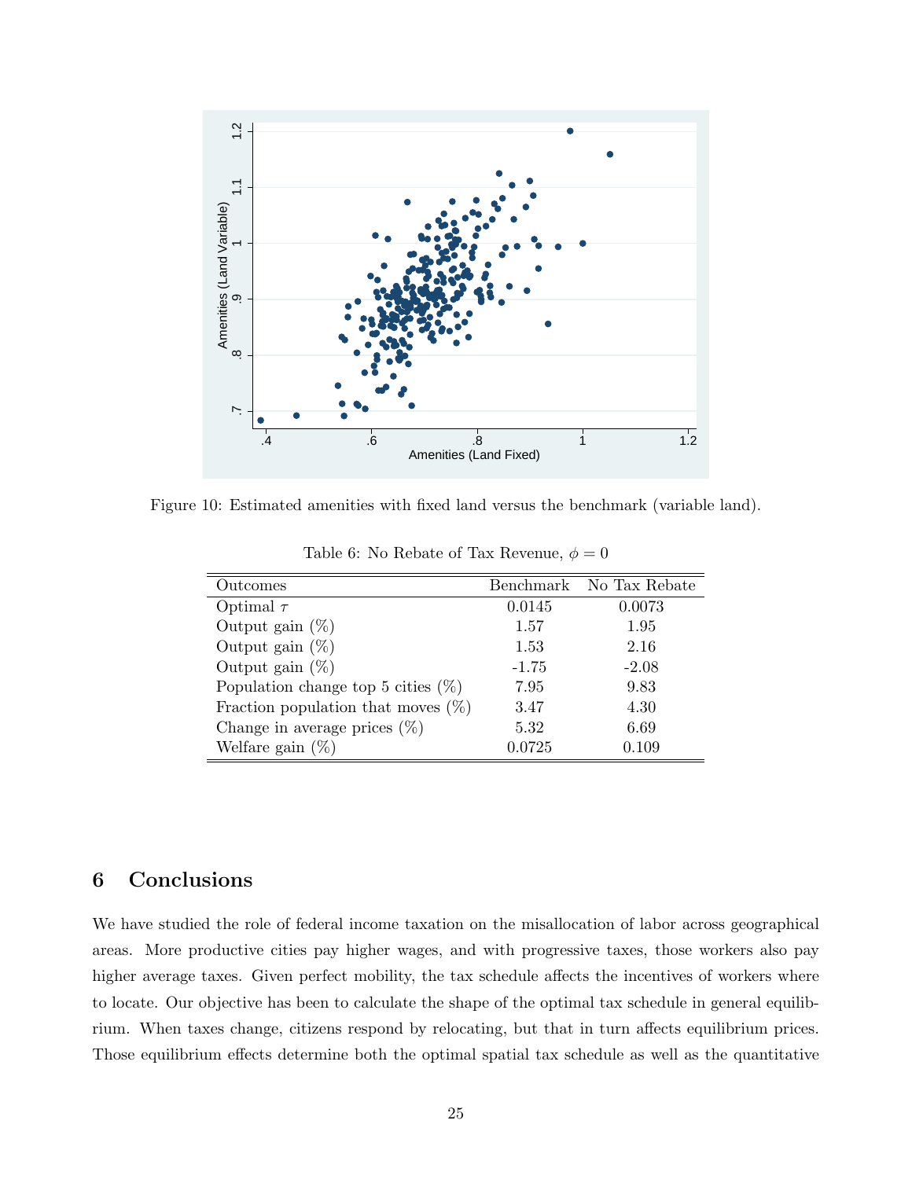Figure 10: Estimated amenities with fixed land versus the benchmark (variable land).

Table 6: No Rebate of Tax Revenue, $\phi = 0$

| Outcomes | Benchmark | No Tax Rebate |
|---|---|---|
| Optimal $\tau$ | 0.0145 | 0.0073 |
| Output gain (%) | 1.57 | 1.95 |
| Output gain (%) | 1.53 | 2.16 |
| Output gain (%) | -1.75 | -2.08 |
| Population change top 5 cities (%) | 7.95 | 9.83 |
| Fraction population that moves (%) | 3.47 | 4.30 |
| Change in average prices (%) | 5.32 | 6.69 |
| Welfare gain (%) | 0.0725 | 0.109 |

## 6 Conclusions

We have studied the role of federal income taxation on the misallocation of labor across geographical areas. More productive cities pay higher wages, and with progressive taxes, those workers also pay higher average taxes. Given perfect mobility, the tax schedule affects the incentives of workers where to locate. Our objective has been to calculate the shape of the optimal tax schedule in general equilibrium. When taxes change, citizens respond by relocating, but that in turn affects equilibrium prices. Those equilibrium effects determine both the optimal spatial tax schedule as well as the quantitative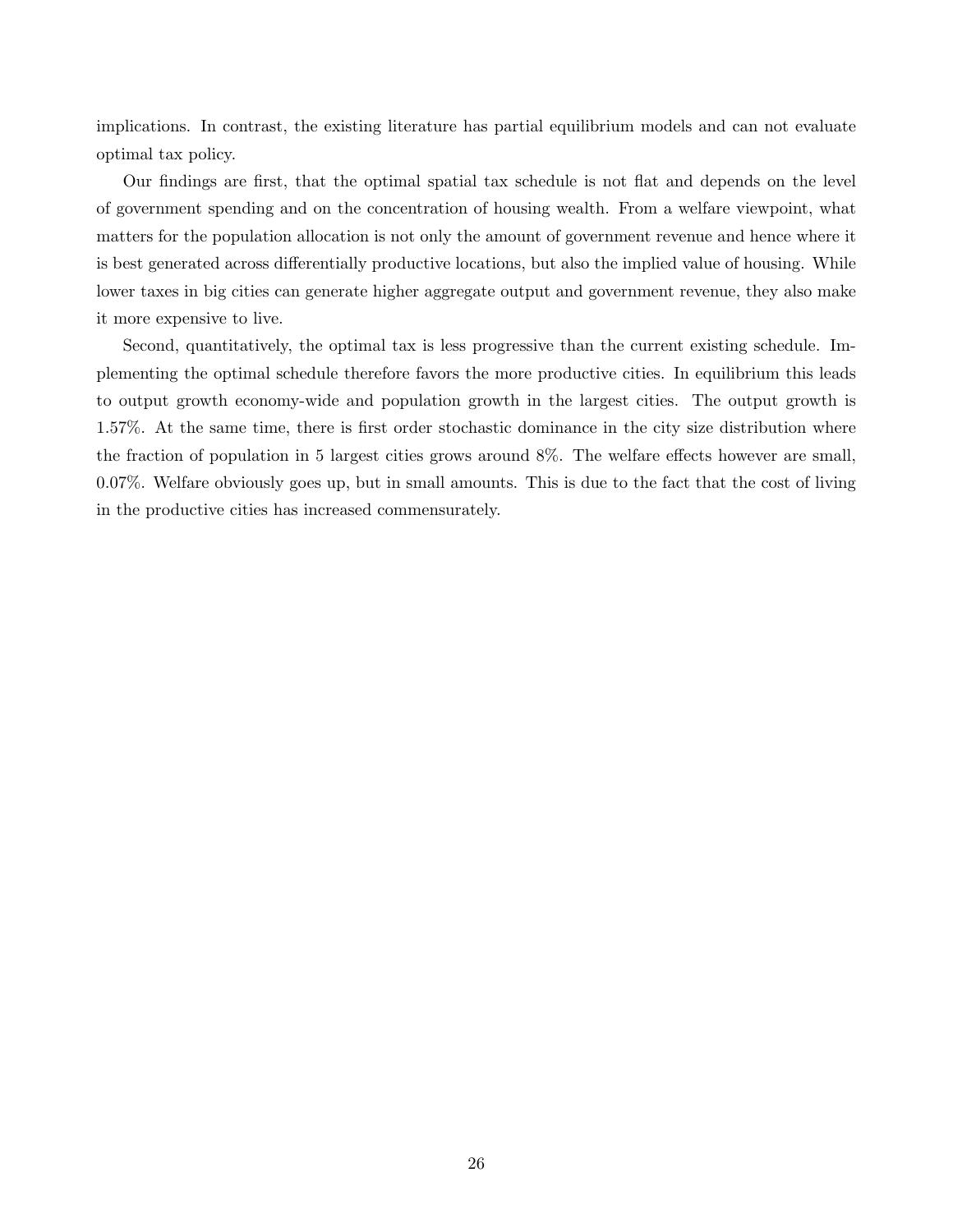implications. In contrast, the existing literature has partial equilibrium models and can not evaluate optimal tax policy.

Our findings are first, that the optimal spatial tax schedule is not flat and depends on the level of government spending and on the concentration of housing wealth. From a welfare viewpoint, what matters for the population allocation is not only the amount of government revenue and hence where it is best generated across differentially productive locations, but also the implied value of housing. While lower taxes in big cities can generate higher aggregate output and government revenue, they also make it more expensive to live.

Second, quantitatively, the optimal tax is less progressive than the current existing schedule. Implementing the optimal schedule therefore favors the more productive cities. In equilibrium this leads to output growth economy-wide and population growth in the largest cities. The output growth is 1.57%. At the same time, there is first order stochastic dominance in the city size distribution where the fraction of population in 5 largest cities grows around 8%. The welfare effects however are small, 0.07%. Welfare obviously goes up, but in small amounts. This is due to the fact that the cost of living in the productive cities has increased commensurately.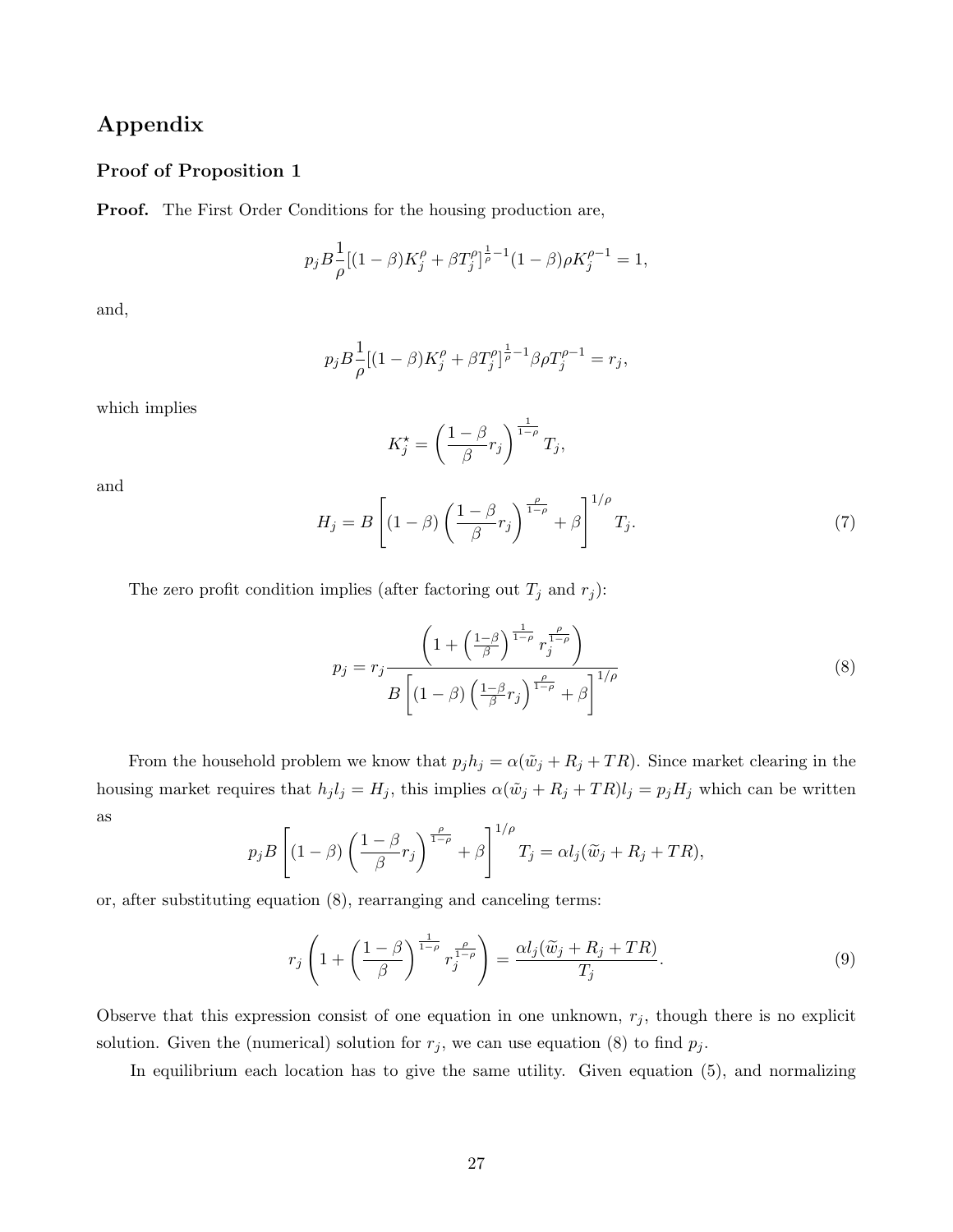# Appendix

## Proof of Proposition 1

**Proof.** The First Order Conditions for the housing production are,

$$p_j B \frac{1}{\rho}[(1-\beta)K_j^{\rho} + \beta T_j^{\rho}]^{\frac{1}{\rho}-1}(1-\beta)\rho K_j^{\rho-1} = 1,$$

and,

$$p_j B \frac{1}{\rho}[(1-\beta)K_j^{\rho} + \beta T_j^{\rho}]^{\frac{1}{\rho}-1}\beta\rho T_j^{\rho-1} = r_j,$$

which implies

$$K_j^{\star} = \left(\frac{1-\beta}{\beta} r_j\right)^{\frac{1}{1-\rho}} T_j,$$

and

$$H_j = B\left[(1-\beta)\left(\frac{1-\beta}{\beta}r_j\right)^{\frac{\rho}{1-\rho}} + \beta\right]^{1/\rho} T_j. \tag{7}$$

The zero profit condition implies (after factoring out $T_j$ and $r_j$):

$$p_j = r_j \frac{\left(1 + \left(\frac{1-\beta}{\beta}\right)^{\frac{1}{1-\rho}} r_j^{\frac{\rho}{1-\rho}}\right)}{B\left[(1-\beta)\left(\frac{1-\beta}{\beta}r_j\right)^{\frac{\rho}{1-\rho}} + \beta\right]^{1/\rho}} \tag{8}$$

From the household problem we know that $p_j h_j = \alpha(\tilde{w}_j + R_j + TR)$. Since market clearing in the housing market requires that $h_j l_j = H_j$, this implies $\alpha(\tilde{w}_j + R_j + TR)l_j = p_j H_j$ which can be written as

$$p_j B\left[(1-\beta)\left(\frac{1-\beta}{\beta}r_j\right)^{\frac{\rho}{1-\rho}} + \beta\right]^{1/\rho} T_j = \alpha l_j(\widetilde{w}_j + R_j + TR),$$

or, after substituting equation (8), rearranging and canceling terms:

$$r_j\left(1 + \left(\frac{1-\beta}{\beta}\right)^{\frac{1}{1-\rho}} r_j^{\frac{\rho}{1-\rho}}\right) = \frac{\alpha l_j(\widetilde{w}_j + R_j + TR)}{T_j}. \tag{9}$$

Observe that this expression consist of one equation in one unknown, $r_j$, though there is no explicit solution. Given the (numerical) solution for $r_j$, we can use equation (8) to find $p_j$.

In equilibrium each location has to give the same utility. Given equation (5), and normalizing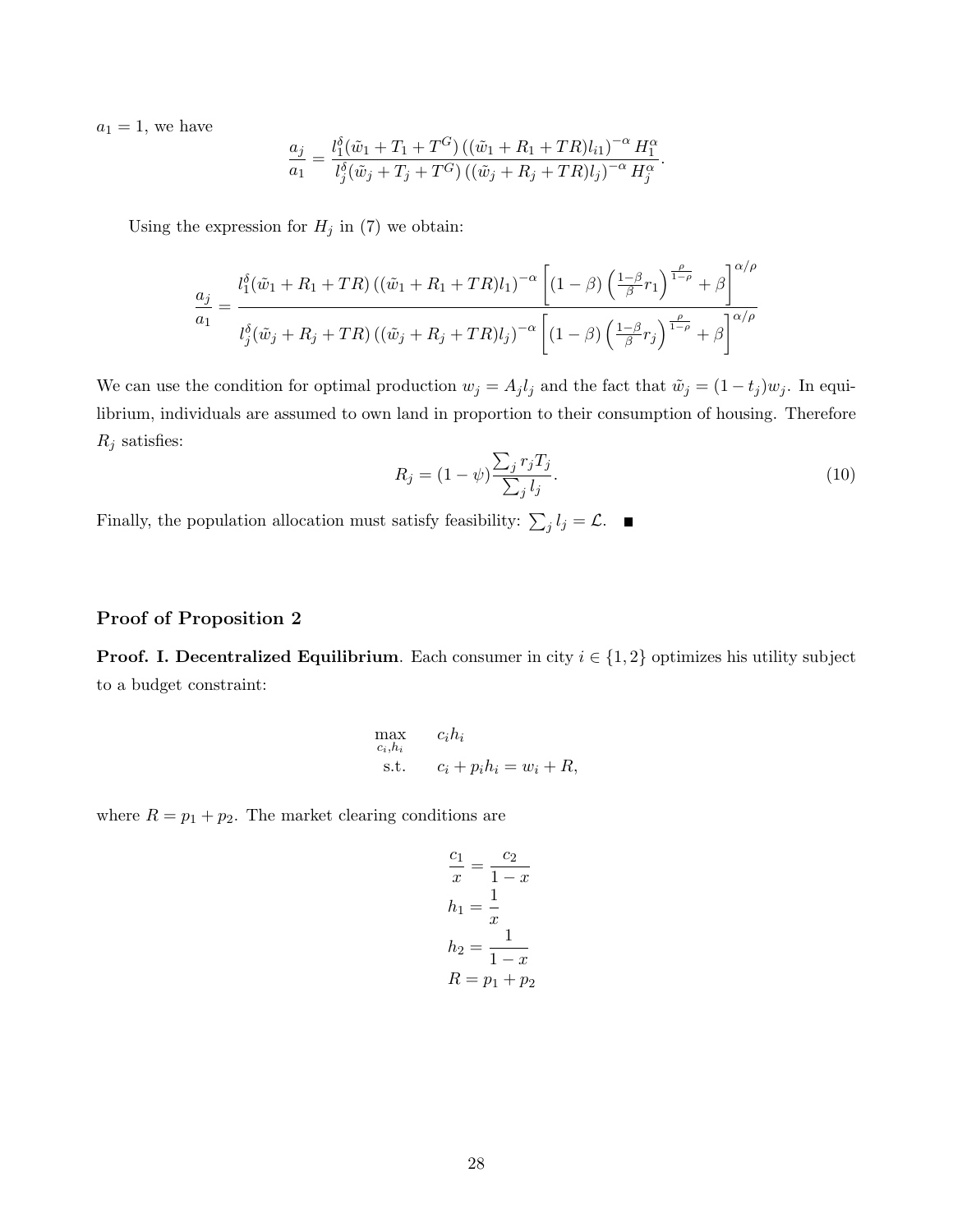$a_1 = 1$, we have

$$\frac{a_j}{a_1} = \frac{l_1^\delta(\tilde{w}_1 + T_1 + T^G)\left((\tilde{w}_1 + R_1 + TR)l_{i1}\right)^{-\alpha} H_1^\alpha}{l_j^\delta(\tilde{w}_j + T_j + T^G)\left((\tilde{w}_j + R_j + TR)l_j\right)^{-\alpha} H_j^\alpha}.$$

Using the expression for $H_j$ in (7) we obtain:

$$\frac{a_j}{a_1} = \frac{l_1^\delta(\tilde{w}_1 + R_1 + TR)\left((\tilde{w}_1 + R_1 + TR)l_1\right)^{-\alpha}\left[(1-\beta)\left(\frac{1-\beta}{\beta}r_1\right)^{\frac{\rho}{1-\rho}} + \beta\right]^{\alpha/\rho}}{l_j^\delta(\tilde{w}_j + R_j + TR)\left((\tilde{w}_j + R_j + TR)l_j\right)^{-\alpha}\left[(1-\beta)\left(\frac{1-\beta}{\beta}r_j\right)^{\frac{\rho}{1-\rho}} + \beta\right]^{\alpha/\rho}}$$

We can use the condition for optimal production $w_j = A_j l_j$ and the fact that $\tilde{w}_j = (1-t_j)w_j$. In equilibrium, individuals are assumed to own land in proportion to their consumption of housing. Therefore $R_j$ satisfies:

$$R_j = (1-\psi)\frac{\sum_j r_j T_j}{\sum_j l_j}. \tag{10}$$

Finally, the population allocation must satisfy feasibility: $\sum_j l_j = \mathcal{L}$. ■

### Proof of Proposition 2

**Proof. I. Decentralized Equilibrium**. Each consumer in city $i \in \{1, 2\}$ optimizes his utility subject to a budget constraint:

$$\begin{aligned} \max_{c_i, h_i} \quad & c_i h_i \\ \text{s.t.} \quad & c_i + p_i h_i = w_i + R, \end{aligned}$$

where $R = p_1 + p_2$. The market clearing conditions are

$$\begin{aligned} \frac{c_1}{x} &= \frac{c_2}{1-x} \\ h_1 &= \frac{1}{x} \\ h_2 &= \frac{1}{1-x} \\ R &= p_1 + p_2 \end{aligned}$$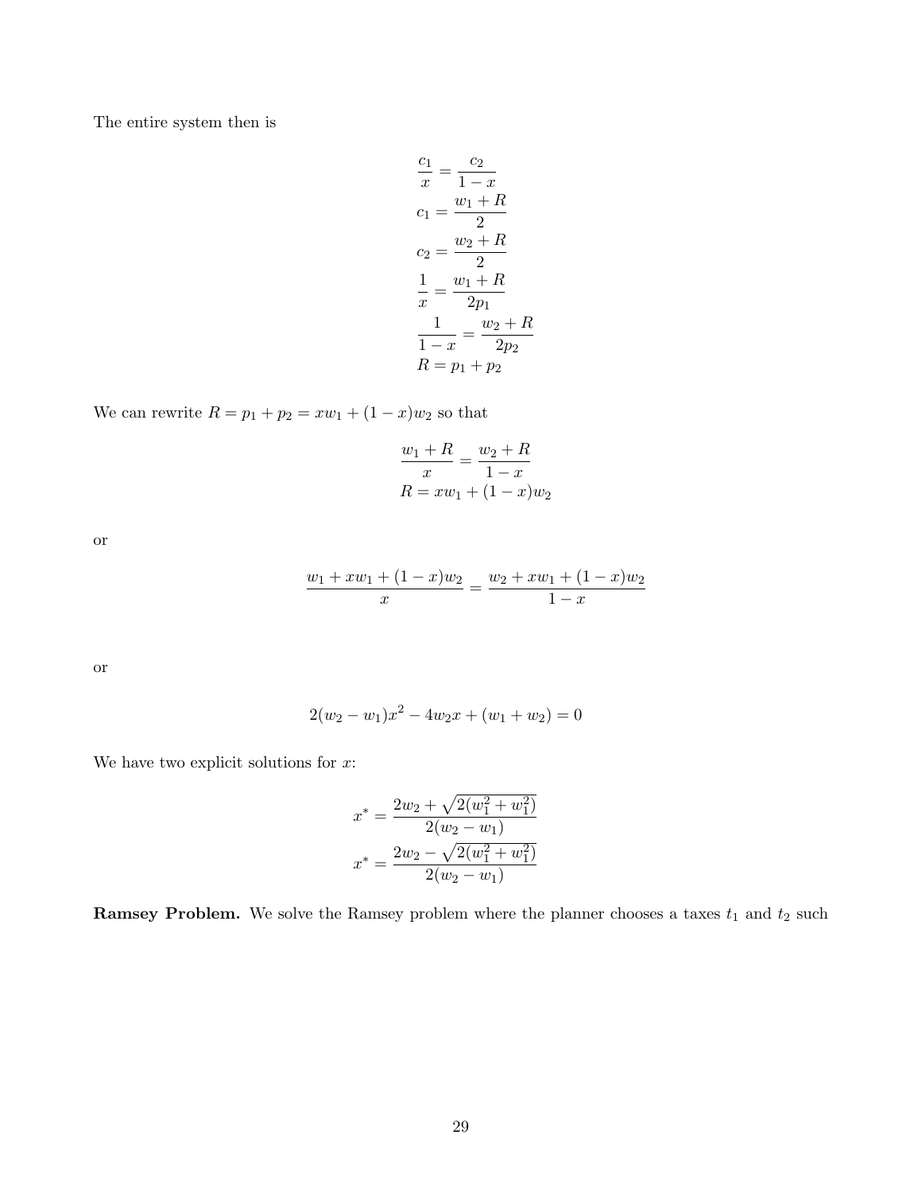The entire system then is

$$
\begin{aligned}
\frac{c_1}{x} &= \frac{c_2}{1-x} \\
c_1 &= \frac{w_1 + R}{2} \\
c_2 &= \frac{w_2 + R}{2} \\
\frac{1}{x} &= \frac{w_1 + R}{2p_1} \\
\frac{1}{1-x} &= \frac{w_2 + R}{2p_2} \\
R &= p_1 + p_2
\end{aligned}
$$

We can rewrite $R = p_1 + p_2 = xw_1 + (1-x)w_2$ so that

$$
\begin{aligned}
\frac{w_1 + R}{x} &= \frac{w_2 + R}{1-x} \\
R &= xw_1 + (1-x)w_2
\end{aligned}
$$

or

$$
\frac{w_1 + xw_1 + (1-x)w_2}{x} = \frac{w_2 + xw_1 + (1-x)w_2}{1-x}
$$

or

$$
2(w_2 - w_1)x^2 - 4w_2 x + (w_1 + w_2) = 0
$$

We have two explicit solutions for $x$:

$$
\begin{aligned}
x^* &= \frac{2w_2 + \sqrt{2(w_1^2 + w_1^2)}}{2(w_2 - w_1)} \\
x^* &= \frac{2w_2 - \sqrt{2(w_1^2 + w_1^2)}}{2(w_2 - w_1)}
\end{aligned}
$$

**Ramsey Problem.** We solve the Ramsey problem where the planner chooses a taxes $t_1$ and $t_2$ such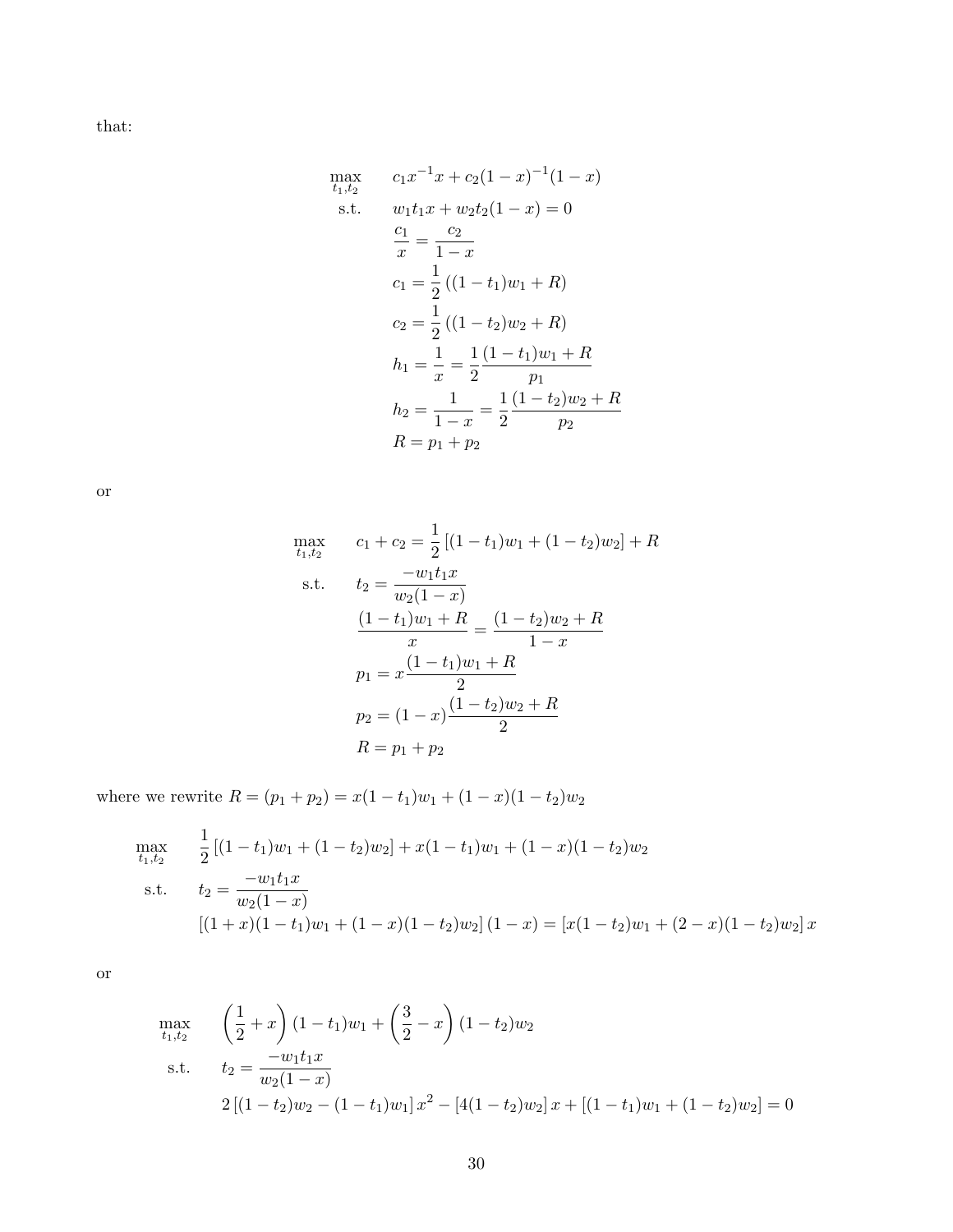that:

$$
\begin{aligned}
\max_{t_1,t_2} \quad & c_1 x^{-1} x + c_2 (1-x)^{-1}(1-x) \\
\text{s.t.} \quad & w_1 t_1 x + w_2 t_2 (1-x) = 0 \\
& \frac{c_1}{x} = \frac{c_2}{1-x} \\
& c_1 = \frac{1}{2}\left((1-t_1)w_1 + R\right) \\
& c_2 = \frac{1}{2}\left((1-t_2)w_2 + R\right) \\
& h_1 = \frac{1}{x} = \frac{1}{2}\frac{(1-t_1)w_1 + R}{p_1} \\
& h_2 = \frac{1}{1-x} = \frac{1}{2}\frac{(1-t_2)w_2 + R}{p_2} \\
& R = p_1 + p_2
\end{aligned}
$$

or

$$
\begin{aligned}
\max_{t_1,t_2} \quad & c_1 + c_2 = \frac{1}{2}\left[(1-t_1)w_1 + (1-t_2)w_2\right] + R \\
\text{s.t.} \quad & t_2 = \frac{-w_1 t_1 x}{w_2(1-x)} \\
& \frac{(1-t_1)w_1 + R}{x} = \frac{(1-t_2)w_2 + R}{1-x} \\
& p_1 = x\frac{(1-t_1)w_1 + R}{2} \\
& p_2 = (1-x)\frac{(1-t_2)w_2 + R}{2} \\
& R = p_1 + p_2
\end{aligned}
$$

where we rewrite $R = (p_1 + p_2) = x(1-t_1)w_1 + (1-x)(1-t_2)w_2$

$$
\begin{aligned}
\max_{t_1,t_2} \quad & \frac{1}{2}\left[(1-t_1)w_1 + (1-t_2)w_2\right] + x(1-t_1)w_1 + (1-x)(1-t_2)w_2 \\
\text{s.t.} \quad & t_2 = \frac{-w_1 t_1 x}{w_2(1-x)} \\
& \left[(1+x)(1-t_1)w_1 + (1-x)(1-t_2)w_2\right](1-x) = \left[x(1-t_2)w_1 + (2-x)(1-t_2)w_2\right]x
\end{aligned}
$$

or

$$
\begin{aligned}
\max_{t_1,t_2} \quad & \left(\frac{1}{2} + x\right)(1-t_1)w_1 + \left(\frac{3}{2} - x\right)(1-t_2)w_2 \\
\text{s.t.} \quad & t_2 = \frac{-w_1 t_1 x}{w_2(1-x)} \\
& 2\left[(1-t_2)w_2 - (1-t_1)w_1\right]x^2 - \left[4(1-t_2)w_2\right]x + \left[(1-t_1)w_1 + (1-t_2)w_2\right] = 0
\end{aligned}
$$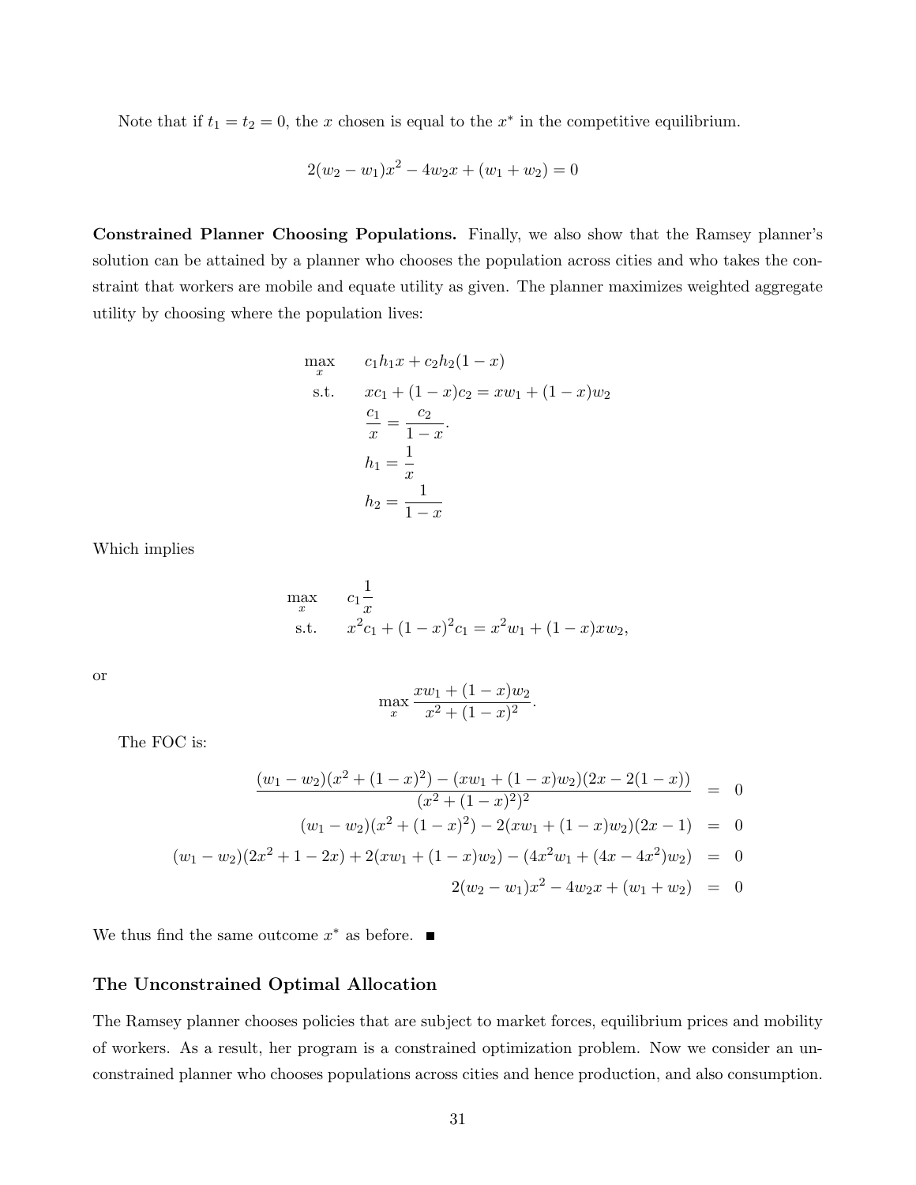Note that if $t_1 = t_2 = 0$, the $x$ chosen is equal to the $x^*$ in the competitive equilibrium.

$$2(w_2 - w_1)x^2 - 4w_2 x + (w_1 + w_2) = 0$$

**Constrained Planner Choosing Populations.** Finally, we also show that the Ramsey planner's solution can be attained by a planner who chooses the population across cities and who takes the constraint that workers are mobile and equate utility as given. The planner maximizes weighted aggregate utility by choosing where the population lives:

$$\begin{aligned}
\max_{x} \quad & c_1 h_1 x + c_2 h_2 (1-x) \\
\text{s.t.} \quad & x c_1 + (1-x) c_2 = x w_1 + (1-x) w_2 \\
& \frac{c_1}{x} = \frac{c_2}{1-x}. \\
& h_1 = \frac{1}{x} \\
& h_2 = \frac{1}{1-x}
\end{aligned}$$

Which implies

$$\begin{aligned}
\max_{x} \quad & c_1 \frac{1}{x} \\
\text{s.t.} \quad & x^2 c_1 + (1-x)^2 c_1 = x^2 w_1 + (1-x) x w_2,
\end{aligned}$$

or

$$\max_{x} \frac{x w_1 + (1-x) w_2}{x^2 + (1-x)^2}.$$

The FOC is:

$$\begin{aligned}
\frac{(w_1 - w_2)(x^2 + (1-x)^2) - (x w_1 + (1-x) w_2)(2x - 2(1-x))}{(x^2 + (1-x)^2)^2} &= 0 \\
(w_1 - w_2)(x^2 + (1-x)^2) - 2(x w_1 + (1-x) w_2)(2x - 1) &= 0 \\
(w_1 - w_2)(2x^2 + 1 - 2x) + 2(x w_1 + (1-x) w_2) - (4x^2 w_1 + (4x - 4x^2) w_2) &= 0 \\
2(w_2 - w_1)x^2 - 4 w_2 x + (w_1 + w_2) &= 0
\end{aligned}$$

We thus find the same outcome $x^*$ as before. ■

### The Unconstrained Optimal Allocation

The Ramsey planner chooses policies that are subject to market forces, equilibrium prices and mobility of workers. As a result, her program is a constrained optimization problem. Now we consider an unconstrained planner who chooses populations across cities and hence production, and also consumption.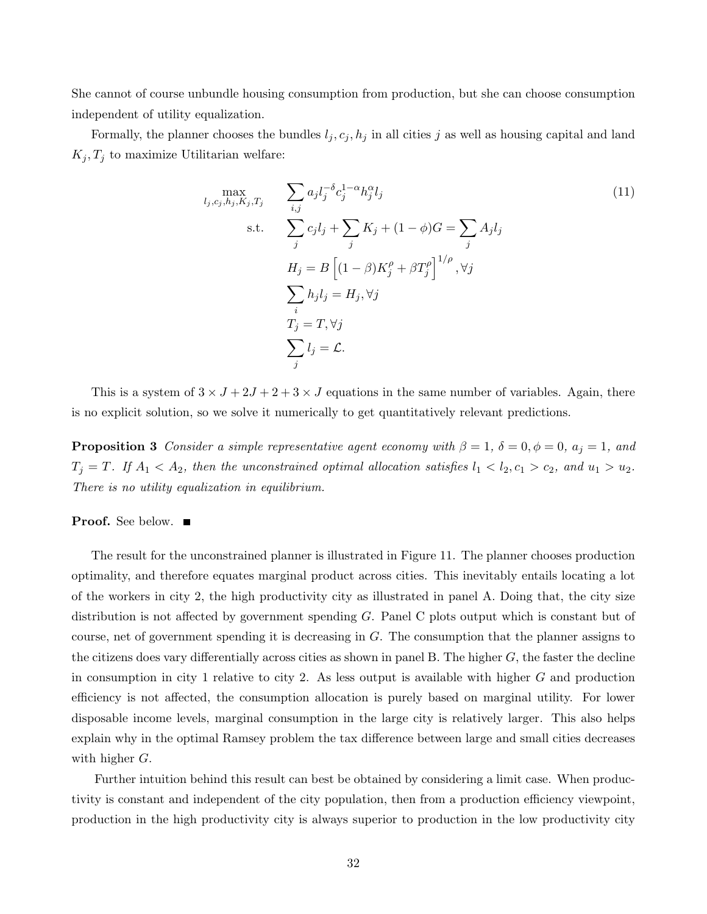She cannot of course unbundle housing consumption from production, but she can choose consumption independent of utility equalization.

Formally, the planner chooses the bundles $l_j, c_j, h_j$ in all cities $j$ as well as housing capital and land $K_j, T_j$ to maximize Utilitarian welfare:

$$
\begin{aligned}
\max_{l_j,c_j,h_j,K_j,T_j} \quad & \sum_{i,j} a_j l_j^{-\delta} c_j^{1-\alpha} h_j^{\alpha} l_j \\
\text{s.t.} \quad & \sum_j c_j l_j + \sum_j K_j + (1-\phi)G = \sum_j A_j l_j \\
& H_j = B\left[(1-\beta)K_j^{\rho} + \beta T_j^{\rho}\right]^{1/\rho}, \forall j \\
& \sum_i h_j l_j = H_j, \forall j \\
& T_j = T, \forall j \\
& \sum_j l_j = \mathcal{L}.
\end{aligned}
\tag{11}
$$

This is a system of $3 \times J + 2J + 2 + 3 \times J$ equations in the same number of variables. Again, there is no explicit solution, so we solve it numerically to get quantitatively relevant predictions.

**Proposition 3** *Consider a simple representative agent economy with $\beta = 1$, $\delta = 0, \phi = 0$, $a_j = 1$, and $T_j = T$. If $A_1 < A_2$, then the unconstrained optimal allocation satisfies $l_1 < l_2, c_1 > c_2$, and $u_1 > u_2$. There is no utility equalization in equilibrium.*

**Proof.** See below. ■

The result for the unconstrained planner is illustrated in Figure 11. The planner chooses production optimality, and therefore equates marginal product across cities. This inevitably entails locating a lot of the workers in city 2, the high productivity city as illustrated in panel A. Doing that, the city size distribution is not affected by government spending $G$. Panel C plots output which is constant but of course, net of government spending it is decreasing in $G$. The consumption that the planner assigns to the citizens does vary differentially across cities as shown in panel B. The higher $G$, the faster the decline in consumption in city 1 relative to city 2. As less output is available with higher $G$ and production efficiency is not affected, the consumption allocation is purely based on marginal utility. For lower disposable income levels, marginal consumption in the large city is relatively larger. This also helps explain why in the optimal Ramsey problem the tax difference between large and small cities decreases with higher $G$.

Further intuition behind this result can best be obtained by considering a limit case. When productivity is constant and independent of the city population, then from a production efficiency viewpoint, production in the high productivity city is always superior to production in the low productivity city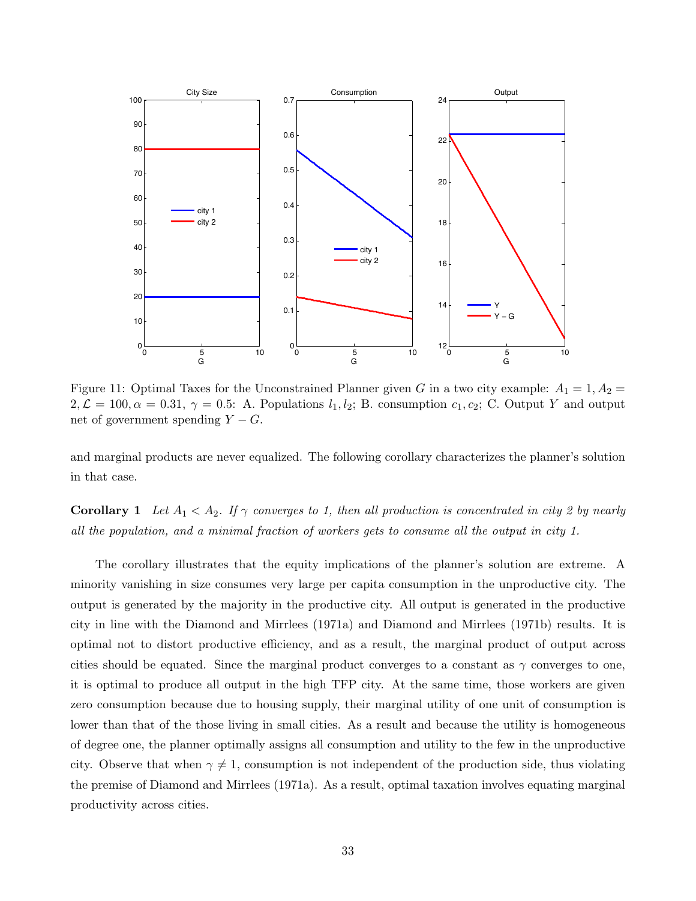Figure 11: Optimal Taxes for the Unconstrained Planner given $G$ in a two city example: $A_1 = 1, A_2 = 2, \mathcal{L} = 100, \alpha = 0.31, \gamma = 0.5$: A. Populations $l_1, l_2$; B. consumption $c_1, c_2$; C. Output $Y$ and output net of government spending $Y - G$.

and marginal products are never equalized. The following corollary characterizes the planner's solution in that case.

**Corollary 1** *Let $A_1 < A_2$. If $\gamma$ converges to 1, then all production is concentrated in city 2 by nearly all the population, and a minimal fraction of workers gets to consume all the output in city 1.*

The corollary illustrates that the equity implications of the planner's solution are extreme. A minority vanishing in size consumes very large per capita consumption in the unproductive city. The output is generated by the majority in the productive city. All output is generated in the productive city in line with the Diamond and Mirrlees (1971a) and Diamond and Mirrlees (1971b) results. It is optimal not to distort productive efficiency, and as a result, the marginal product of output across cities should be equated. Since the marginal product converges to a constant as $\gamma$ converges to one, it is optimal to produce all output in the high TFP city. At the same time, those workers are given zero consumption because due to housing supply, their marginal utility of one unit of consumption is lower than that of the those living in small cities. As a result and because the utility is homogeneous of degree one, the planner optimally assigns all consumption and utility to the few in the unproductive city. Observe that when $\gamma \neq 1$, consumption is not independent of the production side, thus violating the premise of Diamond and Mirrlees (1971a). As a result, optimal taxation involves equating marginal productivity across cities.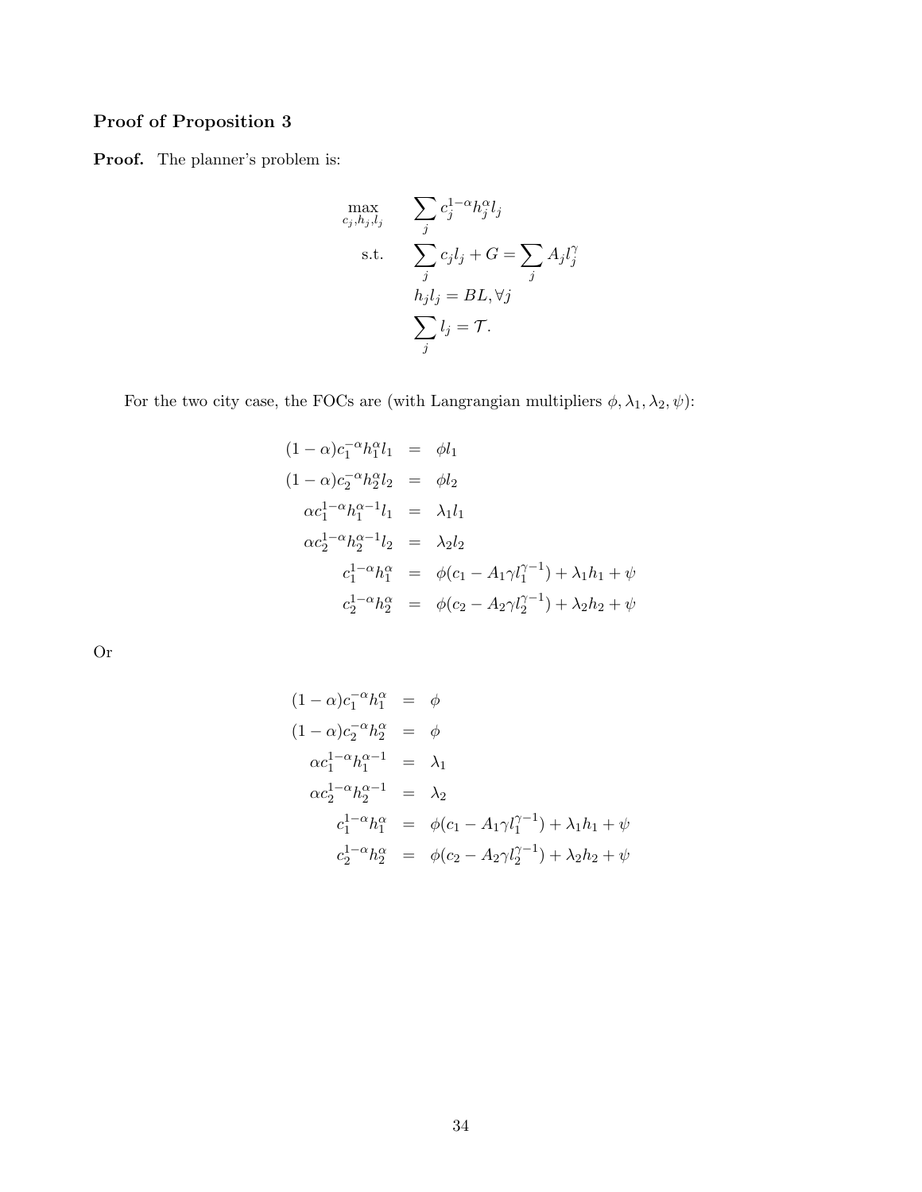### Proof of Proposition 3

**Proof.** The planner's problem is:

$$
\begin{aligned}
\max_{c_j, h_j, l_j} \quad & \sum_j c_j^{1-\alpha} h_j^{\alpha} l_j \\
\text{s.t.} \quad & \sum_j c_j l_j + G = \sum_j A_j l_j^{\gamma} \\
& h_j l_j = BL, \forall j \\
& \sum_j l_j = \mathcal{T}.
\end{aligned}
$$

For the two city case, the FOCs are (with Langrangian multipliers $\phi, \lambda_1, \lambda_2, \psi$):

$$
\begin{aligned}
(1-\alpha) c_1^{-\alpha} h_1^{\alpha} l_1 &= \phi l_1 \\
(1-\alpha) c_2^{-\alpha} h_2^{\alpha} l_2 &= \phi l_2 \\
\alpha c_1^{1-\alpha} h_1^{\alpha-1} l_1 &= \lambda_1 l_1 \\
\alpha c_2^{1-\alpha} h_2^{\alpha-1} l_2 &= \lambda_2 l_2 \\
c_1^{1-\alpha} h_1^{\alpha} &= \phi(c_1 - A_1 \gamma l_1^{\gamma-1}) + \lambda_1 h_1 + \psi \\
c_2^{1-\alpha} h_2^{\alpha} &= \phi(c_2 - A_2 \gamma l_2^{\gamma-1}) + \lambda_2 h_2 + \psi
\end{aligned}
$$

Or

$$
\begin{aligned}
(1-\alpha) c_1^{-\alpha} h_1^{\alpha} &= \phi \\
(1-\alpha) c_2^{-\alpha} h_2^{\alpha} &= \phi \\
\alpha c_1^{1-\alpha} h_1^{\alpha-1} &= \lambda_1 \\
\alpha c_2^{1-\alpha} h_2^{\alpha-1} &= \lambda_2 \\
c_1^{1-\alpha} h_1^{\alpha} &= \phi(c_1 - A_1 \gamma l_1^{\gamma-1}) + \lambda_1 h_1 + \psi \\
c_2^{1-\alpha} h_2^{\alpha} &= \phi(c_2 - A_2 \gamma l_2^{\gamma-1}) + \lambda_2 h_2 + \psi
\end{aligned}
$$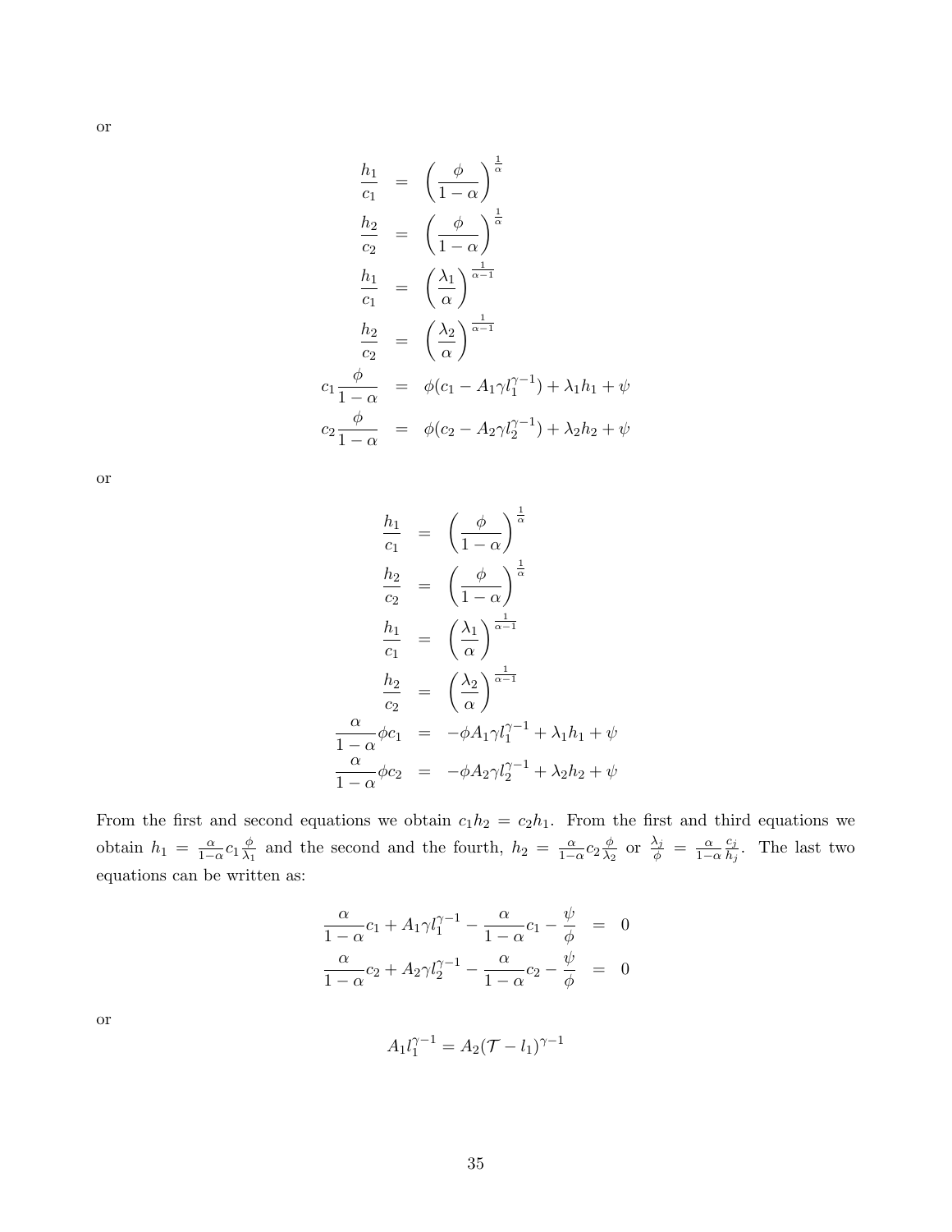or

$$
\begin{aligned}
\frac{h_1}{c_1} &= \left(\frac{\phi}{1-\alpha}\right)^{\frac{1}{\alpha}} \\
\frac{h_2}{c_2} &= \left(\frac{\phi}{1-\alpha}\right)^{\frac{1}{\alpha}} \\
\frac{h_1}{c_1} &= \left(\frac{\lambda_1}{\alpha}\right)^{\frac{1}{\alpha-1}} \\
\frac{h_2}{c_2} &= \left(\frac{\lambda_2}{\alpha}\right)^{\frac{1}{\alpha-1}} \\
c_1\frac{\phi}{1-\alpha} &= \phi(c_1 - A_1\gamma l_1^{\gamma-1}) + \lambda_1 h_1 + \psi \\
c_2\frac{\phi}{1-\alpha} &= \phi(c_2 - A_2\gamma l_2^{\gamma-1}) + \lambda_2 h_2 + \psi
\end{aligned}
$$

or

$$
\begin{aligned}
\frac{h_1}{c_1} &= \left(\frac{\phi}{1-\alpha}\right)^{\frac{1}{\alpha}} \\
\frac{h_2}{c_2} &= \left(\frac{\phi}{1-\alpha}\right)^{\frac{1}{\alpha}} \\
\frac{h_1}{c_1} &= \left(\frac{\lambda_1}{\alpha}\right)^{\frac{1}{\alpha-1}} \\
\frac{h_2}{c_2} &= \left(\frac{\lambda_2}{\alpha}\right)^{\frac{1}{\alpha-1}} \\
\frac{\alpha}{1-\alpha}\phi c_1 &= -\phi A_1\gamma l_1^{\gamma-1} + \lambda_1 h_1 + \psi \\
\frac{\alpha}{1-\alpha}\phi c_2 &= -\phi A_2\gamma l_2^{\gamma-1} + \lambda_2 h_2 + \psi
\end{aligned}
$$

From the first and second equations we obtain $c_1 h_2 = c_2 h_1$. From the first and third equations we obtain $h_1 = \frac{\alpha}{1-\alpha} c_1 \frac{\phi}{\lambda_1}$ and the second and the fourth, $h_2 = \frac{\alpha}{1-\alpha} c_2 \frac{\phi}{\lambda_2}$ or $\frac{\lambda_j}{\phi} = \frac{\alpha}{1-\alpha}\frac{c_j}{h_j}$. The last two equations can be written as:

$$
\begin{aligned}
\frac{\alpha}{1-\alpha}c_1 + A_1\gamma l_1^{\gamma-1} - \frac{\alpha}{1-\alpha}c_1 - \frac{\psi}{\phi} &= 0 \\
\frac{\alpha}{1-\alpha}c_2 + A_2\gamma l_2^{\gamma-1} - \frac{\alpha}{1-\alpha}c_2 - \frac{\psi}{\phi} &= 0
\end{aligned}
$$

or

$$
A_1 l_1^{\gamma-1} = A_2(\mathcal{T} - l_1)^{\gamma-1}
$$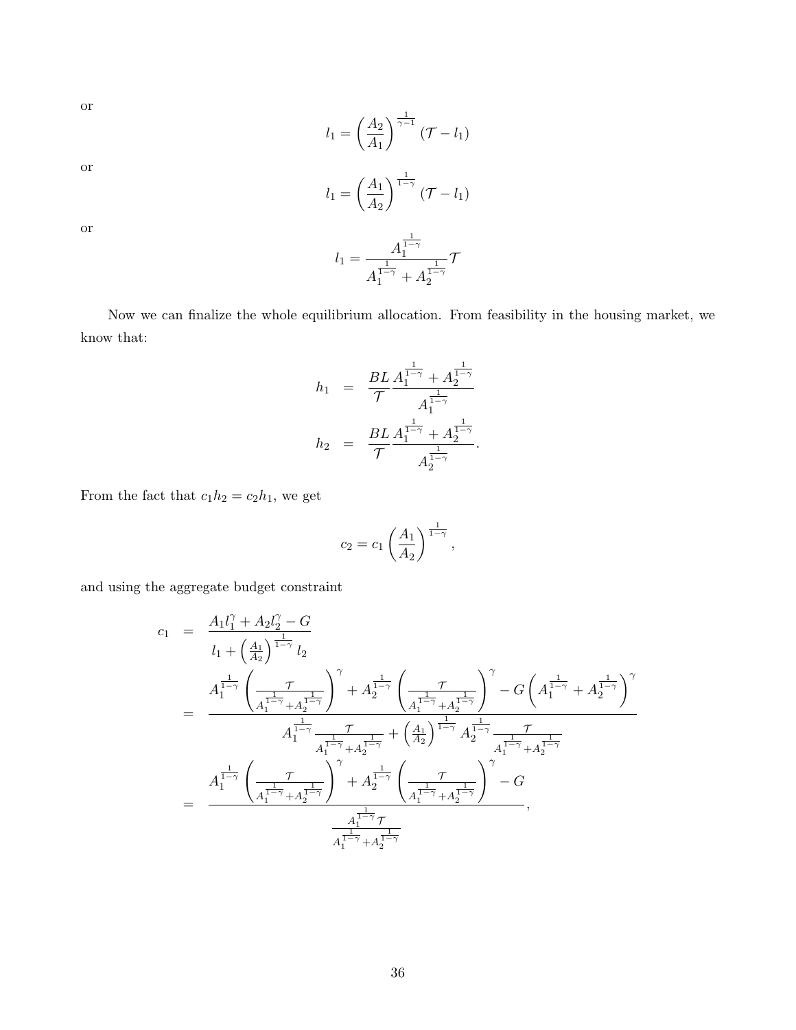or

$$l_1 = \left(\frac{A_2}{A_1}\right)^{\frac{1}{\gamma-1}} (\mathcal{T} - l_1)$$

or

$$l_1 = \left(\frac{A_1}{A_2}\right)^{\frac{1}{1-\gamma}} (\mathcal{T} - l_1)$$

or

$$l_1 = \frac{A_1^{\frac{1}{1-\gamma}}}{A_1^{\frac{1}{1-\gamma}} + A_2^{\frac{1}{1-\gamma}}} \mathcal{T}$$

Now we can finalize the whole equilibrium allocation. From feasibility in the housing market, we know that:

$$\begin{aligned}
h_1 &= \frac{BL}{\mathcal{T}} \frac{A_1^{\frac{1}{1-\gamma}} + A_2^{\frac{1}{1-\gamma}}}{A_1^{\frac{1}{1-\gamma}}} \\
h_2 &= \frac{BL}{\mathcal{T}} \frac{A_1^{\frac{1}{1-\gamma}} + A_2^{\frac{1}{1-\gamma}}}{A_2^{\frac{1}{1-\gamma}}}.
\end{aligned}$$

From the fact that $c_1 h_2 = c_2 h_1$, we get

$$c_2 = c_1 \left(\frac{A_1}{A_2}\right)^{\frac{1}{1-\gamma}},$$

and using the aggregate budget constraint

$$\begin{aligned}
c_1 &= \frac{A_1 l_1^\gamma + A_2 l_2^\gamma - G}{l_1 + \left(\frac{A_1}{A_2}\right)^{\frac{1}{1-\gamma}} l_2} \\
&= \frac{A_1^{\frac{1}{1-\gamma}} \left(\frac{\mathcal{T}}{A_1^{\frac{1}{1-\gamma}} + A_2^{\frac{1}{1-\gamma}}}\right)^\gamma + A_2^{\frac{1}{1-\gamma}} \left(\frac{\mathcal{T}}{A_1^{\frac{1}{1-\gamma}} + A_2^{\frac{1}{1-\gamma}}}\right)^\gamma - G\left(A_1^{\frac{1}{1-\gamma}} + A_2^{\frac{1}{1-\gamma}}\right)^\gamma}{A_1^{\frac{1}{1-\gamma}} \frac{\mathcal{T}}{A_1^{\frac{1}{1-\gamma}} + A_2^{\frac{1}{1-\gamma}}} + \left(\frac{A_1}{A_2}\right)^{\frac{1}{1-\gamma}} A_2^{\frac{1}{1-\gamma}} \frac{\mathcal{T}}{A_1^{\frac{1}{1-\gamma}} + A_2^{\frac{1}{1-\gamma}}}} \\
&= \frac{A_1^{\frac{1}{1-\gamma}} \left(\frac{\mathcal{T}}{A_1^{\frac{1}{1-\gamma}} + A_2^{\frac{1}{1-\gamma}}}\right)^\gamma + A_2^{\frac{1}{1-\gamma}} \left(\frac{\mathcal{T}}{A_1^{\frac{1}{1-\gamma}} + A_2^{\frac{1}{1-\gamma}}}\right)^\gamma - G}{\frac{A_1^{\frac{1}{1-\gamma}} \mathcal{T}}{A_1^{\frac{1}{1-\gamma}} + A_2^{\frac{1}{1-\gamma}}}},
\end{aligned}$$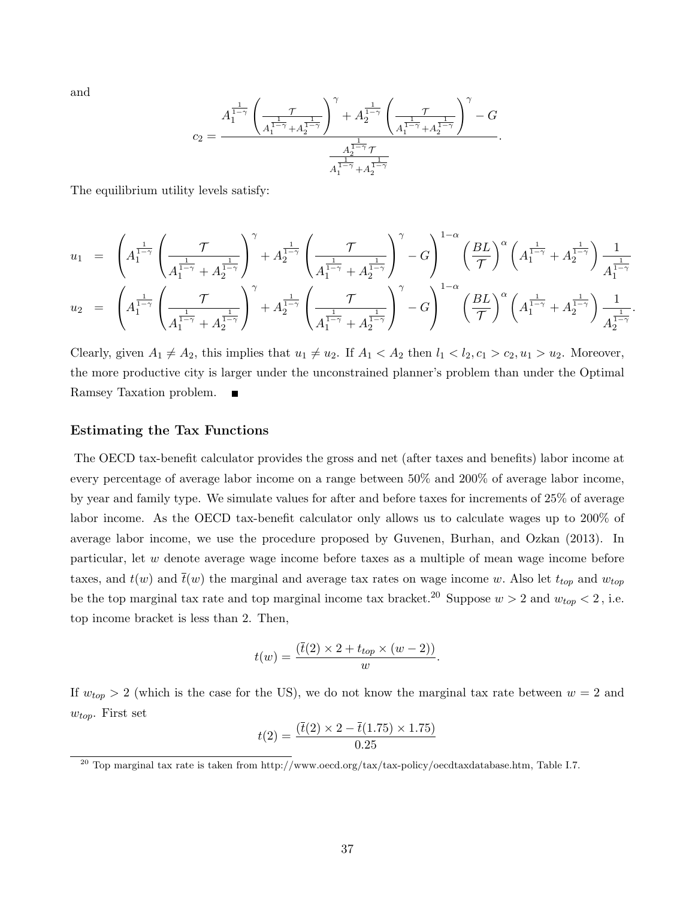and

$$c_2 = \frac{A_1^{\frac{1}{1-\gamma}} \left( \frac{\mathcal{T}}{A_1^{\frac{1}{1-\gamma}} + A_2^{\frac{1}{1-\gamma}}} \right)^{\gamma} + A_2^{\frac{1}{1-\gamma}} \left( \frac{\mathcal{T}}{A_1^{\frac{1}{1-\gamma}} + A_2^{\frac{1}{1-\gamma}}} \right)^{\gamma} - G}{\frac{A_2^{\frac{1}{1-\gamma}} \mathcal{T}}{A_1^{\frac{1}{1-\gamma}} + A_2^{\frac{1}{1-\gamma}}}}.$$

The equilibrium utility levels satisfy:

$$\begin{aligned}
u_1 &= \left( A_1^{\frac{1}{1-\gamma}} \left( \frac{\mathcal{T}}{A_1^{\frac{1}{1-\gamma}} + A_2^{\frac{1}{1-\gamma}}} \right)^{\gamma} + A_2^{\frac{1}{1-\gamma}} \left( \frac{\mathcal{T}}{A_1^{\frac{1}{1-\gamma}} + A_2^{\frac{1}{1-\gamma}}} \right)^{\gamma} - G \right)^{1-\alpha} \left( \frac{BL}{\mathcal{T}} \right)^{\alpha} \left( A_1^{\frac{1}{1-\gamma}} + A_2^{\frac{1}{1-\gamma}} \right) \frac{1}{A_1^{\frac{1}{1-\gamma}}} \\
u_2 &= \left( A_1^{\frac{1}{1-\gamma}} \left( \frac{\mathcal{T}}{A_1^{\frac{1}{1-\gamma}} + A_2^{\frac{1}{1-\gamma}}} \right)^{\gamma} + A_2^{\frac{1}{1-\gamma}} \left( \frac{\mathcal{T}}{A_1^{\frac{1}{1-\gamma}} + A_2^{\frac{1}{1-\gamma}}} \right)^{\gamma} - G \right)^{1-\alpha} \left( \frac{BL}{\mathcal{T}} \right)^{\alpha} \left( A_1^{\frac{1}{1-\gamma}} + A_2^{\frac{1}{1-\gamma}} \right) \frac{1}{A_2^{\frac{1}{1-\gamma}}}.
\end{aligned}$$

Clearly, given $A_1 \neq A_2$, this implies that $u_1 \neq u_2$. If $A_1 < A_2$ then $l_1 < l_2, c_1 > c_2, u_1 > u_2$. Moreover, the more productive city is larger under the unconstrained planner's problem than under the Optimal Ramsey Taxation problem. ■

### Estimating the Tax Functions

The OECD tax-benefit calculator provides the gross and net (after taxes and benefits) labor income at every percentage of average labor income on a range between 50% and 200% of average labor income, by year and family type. We simulate values for after and before taxes for increments of 25% of average labor income. As the OECD tax-benefit calculator only allows us to calculate wages up to 200% of average labor income, we use the procedure proposed by Guvenen, Burhan, and Ozkan (2013). In particular, let $w$ denote average wage income before taxes as a multiple of mean wage income before taxes, and $t(w)$ and $\bar{t}(w)$ the marginal and average tax rates on wage income $w$. Also let $t_{top}$ and $w_{top}$ be the top marginal tax rate and top marginal income tax bracket.[20] Suppose $w > 2$ and $w_{top} < 2$, i.e. top income bracket is less than 2. Then,

$$t(w) = \frac{(\bar{t}(2) \times 2 + t_{top} \times (w - 2))}{w}.$$

If $w_{top} > 2$ (which is the case for the US), we do not know the marginal tax rate between $w = 2$ and $w_{top}$. First set

$$t(2) = \frac{(\bar{t}(2) \times 2 - \bar{t}(1.75) \times 1.75)}{0.25}$$

[20] Top marginal tax rate is taken from http://www.oecd.org/tax/tax-policy/oecdtaxdatabase.htm, Table I.7.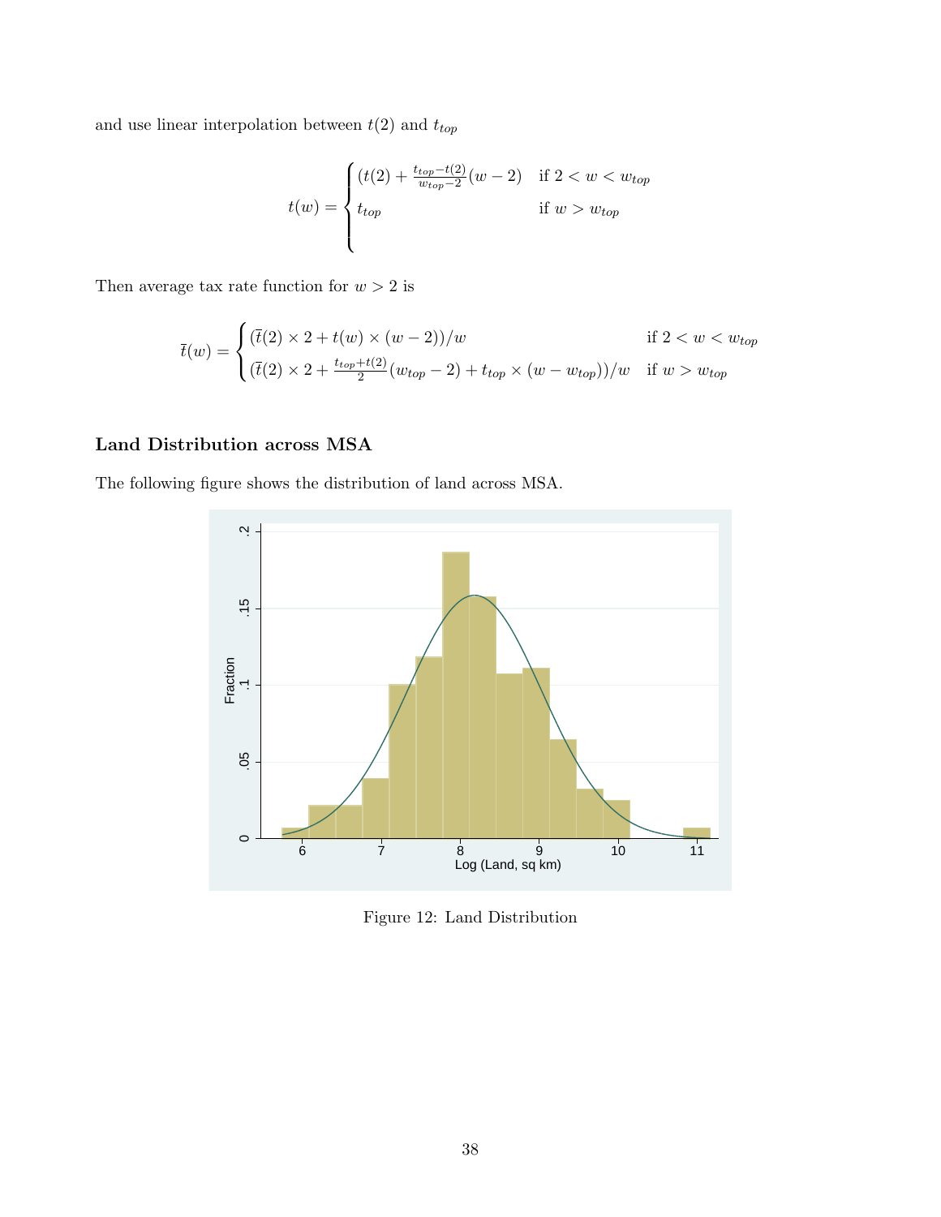and use linear interpolation between $t(2)$ and $t_{top}$

$$
t(w) = \begin{cases} (t(2) + \frac{t_{top} - t(2)}{w_{top} - 2}(w - 2) & \text{if } 2 < w < w_{top} \\ t_{top} & \text{if } w > w_{top} \\ \end{cases}
$$

Then average tax rate function for $w > 2$ is

$$
\bar{t}(w) = \begin{cases} (\bar{t}(2) \times 2 + t(w) \times (w - 2))/w & \text{if } 2 < w < w_{top} \\ (\bar{t}(2) \times 2 + \frac{t_{top} + t(2)}{2}(w_{top} - 2) + t_{top} \times (w - w_{top}))/w & \text{if } w > w_{top} \end{cases}
$$

### Land Distribution across MSA

The following figure shows the distribution of land across MSA.

Figure 12: Land Distribution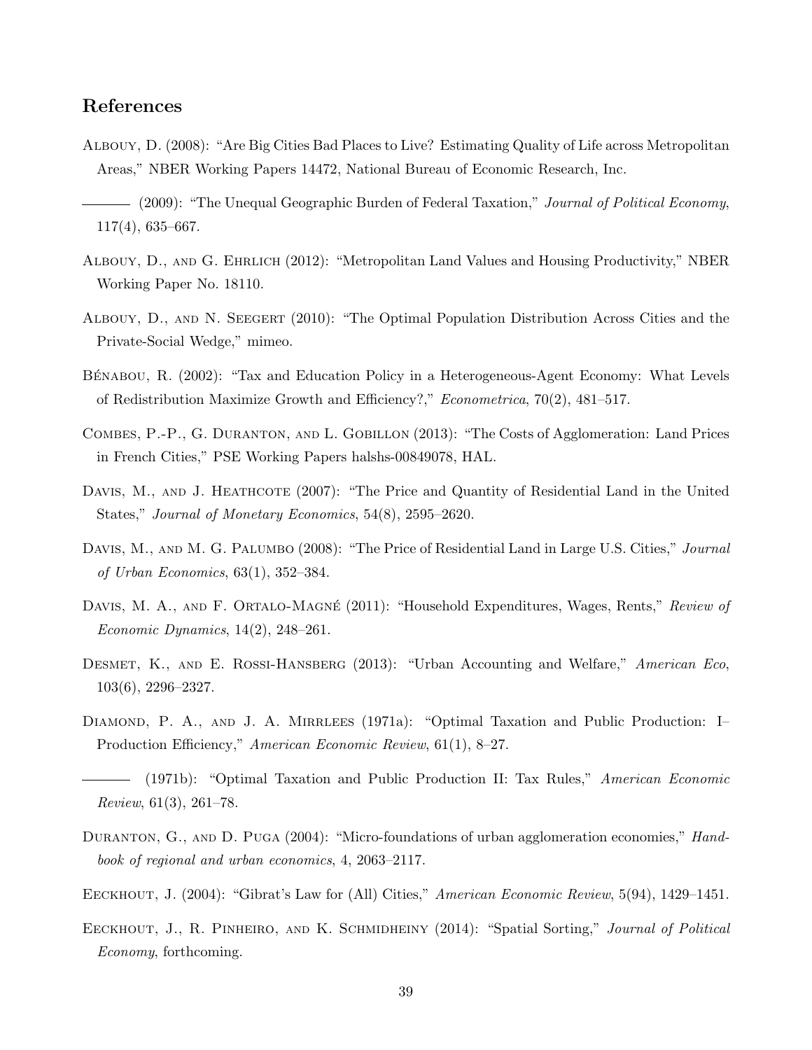## References

Albouy, D. (2008): "Are Big Cities Bad Places to Live? Estimating Quality of Life across Metropolitan Areas," NBER Working Papers 14472, National Bureau of Economic Research, Inc.

——— (2009): "The Unequal Geographic Burden of Federal Taxation," *Journal of Political Economy*, 117(4), 635–667.

Albouy, D., and G. Ehrlich (2012): "Metropolitan Land Values and Housing Productivity," NBER Working Paper No. 18110.

Albouy, D., and N. Seegert (2010): "The Optimal Population Distribution Across Cities and the Private-Social Wedge," mimeo.

Bénabou, R. (2002): "Tax and Education Policy in a Heterogeneous-Agent Economy: What Levels of Redistribution Maximize Growth and Efficiency?," *Econometrica*, 70(2), 481–517.

Combes, P.-P., G. Duranton, and L. Gobillon (2013): "The Costs of Agglomeration: Land Prices in French Cities," PSE Working Papers halshs-00849078, HAL.

Davis, M., and J. Heathcote (2007): "The Price and Quantity of Residential Land in the United States," *Journal of Monetary Economics*, 54(8), 2595–2620.

Davis, M., and M. G. Palumbo (2008): "The Price of Residential Land in Large U.S. Cities," *Journal of Urban Economics*, 63(1), 352–384.

Davis, M. A., and F. Ortalo-Magné (2011): "Household Expenditures, Wages, Rents," *Review of Economic Dynamics*, 14(2), 248–261.

Desmet, K., and E. Rossi-Hansberg (2013): "Urban Accounting and Welfare," *American Eco*, 103(6), 2296–2327.

Diamond, P. A., and J. A. Mirrlees (1971a): "Optimal Taxation and Public Production: I–Production Efficiency," *American Economic Review*, 61(1), 8–27.

——— (1971b): "Optimal Taxation and Public Production II: Tax Rules," *American Economic Review*, 61(3), 261–78.

Duranton, G., and D. Puga (2004): "Micro-foundations of urban agglomeration economies," *Handbook of regional and urban economics*, 4, 2063–2117.

Eeckhout, J. (2004): "Gibrat's Law for (All) Cities," *American Economic Review*, 5(94), 1429–1451.

Eeckhout, J., R. Pinheiro, and K. Schmidheiny (2014): "Spatial Sorting," *Journal of Political Economy*, forthcoming.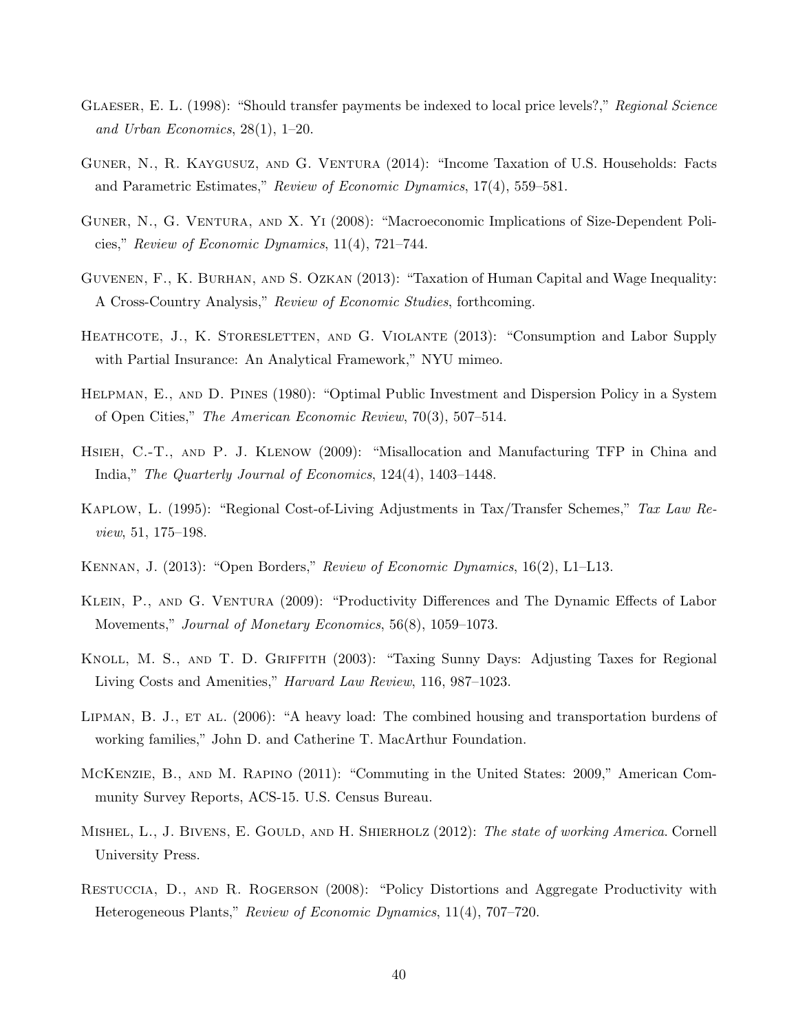Glaeser, E. L. (1998): "Should transfer payments be indexed to local price levels?," *Regional Science and Urban Economics*, 28(1), 1–20.

Guner, N., R. Kaygusuz, and G. Ventura (2014): "Income Taxation of U.S. Households: Facts and Parametric Estimates," *Review of Economic Dynamics*, 17(4), 559–581.

Guner, N., G. Ventura, and X. Yi (2008): "Macroeconomic Implications of Size-Dependent Policies," *Review of Economic Dynamics*, 11(4), 721–744.

Guvenen, F., K. Burhan, and S. Ozkan (2013): "Taxation of Human Capital and Wage Inequality: A Cross-Country Analysis," *Review of Economic Studies*, forthcoming.

Heathcote, J., K. Storesletten, and G. Violante (2013): "Consumption and Labor Supply with Partial Insurance: An Analytical Framework," NYU mimeo.

Helpman, E., and D. Pines (1980): "Optimal Public Investment and Dispersion Policy in a System of Open Cities," *The American Economic Review*, 70(3), 507–514.

Hsieh, C.-T., and P. J. Klenow (2009): "Misallocation and Manufacturing TFP in China and India," *The Quarterly Journal of Economics*, 124(4), 1403–1448.

Kaplow, L. (1995): "Regional Cost-of-Living Adjustments in Tax/Transfer Schemes," *Tax Law Review*, 51, 175–198.

Kennan, J. (2013): "Open Borders," *Review of Economic Dynamics*, 16(2), L1–L13.

Klein, P., and G. Ventura (2009): "Productivity Differences and The Dynamic Effects of Labor Movements," *Journal of Monetary Economics*, 56(8), 1059–1073.

Knoll, M. S., and T. D. Griffith (2003): "Taxing Sunny Days: Adjusting Taxes for Regional Living Costs and Amenities," *Harvard Law Review*, 116, 987–1023.

Lipman, B. J., et al. (2006): "A heavy load: The combined housing and transportation burdens of working families," John D. and Catherine T. MacArthur Foundation.

McKenzie, B., and M. Rapino (2011): "Commuting in the United States: 2009," American Community Survey Reports, ACS-15. U.S. Census Bureau.

Mishel, L., J. Bivens, E. Gould, and H. Shierholz (2012): *The state of working America*. Cornell University Press.

Restuccia, D., and R. Rogerson (2008): "Policy Distortions and Aggregate Productivity with Heterogeneous Plants," *Review of Economic Dynamics*, 11(4), 707–720.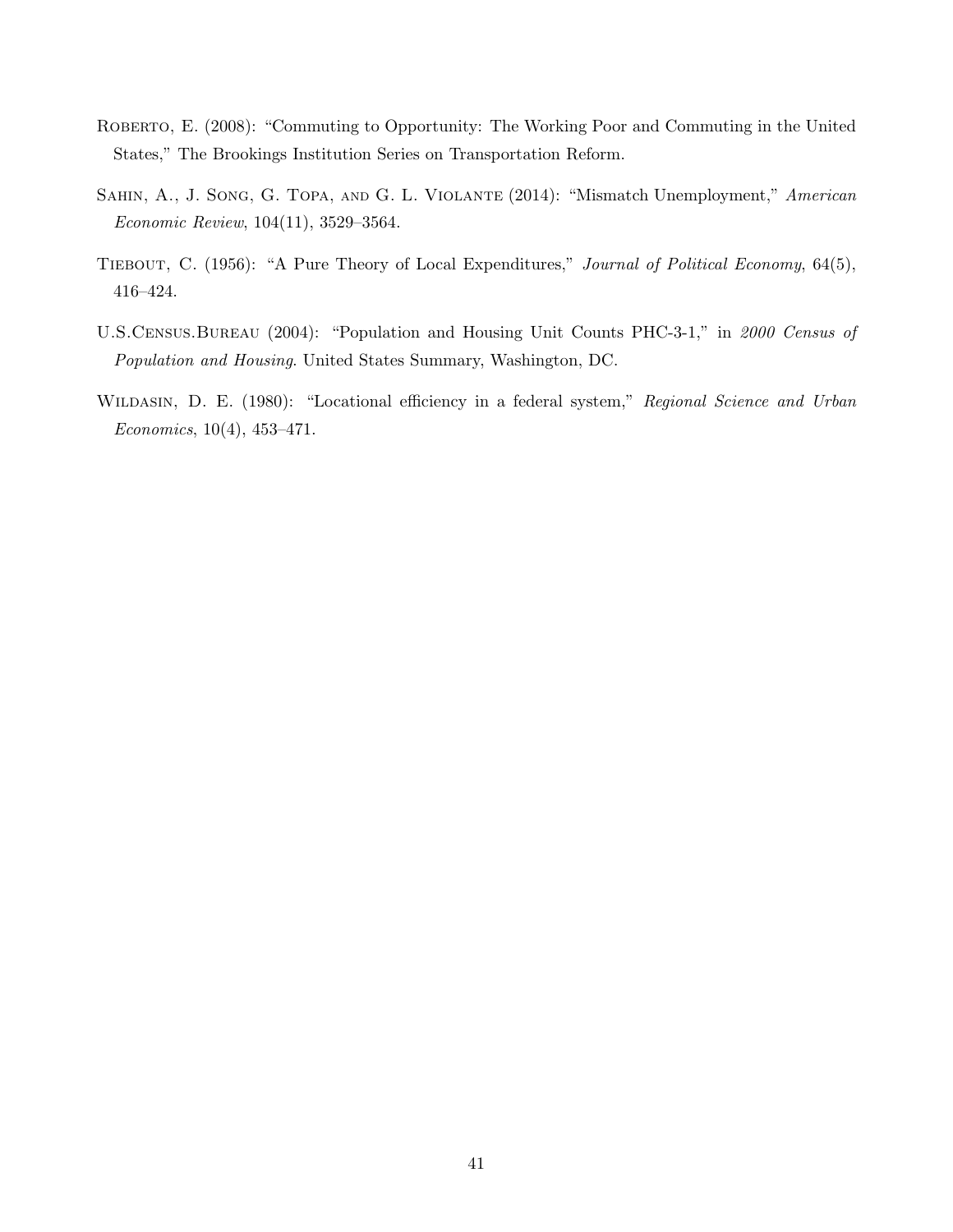Roberto, E. (2008): "Commuting to Opportunity: The Working Poor and Commuting in the United States," The Brookings Institution Series on Transportation Reform.

Sahin, A., J. Song, G. Topa, and G. L. Violante (2014): "Mismatch Unemployment," *American Economic Review*, 104(11), 3529–3564.

Tiebout, C. (1956): "A Pure Theory of Local Expenditures," *Journal of Political Economy*, 64(5), 416–424.

U.S.Census.Bureau (2004): "Population and Housing Unit Counts PHC-3-1," in *2000 Census of Population and Housing*. United States Summary, Washington, DC.

Wildasin, D. E. (1980): "Locational efficiency in a federal system," *Regional Science and Urban Economics*, 10(4), 453–471.